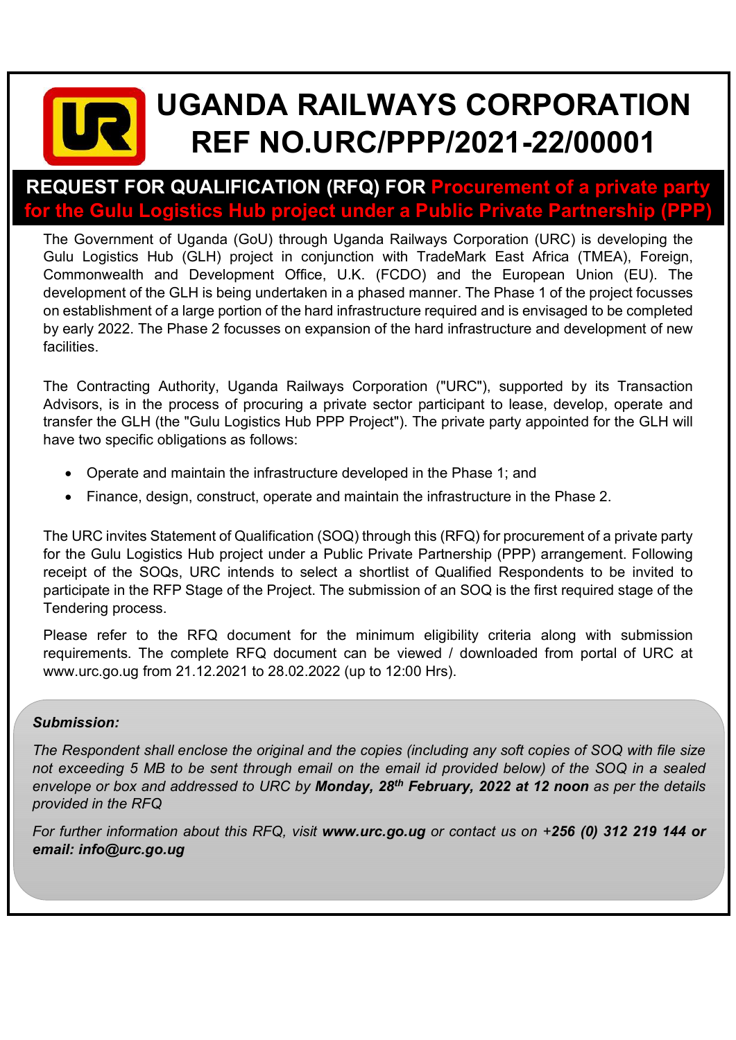# UGANDA RAILWAYS CORPORATION

# REF NO.URC/PPP/2021-22/00001

## REQUEST FOR QUALIFICATION (RFQ) FOR Procurement of a private party for the Gulu Logistics Hub project under a Public Private Partnership (PPP)

The Government of Uganda (GoU) through Uganda Railways Corporation (URC) is developing the Gulu Logistics Hub (GLH) project in conjunction with TradeMark East Africa (TMEA), Foreign, Commonwealth and Development Office, U.K. (FCDO) and the European Union (EU). The development of the GLH is being undertaken in a phased manner. The Phase 1 of the project focusses on establishment of a large portion of the hard infrastructure required and is envisaged to be completed by early 2022. The Phase 2 focusses on expansion of the hard infrastructure and development of new facilities.

The Contracting Authority, Uganda Railways Corporation ("URC"), supported by its Transaction Advisors, is in the process of procuring a private sector participant to lease, develop, operate and transfer the GLH (the "Gulu Logistics Hub PPP Project"). The private party appointed for the GLH will have two specific obligations as follows:

- Operate and maintain the infrastructure developed in the Phase 1; and
- Finance, design, construct, operate and maintain the infrastructure in the Phase 2.

The URC invites Statement of Qualification (SOQ) through this (RFQ) for procurement of a private party for the Gulu Logistics Hub project under a Public Private Partnership (PPP) arrangement. Following receipt of the SOQs, URC intends to select a shortlist of Qualified Respondents to be invited to participate in the RFP Stage of the Project. The submission of an SOQ is the first required stage of the Tendering process.

Please refer to the RFQ document for the minimum eligibility criteria along with submission requirements. The complete RFQ document can be viewed / downloaded from portal of URC at www.urc.go.ug from 21.12.2021 to 28.02.2022 (up to 12:00 Hrs).

***Submission:***

*The Respondent shall enclose the original and the copies (including any soft copies of SOQ with file size not exceeding 5 MB to be sent through email on the email id provided below) of the SOQ in a sealed envelope or box and addressed to URC by* ***Monday, 28th February, 2022 at 12 noon*** *as per the details provided in the RFQ*

*For further information about this RFQ, visit* ***www.urc.go.ug*** *or contact us on* ***+256 (0) 312 219 144 or email: info@urc.go.ug***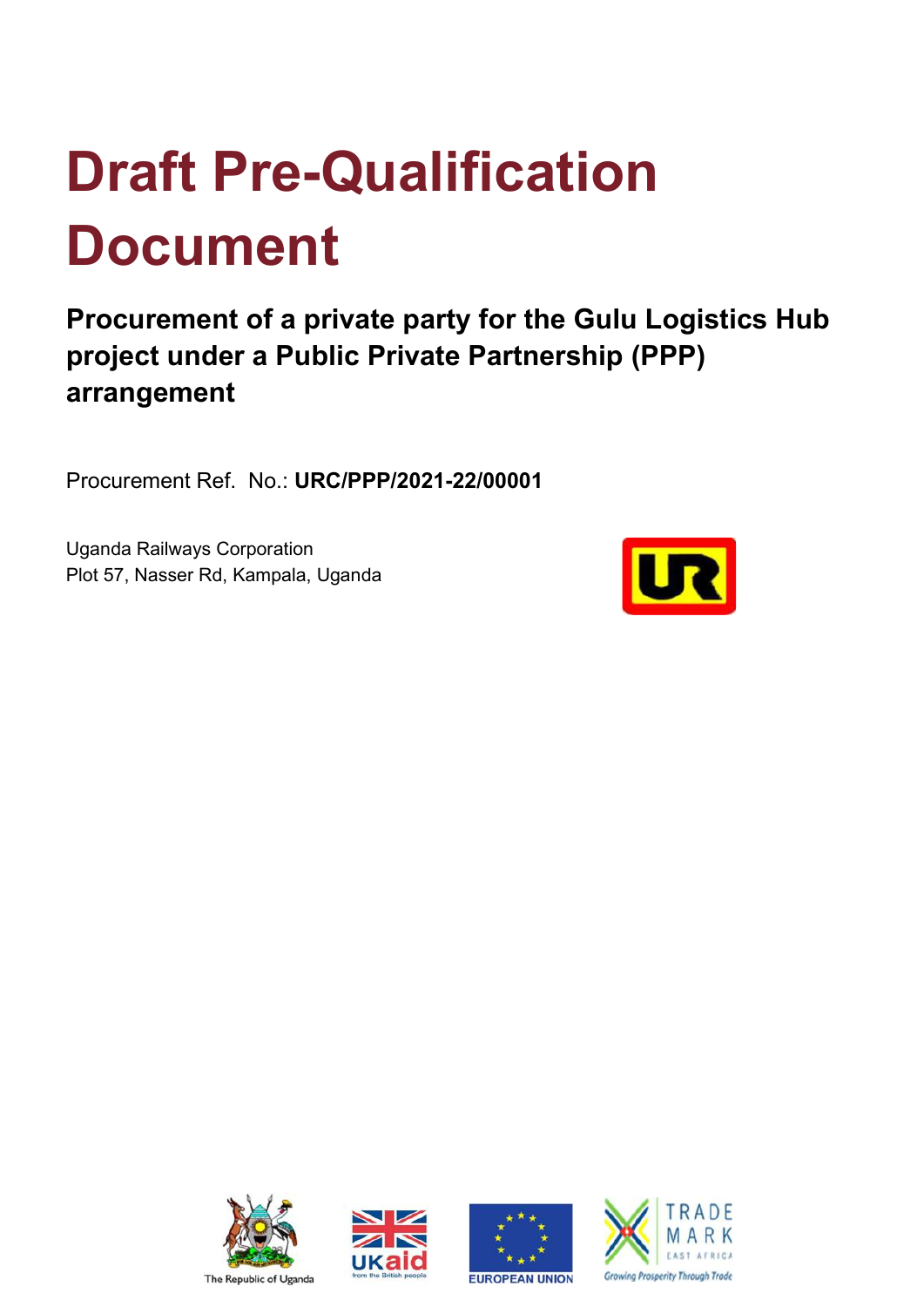# Draft Pre-Qualification Document

## Procurement of a private party for the Gulu Logistics Hub project under a Public Private Partnership (PPP) arrangement

Procurement Ref. No.: **URC/PPP/2021-22/00001**

Uganda Railways Corporation
Plot 57, Nasser Rd, Kampala, Uganda

The Republic of Uganda

UKaid from the British people

EUROPEAN UNION

TRADE MARK EAST AFRICA
Growing Prosperity Through Trade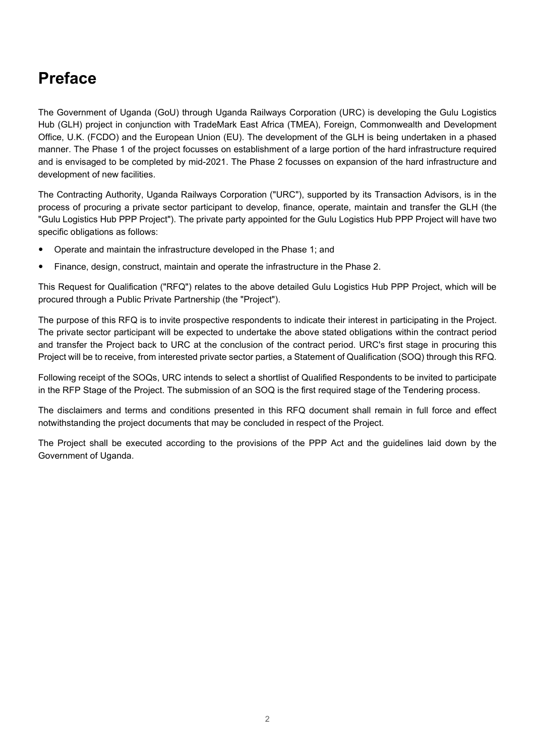# Preface

The Government of Uganda (GoU) through Uganda Railways Corporation (URC) is developing the Gulu Logistics Hub (GLH) project in conjunction with TradeMark East Africa (TMEA), Foreign, Commonwealth and Development Office, U.K. (FCDO) and the European Union (EU). The development of the GLH is being undertaken in a phased manner. The Phase 1 of the project focusses on establishment of a large portion of the hard infrastructure required and is envisaged to be completed by mid-2021. The Phase 2 focusses on expansion of the hard infrastructure and development of new facilities.

The Contracting Authority, Uganda Railways Corporation ("URC"), supported by its Transaction Advisors, is in the process of procuring a private sector participant to develop, finance, operate, maintain and transfer the GLH (the "Gulu Logistics Hub PPP Project"). The private party appointed for the Gulu Logistics Hub PPP Project will have two specific obligations as follows:

- Operate and maintain the infrastructure developed in the Phase 1; and
- Finance, design, construct, maintain and operate the infrastructure in the Phase 2.

This Request for Qualification ("RFQ") relates to the above detailed Gulu Logistics Hub PPP Project, which will be procured through a Public Private Partnership (the "Project").

The purpose of this RFQ is to invite prospective respondents to indicate their interest in participating in the Project. The private sector participant will be expected to undertake the above stated obligations within the contract period and transfer the Project back to URC at the conclusion of the contract period. URC's first stage in procuring this Project will be to receive, from interested private sector parties, a Statement of Qualification (SOQ) through this RFQ.

Following receipt of the SOQs, URC intends to select a shortlist of Qualified Respondents to be invited to participate in the RFP Stage of the Project. The submission of an SOQ is the first required stage of the Tendering process.

The disclaimers and terms and conditions presented in this RFQ document shall remain in full force and effect notwithstanding the project documents that may be concluded in respect of the Project.

The Project shall be executed according to the provisions of the PPP Act and the guidelines laid down by the Government of Uganda.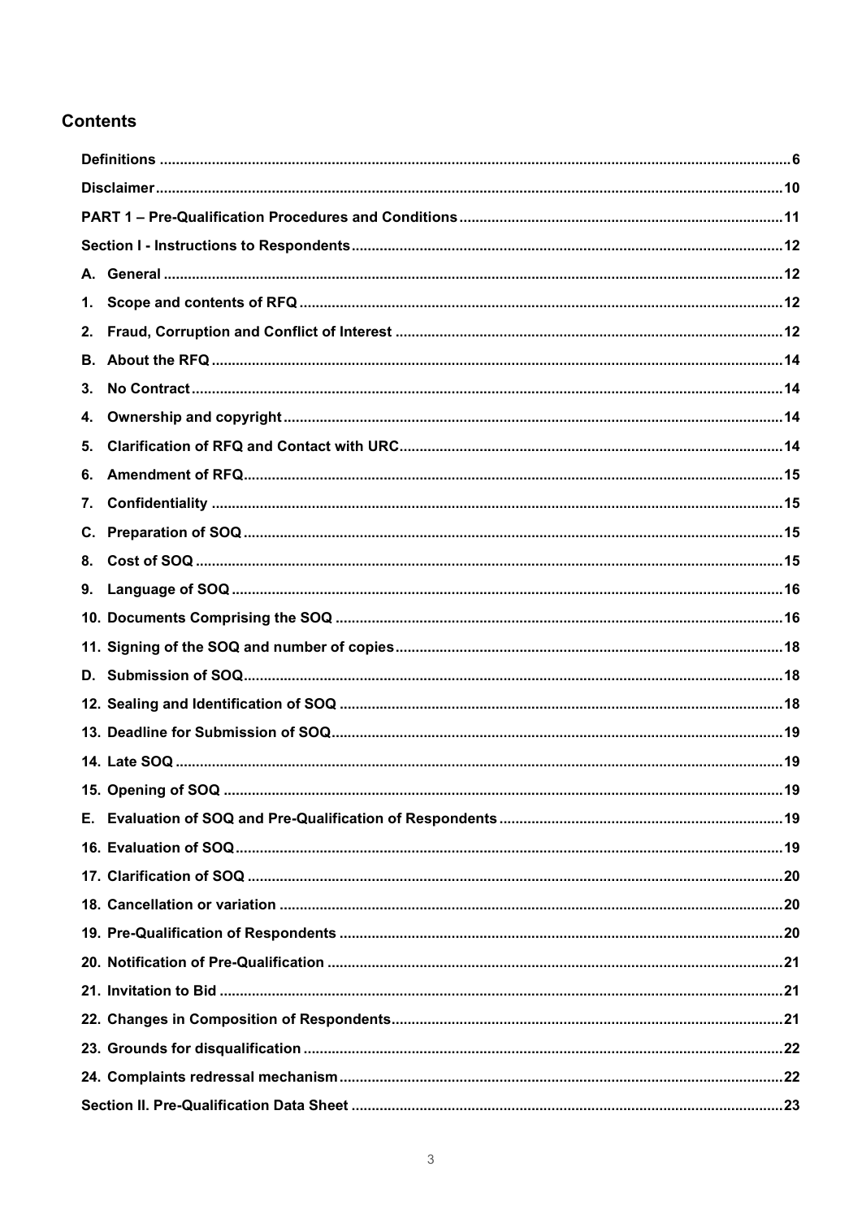## Contents

**Definitions** ........................................................................................................................................ 6

**Disclaimer** .......................................................................................................................................... 10

**PART 1 – Pre-Qualification Procedures and Conditions** ................................................................ 11

**Section I - Instructions to Respondents** .......................................................................................... 12

**A. General** ......................................................................................................................................... 12

**1. Scope and contents of RFQ** ....................................................................................................... 12

**2. Fraud, Corruption and Conflict of Interest** ............................................................................... 12

**B. About the RFQ** ............................................................................................................................ 14

**3. No Contract** ................................................................................................................................. 14

**4. Ownership and copyright** ........................................................................................................... 14

**5. Clarification of RFQ and Contact with URC** .............................................................................. 14

**6. Amendment of RFQ** .................................................................................................................... 15

**7. Confidentiality** ............................................................................................................................ 15

**C. Preparation of SOQ** .................................................................................................................... 15

**8. Cost of SOQ** ................................................................................................................................ 15

**9. Language of SOQ** ....................................................................................................................... 16

**10. Documents Comprising the SOQ** ............................................................................................. 16

**11. Signing of the SOQ and number of copies** .............................................................................. 18

**D. Submission of SOQ** .................................................................................................................... 18

**12. Sealing and Identification of SOQ** ............................................................................................ 18

**13. Deadline for Submission of SOQ** .............................................................................................. 19

**14. Late SOQ** ..................................................................................................................................... 19

**15. Opening of SOQ** ......................................................................................................................... 19

**E. Evaluation of SOQ and Pre-Qualification of Respondents** ..................................................... 19

**16. Evaluation of SOQ** ...................................................................................................................... 19

**17. Clarification of SOQ** ................................................................................................................... 20

**18. Cancellation or variation** ........................................................................................................... 20

**19. Pre-Qualification of Respondents** ............................................................................................. 20

**20. Notification of Pre-Qualification** ................................................................................................ 21

**21. Invitation to Bid** .......................................................................................................................... 21

**22. Changes in Composition of Respondents** ................................................................................ 21

**23. Grounds for disqualification** ...................................................................................................... 22

**24. Complaints redressal mechanism** ............................................................................................. 22

**Section II. Pre-Qualification Data Sheet** ......................................................................................... 23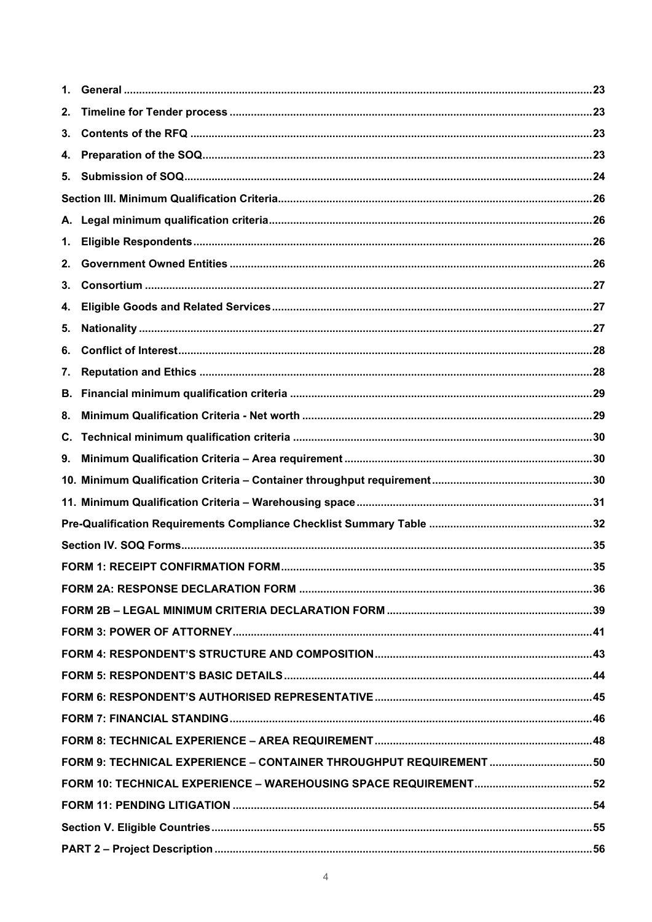1. **General** ........................................................................................................................................... 23
2. **Timeline for Tender process** ...................................................................................................... 23
3. **Contents of the RFQ** ..................................................................................................................... 23
4. **Preparation of the SOQ** ................................................................................................................ 23
5. **Submission of SOQ** ......................................................................................................................... 24

**Section III. Minimum Qualification Criteria** .................................................................................. 26

**A. Legal minimum qualification criteria** ......................................................................................... 26

1. **Eligible Respondents** ...................................................................................................................... 26
2. **Government Owned Entities** ........................................................................................................ 26
3. **Consortium** ........................................................................................................................................ 27
4. **Eligible Goods and Related Services** ......................................................................................... 27
5. **Nationality** .......................................................................................................................................... 27
6. **Conflict of Interest** ............................................................................................................................ 28
7. **Reputation and Ethics** .................................................................................................................... 28

**B. Financial minimum qualification criteria** ..................................................................................... 29

8. **Minimum Qualification Criteria - Net worth** ............................................................................... 29

**C. Technical minimum qualification criteria** .................................................................................... 30

9. **Minimum Qualification Criteria – Area requirement** ................................................................. 30
10. **Minimum Qualification Criteria – Container throughput requirement** .................................... 30
11. **Minimum Qualification Criteria – Warehousing space** ........................................................... 31

**Pre-Qualification Requirements Compliance Checklist Summary Table** .................................... 32

**Section IV. SOQ Forms** ........................................................................................................................ 35

**FORM 1: RECEIPT CONFIRMATION FORM** ...................................................................................... 35

**FORM 2A: RESPONSE DECLARATION FORM** ................................................................................ 36

**FORM 2B – LEGAL MINIMUM CRITERIA DECLARATION FORM** .................................................. 39

**FORM 3: POWER OF ATTORNEY** ....................................................................................................... 41

**FORM 4: RESPONDENT'S STRUCTURE AND COMPOSITION** ....................................................... 43

**FORM 5: RESPONDENT'S BASIC DETAILS** ..................................................................................... 44

**FORM 6: RESPONDENT'S AUTHORISED REPRESENTATIVE** ....................................................... 45

**FORM 7: FINANCIAL STANDING** ........................................................................................................ 46

**FORM 8: TECHNICAL EXPERIENCE – AREA REQUIREMENT** ....................................................... 48

**FORM 9: TECHNICAL EXPERIENCE – CONTAINER THROUGHPUT REQUIREMENT** .................. 50

**FORM 10: TECHNICAL EXPERIENCE – WAREHOUSING SPACE REQUIREMENT** ....................... 52

**FORM 11: PENDING LITIGATION** ....................................................................................................... 54

**Section V. Eligible Countries** ................................................................................................................ 55

**PART 2 – Project Description** ............................................................................................................... 56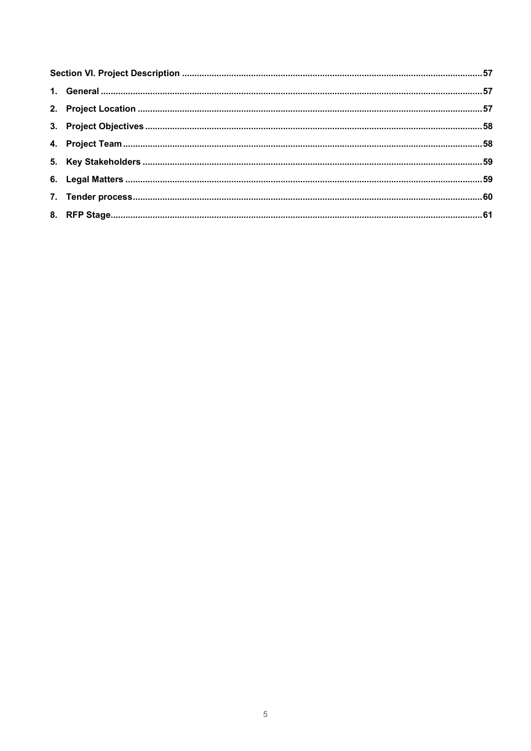**Section VI. Project Description** ........................................................................................................................ **57**

**1. General** ........................................................................................................................ **57**

**2. Project Location** ........................................................................................................................ **57**

**3. Project Objectives** ........................................................................................................................ **58**

**4. Project Team** ........................................................................................................................ **58**

**5. Key Stakeholders** ........................................................................................................................ **59**

**6. Legal Matters** ........................................................................................................................ **59**

**7. Tender process** ........................................................................................................................ **60**

**8. RFP Stage** ........................................................................................................................ **61**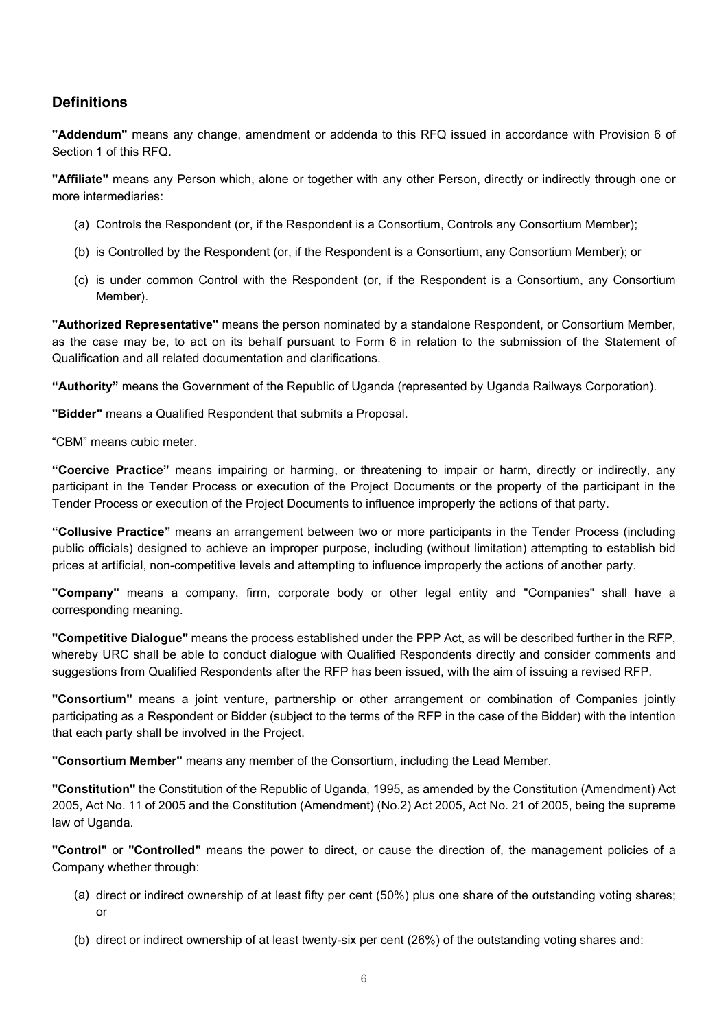## Definitions

**"Addendum"** means any change, amendment or addenda to this RFQ issued in accordance with Provision 6 of Section 1 of this RFQ.

**"Affiliate"** means any Person which, alone or together with any other Person, directly or indirectly through one or more intermediaries:

(a) Controls the Respondent (or, if the Respondent is a Consortium, Controls any Consortium Member);

(b) is Controlled by the Respondent (or, if the Respondent is a Consortium, any Consortium Member); or

(c) is under common Control with the Respondent (or, if the Respondent is a Consortium, any Consortium Member).

**"Authorized Representative"** means the person nominated by a standalone Respondent, or Consortium Member, as the case may be, to act on its behalf pursuant to Form 6 in relation to the submission of the Statement of Qualification and all related documentation and clarifications.

**"Authority"** means the Government of the Republic of Uganda (represented by Uganda Railways Corporation).

**"Bidder"** means a Qualified Respondent that submits a Proposal.

"CBM" means cubic meter.

**"Coercive Practice"** means impairing or harming, or threatening to impair or harm, directly or indirectly, any participant in the Tender Process or execution of the Project Documents or the property of the participant in the Tender Process or execution of the Project Documents to influence improperly the actions of that party.

**"Collusive Practice"** means an arrangement between two or more participants in the Tender Process (including public officials) designed to achieve an improper purpose, including (without limitation) attempting to establish bid prices at artificial, non-competitive levels and attempting to influence improperly the actions of another party.

**"Company"** means a company, firm, corporate body or other legal entity and "Companies" shall have a corresponding meaning.

**"Competitive Dialogue"** means the process established under the PPP Act, as will be described further in the RFP, whereby URC shall be able to conduct dialogue with Qualified Respondents directly and consider comments and suggestions from Qualified Respondents after the RFP has been issued, with the aim of issuing a revised RFP.

**"Consortium"** means a joint venture, partnership or other arrangement or combination of Companies jointly participating as a Respondent or Bidder (subject to the terms of the RFP in the case of the Bidder) with the intention that each party shall be involved in the Project.

**"Consortium Member"** means any member of the Consortium, including the Lead Member.

**"Constitution"** the Constitution of the Republic of Uganda, 1995, as amended by the Constitution (Amendment) Act 2005, Act No. 11 of 2005 and the Constitution (Amendment) (No.2) Act 2005, Act No. 21 of 2005, being the supreme law of Uganda.

**"Control"** or **"Controlled"** means the power to direct, or cause the direction of, the management policies of a Company whether through:

(a) direct or indirect ownership of at least fifty per cent (50%) plus one share of the outstanding voting shares; or

(b) direct or indirect ownership of at least twenty-six per cent (26%) of the outstanding voting shares and: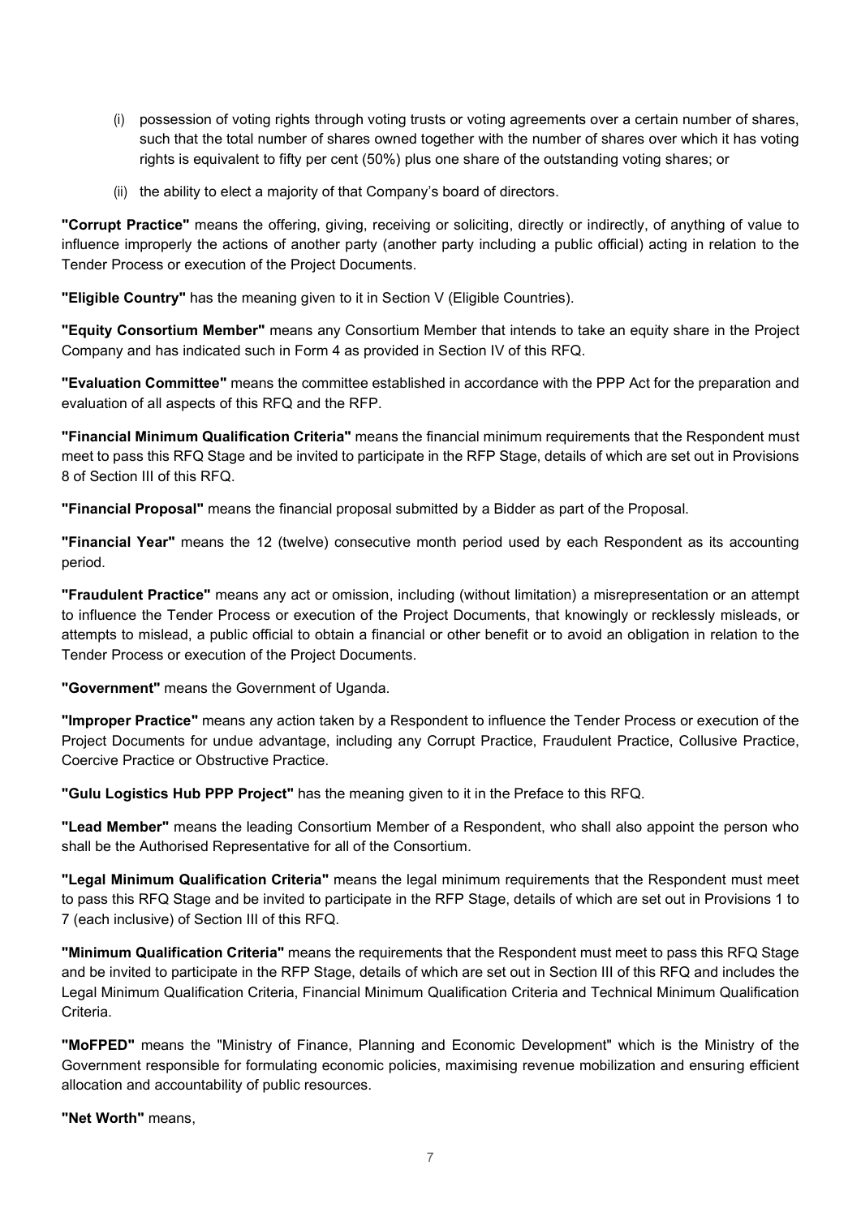(i) possession of voting rights through voting trusts or voting agreements over a certain number of shares, such that the total number of shares owned together with the number of shares over which it has voting rights is equivalent to fifty per cent (50%) plus one share of the outstanding voting shares; or

(ii) the ability to elect a majority of that Company's board of directors.

**"Corrupt Practice"** means the offering, giving, receiving or soliciting, directly or indirectly, of anything of value to influence improperly the actions of another party (another party including a public official) acting in relation to the Tender Process or execution of the Project Documents.

**"Eligible Country"** has the meaning given to it in Section V (Eligible Countries).

**"Equity Consortium Member"** means any Consortium Member that intends to take an equity share in the Project Company and has indicated such in Form 4 as provided in Section IV of this RFQ.

**"Evaluation Committee"** means the committee established in accordance with the PPP Act for the preparation and evaluation of all aspects of this RFQ and the RFP.

**"Financial Minimum Qualification Criteria"** means the financial minimum requirements that the Respondent must meet to pass this RFQ Stage and be invited to participate in the RFP Stage, details of which are set out in Provisions 8 of Section III of this RFQ.

**"Financial Proposal"** means the financial proposal submitted by a Bidder as part of the Proposal.

**"Financial Year"** means the 12 (twelve) consecutive month period used by each Respondent as its accounting period.

**"Fraudulent Practice"** means any act or omission, including (without limitation) a misrepresentation or an attempt to influence the Tender Process or execution of the Project Documents, that knowingly or recklessly misleads, or attempts to mislead, a public official to obtain a financial or other benefit or to avoid an obligation in relation to the Tender Process or execution of the Project Documents.

**"Government"** means the Government of Uganda.

**"Improper Practice"** means any action taken by a Respondent to influence the Tender Process or execution of the Project Documents for undue advantage, including any Corrupt Practice, Fraudulent Practice, Collusive Practice, Coercive Practice or Obstructive Practice.

**"Gulu Logistics Hub PPP Project"** has the meaning given to it in the Preface to this RFQ.

**"Lead Member"** means the leading Consortium Member of a Respondent, who shall also appoint the person who shall be the Authorised Representative for all of the Consortium.

**"Legal Minimum Qualification Criteria"** means the legal minimum requirements that the Respondent must meet to pass this RFQ Stage and be invited to participate in the RFP Stage, details of which are set out in Provisions 1 to 7 (each inclusive) of Section III of this RFQ.

**"Minimum Qualification Criteria"** means the requirements that the Respondent must meet to pass this RFQ Stage and be invited to participate in the RFP Stage, details of which are set out in Section III of this RFQ and includes the Legal Minimum Qualification Criteria, Financial Minimum Qualification Criteria and Technical Minimum Qualification Criteria.

**"MoFPED"** means the "Ministry of Finance, Planning and Economic Development" which is the Ministry of the Government responsible for formulating economic policies, maximising revenue mobilization and ensuring efficient allocation and accountability of public resources.

**"Net Worth"** means,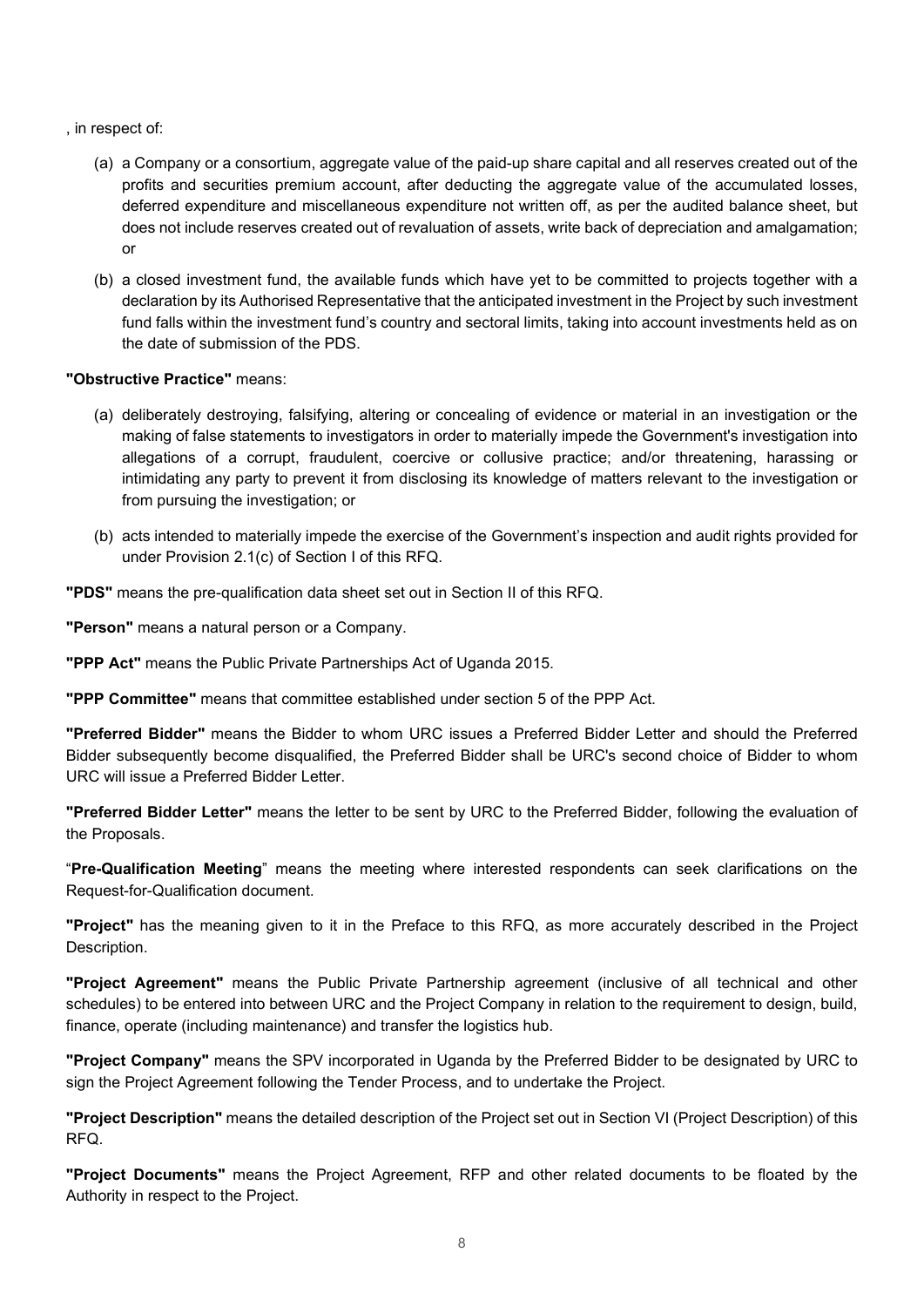, in respect of:

(a) a Company or a consortium, aggregate value of the paid-up share capital and all reserves created out of the profits and securities premium account, after deducting the aggregate value of the accumulated losses, deferred expenditure and miscellaneous expenditure not written off, as per the audited balance sheet, but does not include reserves created out of revaluation of assets, write back of depreciation and amalgamation; or

(b) a closed investment fund, the available funds which have yet to be committed to projects together with a declaration by its Authorised Representative that the anticipated investment in the Project by such investment fund falls within the investment fund's country and sectoral limits, taking into account investments held as on the date of submission of the PDS.

**"Obstructive Practice"** means:

(a) deliberately destroying, falsifying, altering or concealing of evidence or material in an investigation or the making of false statements to investigators in order to materially impede the Government's investigation into allegations of a corrupt, fraudulent, coercive or collusive practice; and/or threatening, harassing or intimidating any party to prevent it from disclosing its knowledge of matters relevant to the investigation or from pursuing the investigation; or

(b) acts intended to materially impede the exercise of the Government's inspection and audit rights provided for under Provision 2.1(c) of Section I of this RFQ.

**"PDS"** means the pre-qualification data sheet set out in Section II of this RFQ.

**"Person"** means a natural person or a Company.

**"PPP Act"** means the Public Private Partnerships Act of Uganda 2015.

**"PPP Committee"** means that committee established under section 5 of the PPP Act.

**"Preferred Bidder"** means the Bidder to whom URC issues a Preferred Bidder Letter and should the Preferred Bidder subsequently become disqualified, the Preferred Bidder shall be URC's second choice of Bidder to whom URC will issue a Preferred Bidder Letter.

**"Preferred Bidder Letter"** means the letter to be sent by URC to the Preferred Bidder, following the evaluation of the Proposals.

"**Pre-Qualification Meeting**" means the meeting where interested respondents can seek clarifications on the Request-for-Qualification document.

**"Project"** has the meaning given to it in the Preface to this RFQ, as more accurately described in the Project Description.

**"Project Agreement"** means the Public Private Partnership agreement (inclusive of all technical and other schedules) to be entered into between URC and the Project Company in relation to the requirement to design, build, finance, operate (including maintenance) and transfer the logistics hub.

**"Project Company"** means the SPV incorporated in Uganda by the Preferred Bidder to be designated by URC to sign the Project Agreement following the Tender Process, and to undertake the Project.

**"Project Description"** means the detailed description of the Project set out in Section VI (Project Description) of this RFQ.

**"Project Documents"** means the Project Agreement, RFP and other related documents to be floated by the Authority in respect to the Project.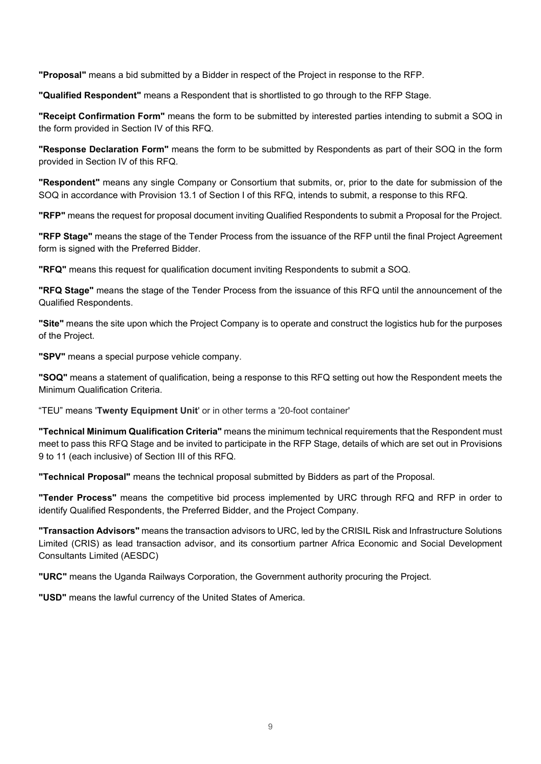**"Proposal"** means a bid submitted by a Bidder in respect of the Project in response to the RFP.

**"Qualified Respondent"** means a Respondent that is shortlisted to go through to the RFP Stage.

**"Receipt Confirmation Form"** means the form to be submitted by interested parties intending to submit a SOQ in the form provided in Section IV of this RFQ.

**"Response Declaration Form"** means the form to be submitted by Respondents as part of their SOQ in the form provided in Section IV of this RFQ.

**"Respondent"** means any single Company or Consortium that submits, or, prior to the date for submission of the SOQ in accordance with Provision 13.1 of Section I of this RFQ, intends to submit, a response to this RFQ.

**"RFP"** means the request for proposal document inviting Qualified Respondents to submit a Proposal for the Project.

**"RFP Stage"** means the stage of the Tender Process from the issuance of the RFP until the final Project Agreement form is signed with the Preferred Bidder.

**"RFQ"** means this request for qualification document inviting Respondents to submit a SOQ.

**"RFQ Stage"** means the stage of the Tender Process from the issuance of this RFQ until the announcement of the Qualified Respondents.

**"Site"** means the site upon which the Project Company is to operate and construct the logistics hub for the purposes of the Project.

**"SPV"** means a special purpose vehicle company.

**"SOQ"** means a statement of qualification, being a response to this RFQ setting out how the Respondent meets the Minimum Qualification Criteria.

"TEU" means '**Twenty Equipment Unit**' or in other terms a '20-foot container'

**"Technical Minimum Qualification Criteria"** means the minimum technical requirements that the Respondent must meet to pass this RFQ Stage and be invited to participate in the RFP Stage, details of which are set out in Provisions 9 to 11 (each inclusive) of Section III of this RFQ.

**"Technical Proposal"** means the technical proposal submitted by Bidders as part of the Proposal.

**"Tender Process"** means the competitive bid process implemented by URC through RFQ and RFP in order to identify Qualified Respondents, the Preferred Bidder, and the Project Company.

**"Transaction Advisors"** means the transaction advisors to URC, led by the CRISIL Risk and Infrastructure Solutions Limited (CRIS) as lead transaction advisor, and its consortium partner Africa Economic and Social Development Consultants Limited (AESDC)

**"URC"** means the Uganda Railways Corporation, the Government authority procuring the Project.

**"USD"** means the lawful currency of the United States of America.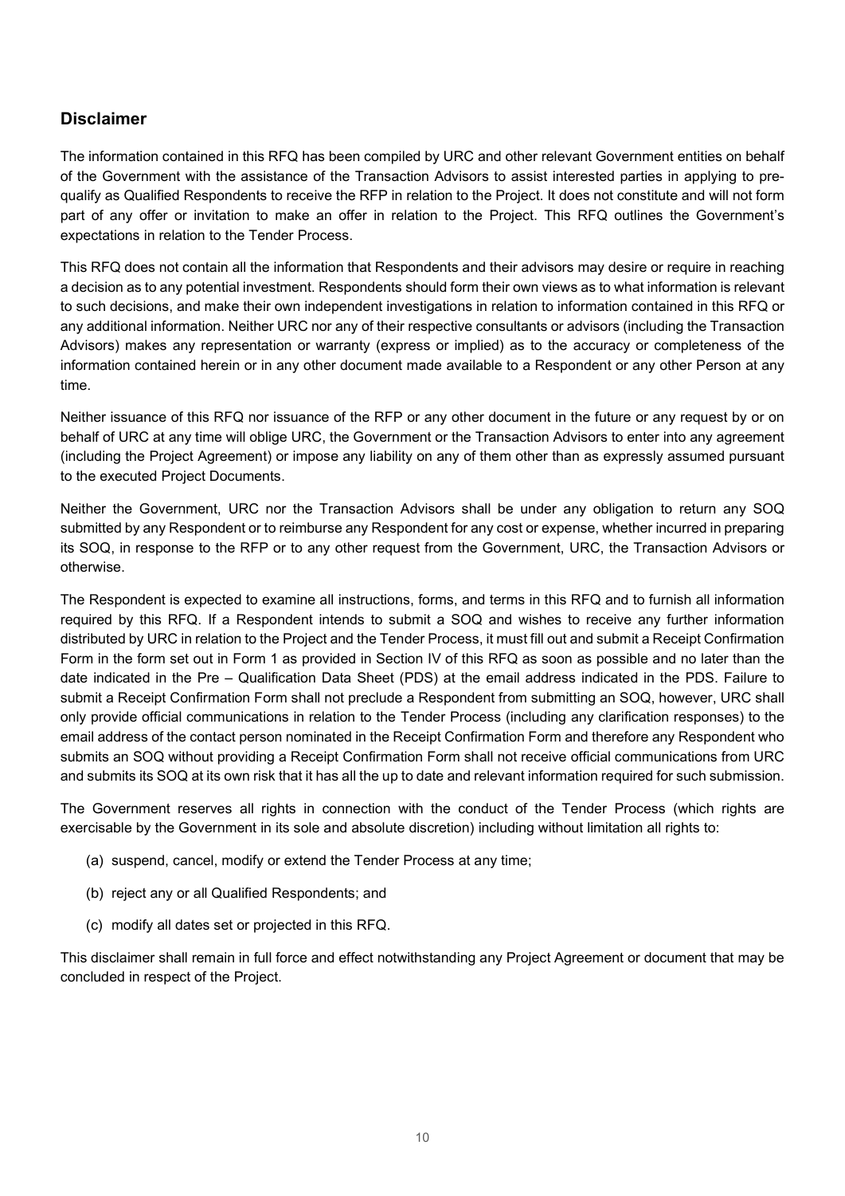## Disclaimer

The information contained in this RFQ has been compiled by URC and other relevant Government entities on behalf of the Government with the assistance of the Transaction Advisors to assist interested parties in applying to pre-qualify as Qualified Respondents to receive the RFP in relation to the Project. It does not constitute and will not form part of any offer or invitation to make an offer in relation to the Project. This RFQ outlines the Government's expectations in relation to the Tender Process.

This RFQ does not contain all the information that Respondents and their advisors may desire or require in reaching a decision as to any potential investment. Respondents should form their own views as to what information is relevant to such decisions, and make their own independent investigations in relation to information contained in this RFQ or any additional information. Neither URC nor any of their respective consultants or advisors (including the Transaction Advisors) makes any representation or warranty (express or implied) as to the accuracy or completeness of the information contained herein or in any other document made available to a Respondent or any other Person at any time.

Neither issuance of this RFQ nor issuance of the RFP or any other document in the future or any request by or on behalf of URC at any time will oblige URC, the Government or the Transaction Advisors to enter into any agreement (including the Project Agreement) or impose any liability on any of them other than as expressly assumed pursuant to the executed Project Documents.

Neither the Government, URC nor the Transaction Advisors shall be under any obligation to return any SOQ submitted by any Respondent or to reimburse any Respondent for any cost or expense, whether incurred in preparing its SOQ, in response to the RFP or to any other request from the Government, URC, the Transaction Advisors or otherwise.

The Respondent is expected to examine all instructions, forms, and terms in this RFQ and to furnish all information required by this RFQ. If a Respondent intends to submit a SOQ and wishes to receive any further information distributed by URC in relation to the Project and the Tender Process, it must fill out and submit a Receipt Confirmation Form in the form set out in Form 1 as provided in Section IV of this RFQ as soon as possible and no later than the date indicated in the Pre – Qualification Data Sheet (PDS) at the email address indicated in the PDS. Failure to submit a Receipt Confirmation Form shall not preclude a Respondent from submitting an SOQ, however, URC shall only provide official communications in relation to the Tender Process (including any clarification responses) to the email address of the contact person nominated in the Receipt Confirmation Form and therefore any Respondent who submits an SOQ without providing a Receipt Confirmation Form shall not receive official communications from URC and submits its SOQ at its own risk that it has all the up to date and relevant information required for such submission.

The Government reserves all rights in connection with the conduct of the Tender Process (which rights are exercisable by the Government in its sole and absolute discretion) including without limitation all rights to:

(a) suspend, cancel, modify or extend the Tender Process at any time;

(b) reject any or all Qualified Respondents; and

(c) modify all dates set or projected in this RFQ.

This disclaimer shall remain in full force and effect notwithstanding any Project Agreement or document that may be concluded in respect of the Project.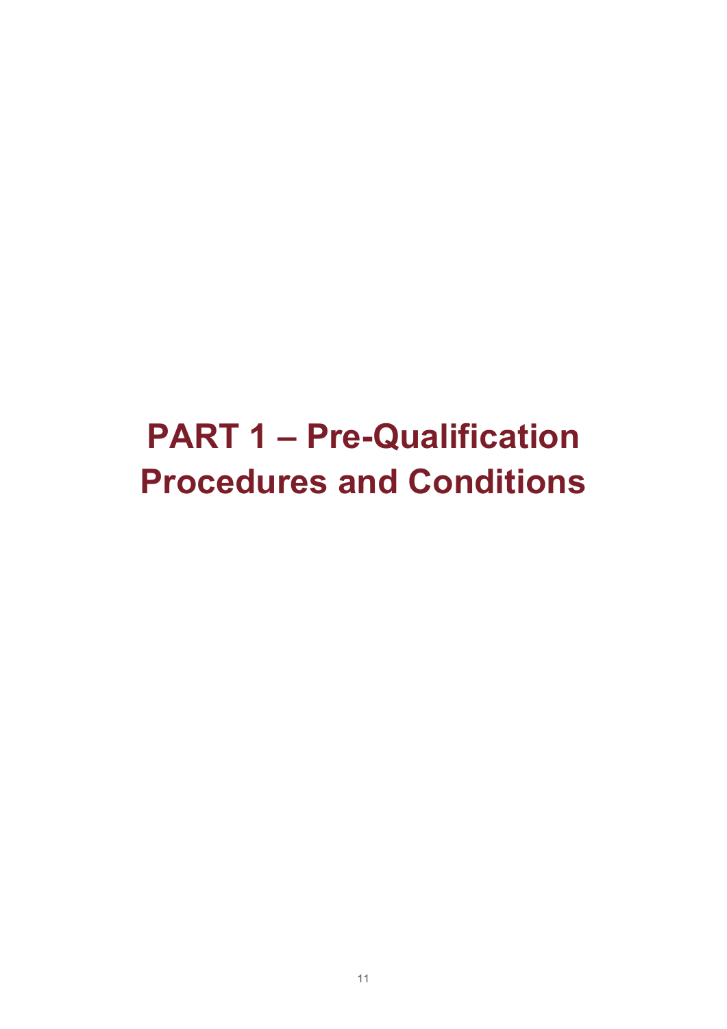# PART 1 – Pre-Qualification Procedures and Conditions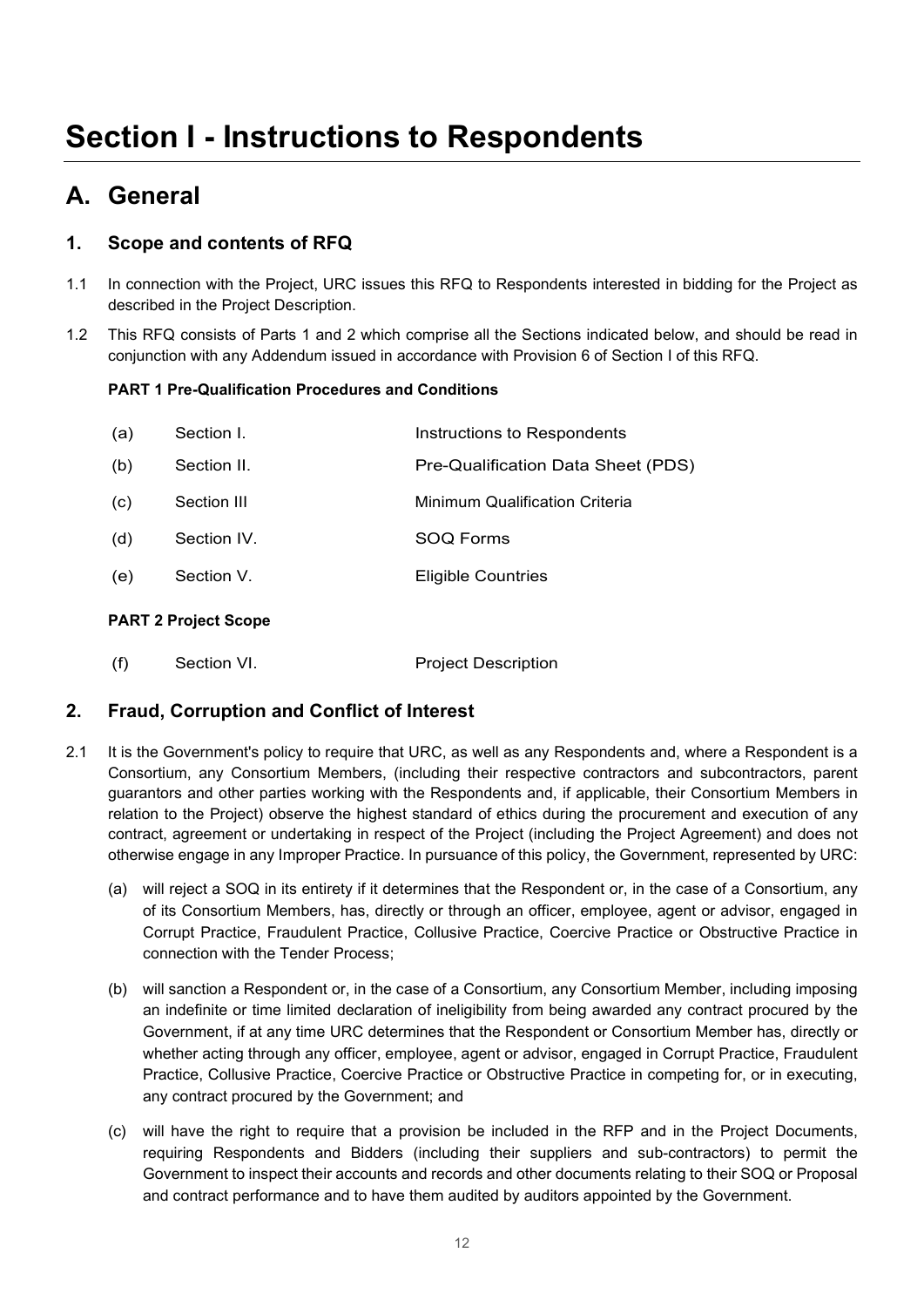# Section I - Instructions to Respondents

## A. General

### 1. Scope and contents of RFQ

1.1 In connection with the Project, URC issues this RFQ to Respondents interested in bidding for the Project as described in the Project Description.

1.2 This RFQ consists of Parts 1 and 2 which comprise all the Sections indicated below, and should be read in conjunction with any Addendum issued in accordance with Provision 6 of Section I of this RFQ.

**PART 1 Pre-Qualification Procedures and Conditions**

| | | |
|---|---|---|
| (a) | Section I. | Instructions to Respondents |
| (b) | Section II. | Pre-Qualification Data Sheet (PDS) |
| (c) | Section III | Minimum Qualification Criteria |
| (d) | Section IV. | SOQ Forms |
| (e) | Section V. | Eligible Countries |

**PART 2 Project Scope**

| | | |
|---|---|---|
| (f) | Section VI. | Project Description |

### 2. Fraud, Corruption and Conflict of Interest

2.1 It is the Government's policy to require that URC, as well as any Respondents and, where a Respondent is a Consortium, any Consortium Members, (including their respective contractors and subcontractors, parent guarantors and other parties working with the Respondents and, if applicable, their Consortium Members in relation to the Project) observe the highest standard of ethics during the procurement and execution of any contract, agreement or undertaking in respect of the Project (including the Project Agreement) and does not otherwise engage in any Improper Practice. In pursuance of this policy, the Government, represented by URC:

(a) will reject a SOQ in its entirety if it determines that the Respondent or, in the case of a Consortium, any of its Consortium Members, has, directly or through an officer, employee, agent or advisor, engaged in Corrupt Practice, Fraudulent Practice, Collusive Practice, Coercive Practice or Obstructive Practice in connection with the Tender Process;

(b) will sanction a Respondent or, in the case of a Consortium, any Consortium Member, including imposing an indefinite or time limited declaration of ineligibility from being awarded any contract procured by the Government, if at any time URC determines that the Respondent or Consortium Member has, directly or whether acting through any officer, employee, agent or advisor, engaged in Corrupt Practice, Fraudulent Practice, Collusive Practice, Coercive Practice or Obstructive Practice in competing for, or in executing, any contract procured by the Government; and

(c) will have the right to require that a provision be included in the RFP and in the Project Documents, requiring Respondents and Bidders (including their suppliers and sub-contractors) to permit the Government to inspect their accounts and records and other documents relating to their SOQ or Proposal and contract performance and to have them audited by auditors appointed by the Government.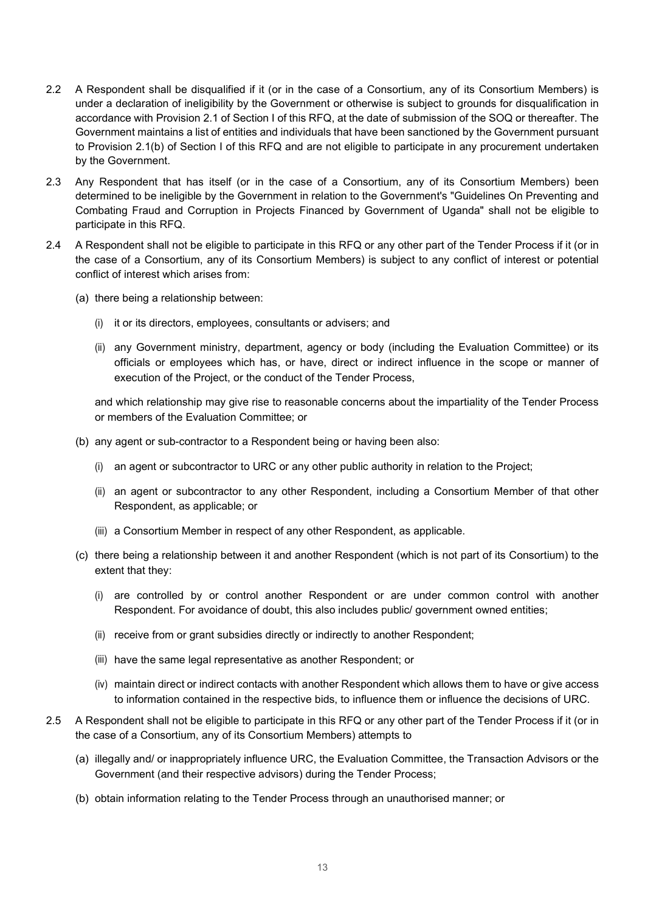2.2 A Respondent shall be disqualified if it (or in the case of a Consortium, any of its Consortium Members) is under a declaration of ineligibility by the Government or otherwise is subject to grounds for disqualification in accordance with Provision 2.1 of Section I of this RFQ, at the date of submission of the SOQ or thereafter. The Government maintains a list of entities and individuals that have been sanctioned by the Government pursuant to Provision 2.1(b) of Section I of this RFQ and are not eligible to participate in any procurement undertaken by the Government.

2.3 Any Respondent that has itself (or in the case of a Consortium, any of its Consortium Members) been determined to be ineligible by the Government in relation to the Government's "Guidelines On Preventing and Combating Fraud and Corruption in Projects Financed by Government of Uganda" shall not be eligible to participate in this RFQ.

2.4 A Respondent shall not be eligible to participate in this RFQ or any other part of the Tender Process if it (or in the case of a Consortium, any of its Consortium Members) is subject to any conflict of interest or potential conflict of interest which arises from:

(a) there being a relationship between:

(i) it or its directors, employees, consultants or advisers; and

(ii) any Government ministry, department, agency or body (including the Evaluation Committee) or its officials or employees which has, or have, direct or indirect influence in the scope or manner of execution of the Project, or the conduct of the Tender Process,

and which relationship may give rise to reasonable concerns about the impartiality of the Tender Process or members of the Evaluation Committee; or

(b) any agent or sub-contractor to a Respondent being or having been also:

(i) an agent or subcontractor to URC or any other public authority in relation to the Project;

(ii) an agent or subcontractor to any other Respondent, including a Consortium Member of that other Respondent, as applicable; or

(iii) a Consortium Member in respect of any other Respondent, as applicable.

(c) there being a relationship between it and another Respondent (which is not part of its Consortium) to the extent that they:

(i) are controlled by or control another Respondent or are under common control with another Respondent. For avoidance of doubt, this also includes public/ government owned entities;

(ii) receive from or grant subsidies directly or indirectly to another Respondent;

(iii) have the same legal representative as another Respondent; or

(iv) maintain direct or indirect contacts with another Respondent which allows them to have or give access to information contained in the respective bids, to influence them or influence the decisions of URC.

2.5 A Respondent shall not be eligible to participate in this RFQ or any other part of the Tender Process if it (or in the case of a Consortium, any of its Consortium Members) attempts to

(a) illegally and/ or inappropriately influence URC, the Evaluation Committee, the Transaction Advisors or the Government (and their respective advisors) during the Tender Process;

(b) obtain information relating to the Tender Process through an unauthorised manner; or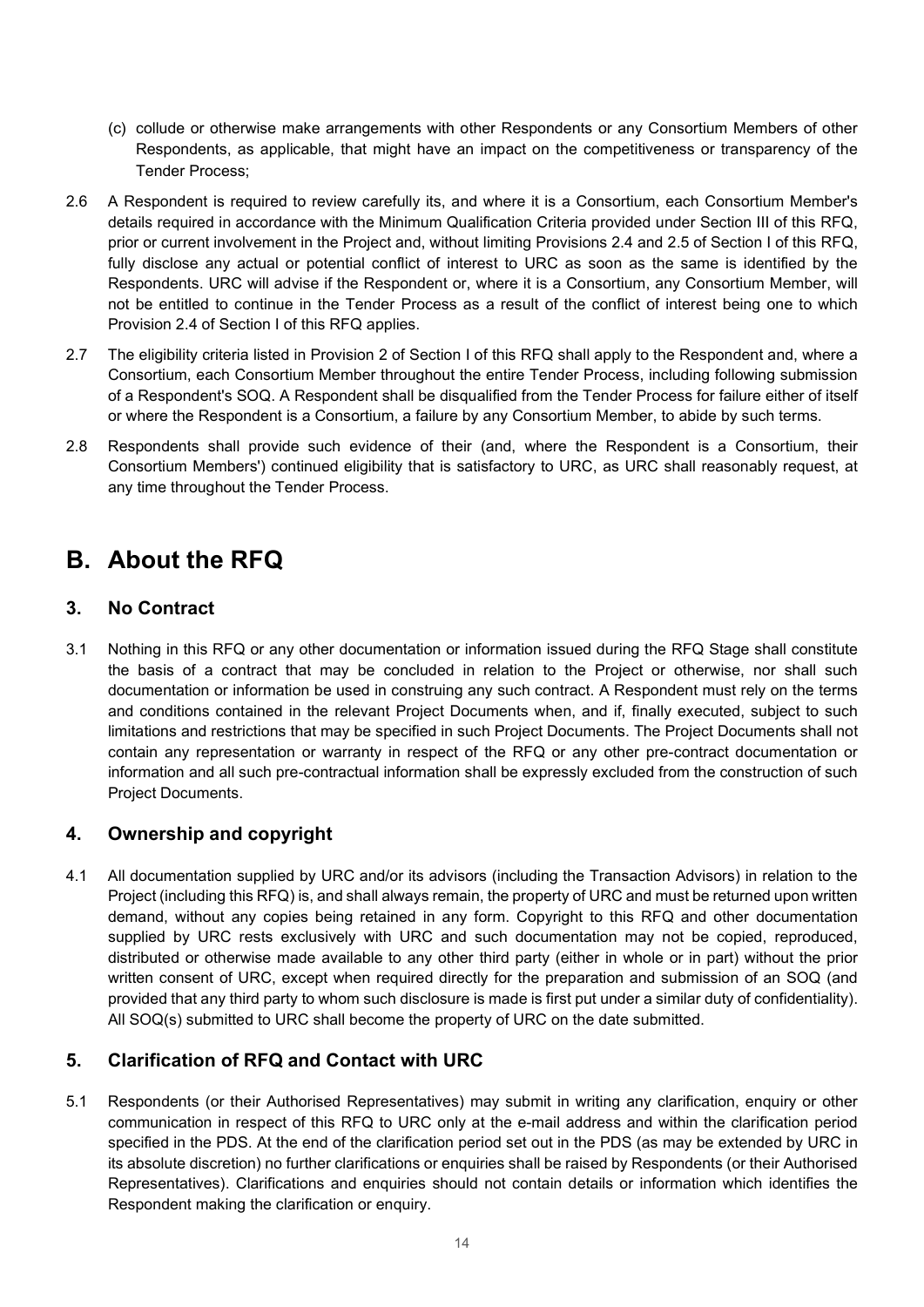(c) collude or otherwise make arrangements with other Respondents or any Consortium Members of other Respondents, as applicable, that might have an impact on the competitiveness or transparency of the Tender Process;

2.6 A Respondent is required to review carefully its, and where it is a Consortium, each Consortium Member's details required in accordance with the Minimum Qualification Criteria provided under Section III of this RFQ, prior or current involvement in the Project and, without limiting Provisions 2.4 and 2.5 of Section I of this RFQ, fully disclose any actual or potential conflict of interest to URC as soon as the same is identified by the Respondents. URC will advise if the Respondent or, where it is a Consortium, any Consortium Member, will not be entitled to continue in the Tender Process as a result of the conflict of interest being one to which Provision 2.4 of Section I of this RFQ applies.

2.7 The eligibility criteria listed in Provision 2 of Section I of this RFQ shall apply to the Respondent and, where a Consortium, each Consortium Member throughout the entire Tender Process, including following submission of a Respondent's SOQ. A Respondent shall be disqualified from the Tender Process for failure either of itself or where the Respondent is a Consortium, a failure by any Consortium Member, to abide by such terms.

2.8 Respondents shall provide such evidence of their (and, where the Respondent is a Consortium, their Consortium Members') continued eligibility that is satisfactory to URC, as URC shall reasonably request, at any time throughout the Tender Process.

# B. About the RFQ

## 3. No Contract

3.1 Nothing in this RFQ or any other documentation or information issued during the RFQ Stage shall constitute the basis of a contract that may be concluded in relation to the Project or otherwise, nor shall such documentation or information be used in construing any such contract. A Respondent must rely on the terms and conditions contained in the relevant Project Documents when, and if, finally executed, subject to such limitations and restrictions that may be specified in such Project Documents. The Project Documents shall not contain any representation or warranty in respect of the RFQ or any other pre-contract documentation or information and all such pre-contractual information shall be expressly excluded from the construction of such Project Documents.

## 4. Ownership and copyright

4.1 All documentation supplied by URC and/or its advisors (including the Transaction Advisors) in relation to the Project (including this RFQ) is, and shall always remain, the property of URC and must be returned upon written demand, without any copies being retained in any form. Copyright to this RFQ and other documentation supplied by URC rests exclusively with URC and such documentation may not be copied, reproduced, distributed or otherwise made available to any other third party (either in whole or in part) without the prior written consent of URC, except when required directly for the preparation and submission of an SOQ (and provided that any third party to whom such disclosure is made is first put under a similar duty of confidentiality). All SOQ(s) submitted to URC shall become the property of URC on the date submitted.

## 5. Clarification of RFQ and Contact with URC

5.1 Respondents (or their Authorised Representatives) may submit in writing any clarification, enquiry or other communication in respect of this RFQ to URC only at the e-mail address and within the clarification period specified in the PDS. At the end of the clarification period set out in the PDS (as may be extended by URC in its absolute discretion) no further clarifications or enquiries shall be raised by Respondents (or their Authorised Representatives). Clarifications and enquiries should not contain details or information which identifies the Respondent making the clarification or enquiry.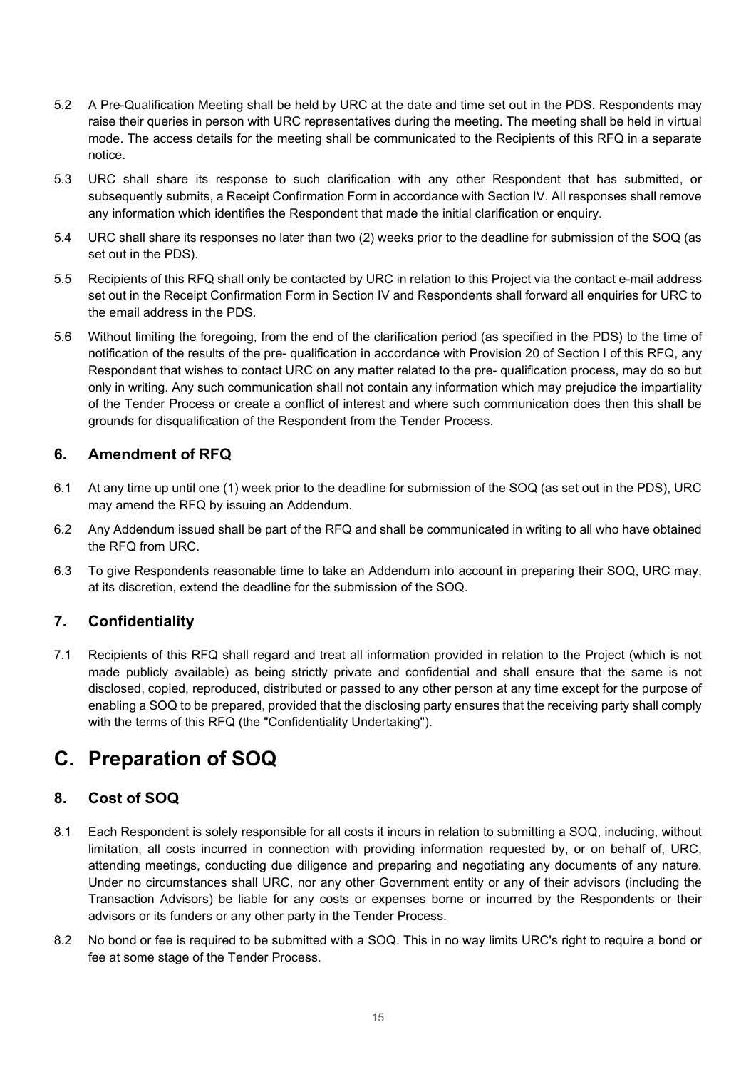5.2 A Pre-Qualification Meeting shall be held by URC at the date and time set out in the PDS. Respondents may raise their queries in person with URC representatives during the meeting. The meeting shall be held in virtual mode. The access details for the meeting shall be communicated to the Recipients of this RFQ in a separate notice.

5.3 URC shall share its response to such clarification with any other Respondent that has submitted, or subsequently submits, a Receipt Confirmation Form in accordance with Section IV. All responses shall remove any information which identifies the Respondent that made the initial clarification or enquiry.

5.4 URC shall share its responses no later than two (2) weeks prior to the deadline for submission of the SOQ (as set out in the PDS).

5.5 Recipients of this RFQ shall only be contacted by URC in relation to this Project via the contact e-mail address set out in the Receipt Confirmation Form in Section IV and Respondents shall forward all enquiries for URC to the email address in the PDS.

5.6 Without limiting the foregoing, from the end of the clarification period (as specified in the PDS) to the time of notification of the results of the pre- qualification in accordance with Provision 20 of Section I of this RFQ, any Respondent that wishes to contact URC on any matter related to the pre- qualification process, may do so but only in writing. Any such communication shall not contain any information which may prejudice the impartiality of the Tender Process or create a conflict of interest and where such communication does then this shall be grounds for disqualification of the Respondent from the Tender Process.

## 6. Amendment of RFQ

6.1 At any time up until one (1) week prior to the deadline for submission of the SOQ (as set out in the PDS), URC may amend the RFQ by issuing an Addendum.

6.2 Any Addendum issued shall be part of the RFQ and shall be communicated in writing to all who have obtained the RFQ from URC.

6.3 To give Respondents reasonable time to take an Addendum into account in preparing their SOQ, URC may, at its discretion, extend the deadline for the submission of the SOQ.

## 7. Confidentiality

7.1 Recipients of this RFQ shall regard and treat all information provided in relation to the Project (which is not made publicly available) as being strictly private and confidential and shall ensure that the same is not disclosed, copied, reproduced, distributed or passed to any other person at any time except for the purpose of enabling a SOQ to be prepared, provided that the disclosing party ensures that the receiving party shall comply with the terms of this RFQ (the "Confidentiality Undertaking").

# C. Preparation of SOQ

## 8. Cost of SOQ

8.1 Each Respondent is solely responsible for all costs it incurs in relation to submitting a SOQ, including, without limitation, all costs incurred in connection with providing information requested by, or on behalf of, URC, attending meetings, conducting due diligence and preparing and negotiating any documents of any nature. Under no circumstances shall URC, nor any other Government entity or any of their advisors (including the Transaction Advisors) be liable for any costs or expenses borne or incurred by the Respondents or their advisors or its funders or any other party in the Tender Process.

8.2 No bond or fee is required to be submitted with a SOQ. This in no way limits URC's right to require a bond or fee at some stage of the Tender Process.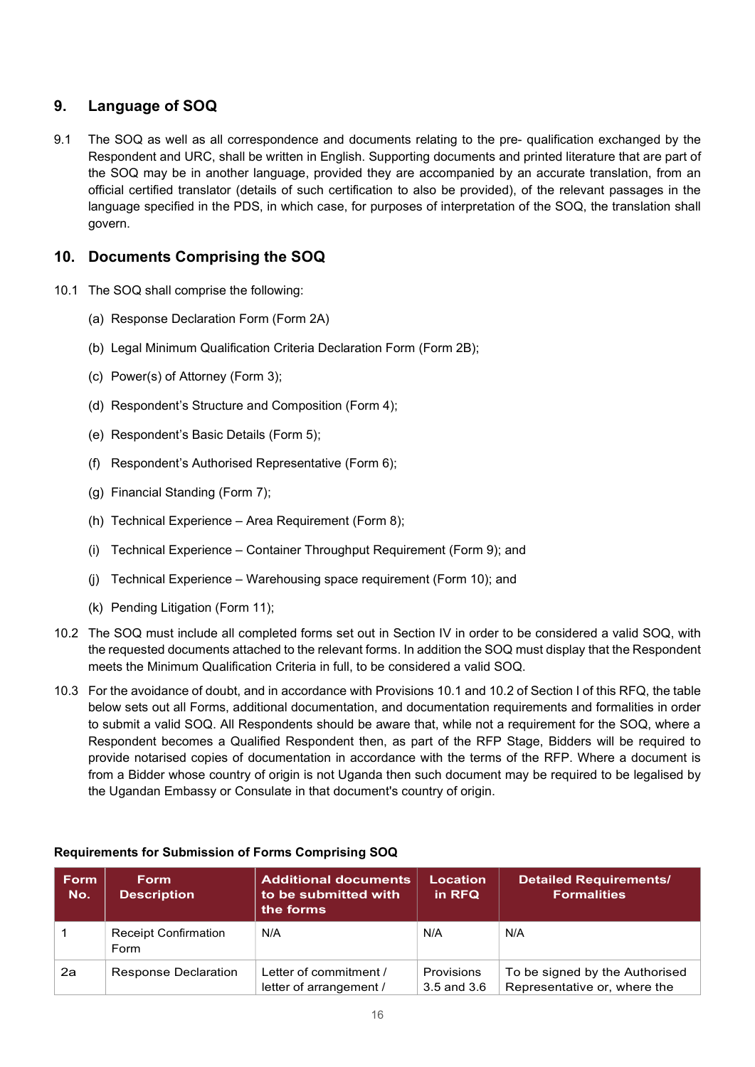## 9. Language of SOQ

9.1 The SOQ as well as all correspondence and documents relating to the pre- qualification exchanged by the Respondent and URC, shall be written in English. Supporting documents and printed literature that are part of the SOQ may be in another language, provided they are accompanied by an accurate translation, from an official certified translator (details of such certification to also be provided), of the relevant passages in the language specified in the PDS, in which case, for purposes of interpretation of the SOQ, the translation shall govern.

## 10. Documents Comprising the SOQ

10.1 The SOQ shall comprise the following:

(a) Response Declaration Form (Form 2A)

(b) Legal Minimum Qualification Criteria Declaration Form (Form 2B);

(c) Power(s) of Attorney (Form 3);

(d) Respondent's Structure and Composition (Form 4);

(e) Respondent's Basic Details (Form 5);

(f) Respondent's Authorised Representative (Form 6);

(g) Financial Standing (Form 7);

(h) Technical Experience – Area Requirement (Form 8);

(i) Technical Experience – Container Throughput Requirement (Form 9); and

(j) Technical Experience – Warehousing space requirement (Form 10); and

(k) Pending Litigation (Form 11);

10.2 The SOQ must include all completed forms set out in Section IV in order to be considered a valid SOQ, with the requested documents attached to the relevant forms. In addition the SOQ must display that the Respondent meets the Minimum Qualification Criteria in full, to be considered a valid SOQ.

10.3 For the avoidance of doubt, and in accordance with Provisions 10.1 and 10.2 of Section I of this RFQ, the table below sets out all Forms, additional documentation, and documentation requirements and formalities in order to submit a valid SOQ. All Respondents should be aware that, while not a requirement for the SOQ, where a Respondent becomes a Qualified Respondent then, as part of the RFP Stage, Bidders will be required to provide notarised copies of documentation in accordance with the terms of the RFP. Where a document is from a Bidder whose country of origin is not Uganda then such document may be required to be legalised by the Ugandan Embassy or Consulate in that document's country of origin.

**Requirements for Submission of Forms Comprising SOQ**

| Form No. | Form Description | Additional documents to be submitted with the forms | Location in RFQ | Detailed Requirements/ Formalities |
|---|---|---|---|---|
| 1 | Receipt Confirmation Form | N/A | N/A | N/A |
| 2a | Response Declaration | Letter of commitment / letter of arrangement / | Provisions 3.5 and 3.6 | To be signed by the Authorised Representative or, where the |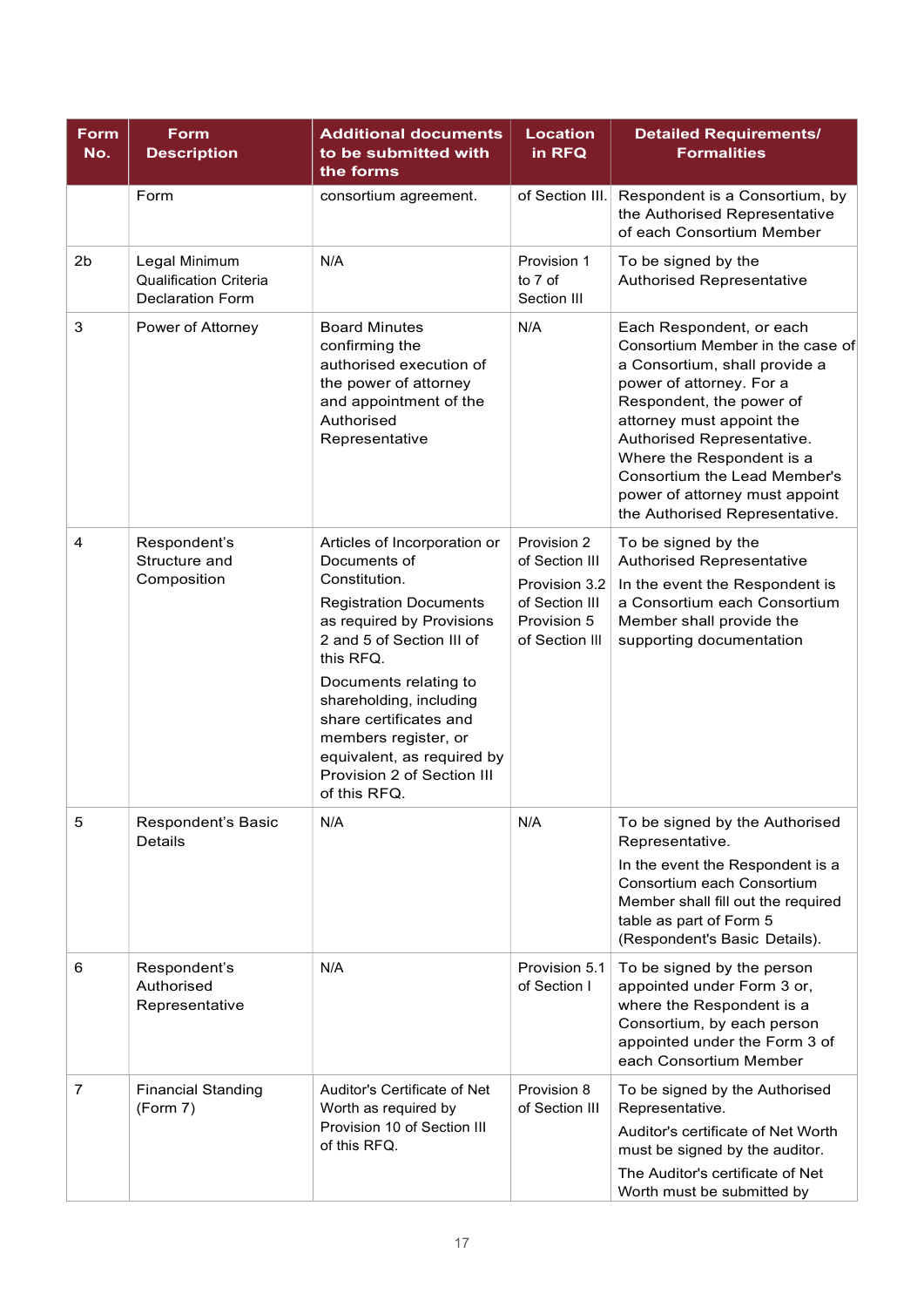| Form No. | Form Description | Additional documents to be submitted with the forms | Location in RFQ | Detailed Requirements/ Formalities |
|---|---|---|---|---|
| | Form | consortium agreement. | of Section III. | Respondent is a Consortium, by the Authorised Representative of each Consortium Member |
| 2b | Legal Minimum Qualification Criteria Declaration Form | N/A | Provision 1 to 7 of Section III | To be signed by the Authorised Representative |
| 3 | Power of Attorney | Board Minutes confirming the authorised execution of the power of attorney and appointment of the Authorised Representative | N/A | Each Respondent, or each Consortium Member in the case of a Consortium, shall provide a power of attorney. For a Respondent, the power of attorney must appoint the Authorised Representative. Where the Respondent is a Consortium the Lead Member's power of attorney must appoint the Authorised Representative. |
| 4 | Respondent's Structure and Composition | Articles of Incorporation or Documents of Constitution.<br><br>Registration Documents as required by Provisions 2 and 5 of Section III of this RFQ.<br><br>Documents relating to shareholding, including share certificates and members register, or equivalent, as required by Provision 2 of Section III of this RFQ. | Provision 2 of Section III<br><br>Provision 3.2 of Section III<br><br>Provision 5 of Section III | To be signed by the Authorised Representative<br><br>In the event the Respondent is a Consortium each Consortium Member shall provide the supporting documentation |
| 5 | Respondent's Basic Details | N/A | N/A | To be signed by the Authorised Representative.<br><br>In the event the Respondent is a Consortium each Consortium Member shall fill out the required table as part of Form 5 (Respondent's Basic Details). |
| 6 | Respondent's Authorised Representative | N/A | Provision 5.1 of Section I | To be signed by the person appointed under Form 3 or, where the Respondent is a Consortium, by each person appointed under the Form 3 of each Consortium Member |
| 7 | Financial Standing (Form 7) | Auditor's Certificate of Net Worth as required by Provision 10 of Section III of this RFQ. | Provision 8 of Section III | To be signed by the Authorised Representative.<br><br>Auditor's certificate of Net Worth must be signed by the auditor.<br><br>The Auditor's certificate of Net Worth must be submitted by |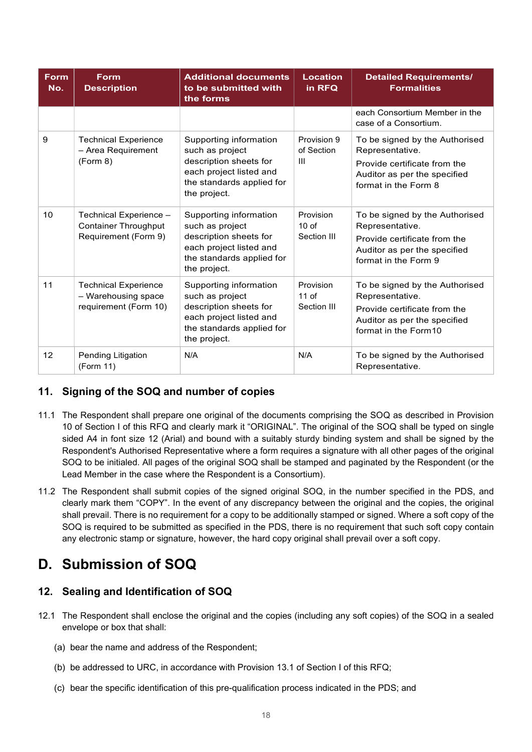| Form No. | Form Description | Additional documents to be submitted with the forms | Location in RFQ | Detailed Requirements/ Formalities |
|---|---|---|---|---|
| | | | | each Consortium Member in the case of a Consortium. |
| 9 | Technical Experience – Area Requirement (Form 8) | Supporting information such as project description sheets for each project listed and the standards applied for the project. | Provision 9 of Section III | To be signed by the Authorised Representative. Provide certificate from the Auditor as per the specified format in the Form 8 |
| 10 | Technical Experience – Container Throughput Requirement (Form 9) | Supporting information such as project description sheets for each project listed and the standards applied for the project. | Provision 10 of Section III | To be signed by the Authorised Representative. Provide certificate from the Auditor as per the specified format in the Form 9 |
| 11 | Technical Experience – Warehousing space requirement (Form 10) | Supporting information such as project description sheets for each project listed and the standards applied for the project. | Provision 11 of Section III | To be signed by the Authorised Representative. Provide certificate from the Auditor as per the specified format in the Form10 |
| 12 | Pending Litigation (Form 11) | N/A | N/A | To be signed by the Authorised Representative. |

### 11. Signing of the SOQ and number of copies

11.1 The Respondent shall prepare one original of the documents comprising the SOQ as described in Provision 10 of Section I of this RFQ and clearly mark it "ORIGINAL". The original of the SOQ shall be typed on single sided A4 in font size 12 (Arial) and bound with a suitably sturdy binding system and shall be signed by the Respondent's Authorised Representative where a form requires a signature with all other pages of the original SOQ to be initialed. All pages of the original SOQ shall be stamped and paginated by the Respondent (or the Lead Member in the case where the Respondent is a Consortium).

11.2 The Respondent shall submit copies of the signed original SOQ, in the number specified in the PDS, and clearly mark them "COPY". In the event of any discrepancy between the original and the copies, the original shall prevail. There is no requirement for a copy to be additionally stamped or signed. Where a soft copy of the SOQ is required to be submitted as specified in the PDS, there is no requirement that such soft copy contain any electronic stamp or signature, however, the hard copy original shall prevail over a soft copy.

## D. Submission of SOQ

### 12. Sealing and Identification of SOQ

12.1 The Respondent shall enclose the original and the copies (including any soft copies) of the SOQ in a sealed envelope or box that shall:

(a) bear the name and address of the Respondent;

(b) be addressed to URC, in accordance with Provision 13.1 of Section I of this RFQ;

(c) bear the specific identification of this pre-qualification process indicated in the PDS; and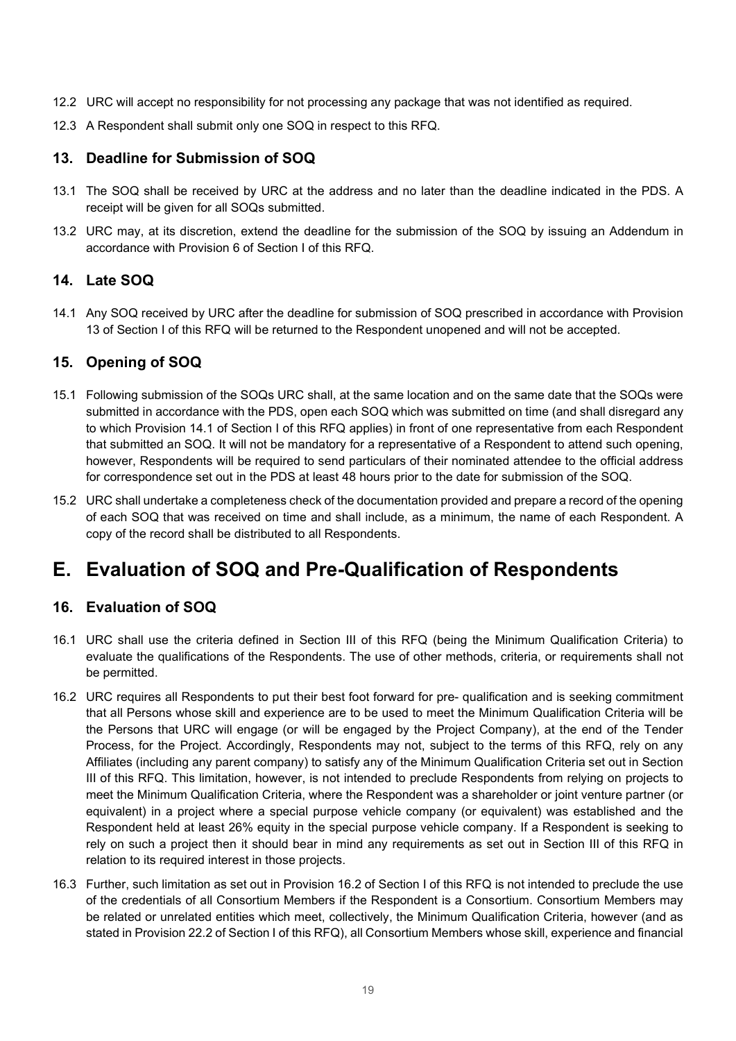12.2 URC will accept no responsibility for not processing any package that was not identified as required.

12.3 A Respondent shall submit only one SOQ in respect to this RFQ.

### 13. Deadline for Submission of SOQ

13.1 The SOQ shall be received by URC at the address and no later than the deadline indicated in the PDS. A receipt will be given for all SOQs submitted.

13.2 URC may, at its discretion, extend the deadline for the submission of the SOQ by issuing an Addendum in accordance with Provision 6 of Section I of this RFQ.

### 14. Late SOQ

14.1 Any SOQ received by URC after the deadline for submission of SOQ prescribed in accordance with Provision 13 of Section I of this RFQ will be returned to the Respondent unopened and will not be accepted.

### 15. Opening of SOQ

15.1 Following submission of the SOQs URC shall, at the same location and on the same date that the SOQs were submitted in accordance with the PDS, open each SOQ which was submitted on time (and shall disregard any to which Provision 14.1 of Section I of this RFQ applies) in front of one representative from each Respondent that submitted an SOQ. It will not be mandatory for a representative of a Respondent to attend such opening, however, Respondents will be required to send particulars of their nominated attendee to the official address for correspondence set out in the PDS at least 48 hours prior to the date for submission of the SOQ.

15.2 URC shall undertake a completeness check of the documentation provided and prepare a record of the opening of each SOQ that was received on time and shall include, as a minimum, the name of each Respondent. A copy of the record shall be distributed to all Respondents.

## E. Evaluation of SOQ and Pre-Qualification of Respondents

### 16. Evaluation of SOQ

16.1 URC shall use the criteria defined in Section III of this RFQ (being the Minimum Qualification Criteria) to evaluate the qualifications of the Respondents. The use of other methods, criteria, or requirements shall not be permitted.

16.2 URC requires all Respondents to put their best foot forward for pre- qualification and is seeking commitment that all Persons whose skill and experience are to be used to meet the Minimum Qualification Criteria will be the Persons that URC will engage (or will be engaged by the Project Company), at the end of the Tender Process, for the Project. Accordingly, Respondents may not, subject to the terms of this RFQ, rely on any Affiliates (including any parent company) to satisfy any of the Minimum Qualification Criteria set out in Section III of this RFQ. This limitation, however, is not intended to preclude Respondents from relying on projects to meet the Minimum Qualification Criteria, where the Respondent was a shareholder or joint venture partner (or equivalent) in a project where a special purpose vehicle company (or equivalent) was established and the Respondent held at least 26% equity in the special purpose vehicle company. If a Respondent is seeking to rely on such a project then it should bear in mind any requirements as set out in Section III of this RFQ in relation to its required interest in those projects.

16.3 Further, such limitation as set out in Provision 16.2 of Section I of this RFQ is not intended to preclude the use of the credentials of all Consortium Members if the Respondent is a Consortium. Consortium Members may be related or unrelated entities which meet, collectively, the Minimum Qualification Criteria, however (and as stated in Provision 22.2 of Section I of this RFQ), all Consortium Members whose skill, experience and financial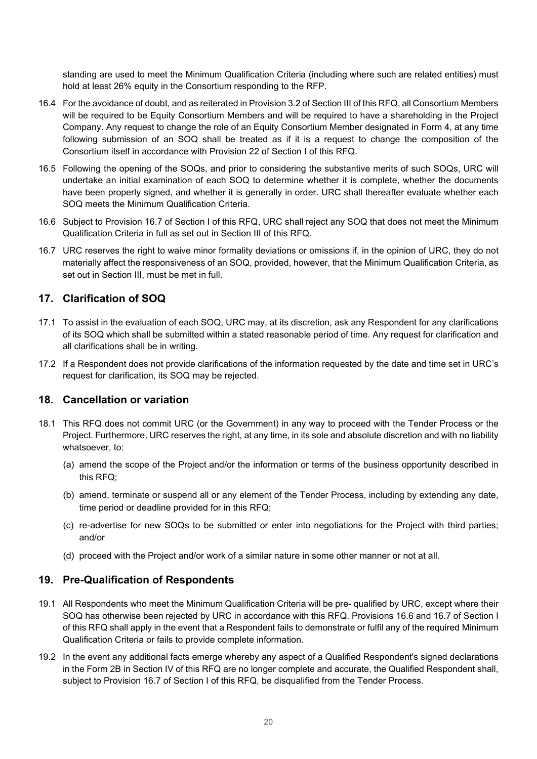standing are used to meet the Minimum Qualification Criteria (including where such are related entities) must hold at least 26% equity in the Consortium responding to the RFP.

16.4 For the avoidance of doubt, and as reiterated in Provision 3.2 of Section III of this RFQ, all Consortium Members will be required to be Equity Consortium Members and will be required to have a shareholding in the Project Company. Any request to change the role of an Equity Consortium Member designated in Form 4, at any time following submission of an SOQ shall be treated as if it is a request to change the composition of the Consortium itself in accordance with Provision 22 of Section I of this RFQ.

16.5 Following the opening of the SOQs, and prior to considering the substantive merits of such SOQs, URC will undertake an initial examination of each SOQ to determine whether it is complete, whether the documents have been properly signed, and whether it is generally in order. URC shall thereafter evaluate whether each SOQ meets the Minimum Qualification Criteria.

16.6 Subject to Provision 16.7 of Section I of this RFQ, URC shall reject any SOQ that does not meet the Minimum Qualification Criteria in full as set out in Section III of this RFQ.

16.7 URC reserves the right to waive minor formality deviations or omissions if, in the opinion of URC, they do not materially affect the responsiveness of an SOQ, provided, however, that the Minimum Qualification Criteria, as set out in Section III, must be met in full.

## 17. Clarification of SOQ

17.1 To assist in the evaluation of each SOQ, URC may, at its discretion, ask any Respondent for any clarifications of its SOQ which shall be submitted within a stated reasonable period of time. Any request for clarification and all clarifications shall be in writing.

17.2 If a Respondent does not provide clarifications of the information requested by the date and time set in URC's request for clarification, its SOQ may be rejected.

## 18. Cancellation or variation

18.1 This RFQ does not commit URC (or the Government) in any way to proceed with the Tender Process or the Project. Furthermore, URC reserves the right, at any time, in its sole and absolute discretion and with no liability whatsoever, to:

(a) amend the scope of the Project and/or the information or terms of the business opportunity described in this RFQ;

(b) amend, terminate or suspend all or any element of the Tender Process, including by extending any date, time period or deadline provided for in this RFQ;

(c) re-advertise for new SOQs to be submitted or enter into negotiations for the Project with third parties; and/or

(d) proceed with the Project and/or work of a similar nature in some other manner or not at all.

## 19. Pre-Qualification of Respondents

19.1 All Respondents who meet the Minimum Qualification Criteria will be pre- qualified by URC, except where their SOQ has otherwise been rejected by URC in accordance with this RFQ. Provisions 16.6 and 16.7 of Section I of this RFQ shall apply in the event that a Respondent fails to demonstrate or fulfil any of the required Minimum Qualification Criteria or fails to provide complete information.

19.2 In the event any additional facts emerge whereby any aspect of a Qualified Respondent's signed declarations in the Form 2B in Section IV of this RFQ are no longer complete and accurate, the Qualified Respondent shall, subject to Provision 16.7 of Section I of this RFQ, be disqualified from the Tender Process.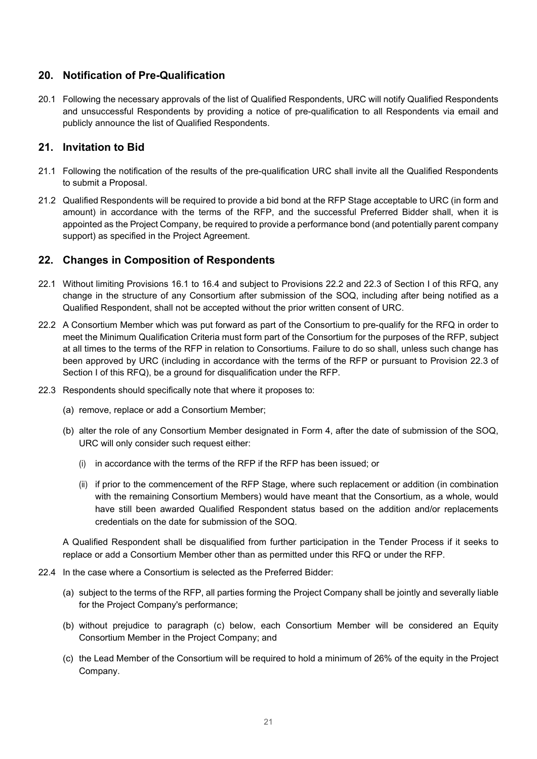## 20. Notification of Pre-Qualification

20.1 Following the necessary approvals of the list of Qualified Respondents, URC will notify Qualified Respondents and unsuccessful Respondents by providing a notice of pre-qualification to all Respondents via email and publicly announce the list of Qualified Respondents.

## 21. Invitation to Bid

21.1 Following the notification of the results of the pre-qualification URC shall invite all the Qualified Respondents to submit a Proposal.

21.2 Qualified Respondents will be required to provide a bid bond at the RFP Stage acceptable to URC (in form and amount) in accordance with the terms of the RFP, and the successful Preferred Bidder shall, when it is appointed as the Project Company, be required to provide a performance bond (and potentially parent company support) as specified in the Project Agreement.

## 22. Changes in Composition of Respondents

22.1 Without limiting Provisions 16.1 to 16.4 and subject to Provisions 22.2 and 22.3 of Section I of this RFQ, any change in the structure of any Consortium after submission of the SOQ, including after being notified as a Qualified Respondent, shall not be accepted without the prior written consent of URC.

22.2 A Consortium Member which was put forward as part of the Consortium to pre-qualify for the RFQ in order to meet the Minimum Qualification Criteria must form part of the Consortium for the purposes of the RFP, subject at all times to the terms of the RFP in relation to Consortiums. Failure to do so shall, unless such change has been approved by URC (including in accordance with the terms of the RFP or pursuant to Provision 22.3 of Section I of this RFQ), be a ground for disqualification under the RFP.

22.3 Respondents should specifically note that where it proposes to:

(a) remove, replace or add a Consortium Member;

(b) alter the role of any Consortium Member designated in Form 4, after the date of submission of the SOQ, URC will only consider such request either:

(i) in accordance with the terms of the RFP if the RFP has been issued; or

(ii) if prior to the commencement of the RFP Stage, where such replacement or addition (in combination with the remaining Consortium Members) would have meant that the Consortium, as a whole, would have still been awarded Qualified Respondent status based on the addition and/or replacements credentials on the date for submission of the SOQ.

A Qualified Respondent shall be disqualified from further participation in the Tender Process if it seeks to replace or add a Consortium Member other than as permitted under this RFQ or under the RFP.

22.4 In the case where a Consortium is selected as the Preferred Bidder:

(a) subject to the terms of the RFP, all parties forming the Project Company shall be jointly and severally liable for the Project Company's performance;

(b) without prejudice to paragraph (c) below, each Consortium Member will be considered an Equity Consortium Member in the Project Company; and

(c) the Lead Member of the Consortium will be required to hold a minimum of 26% of the equity in the Project Company.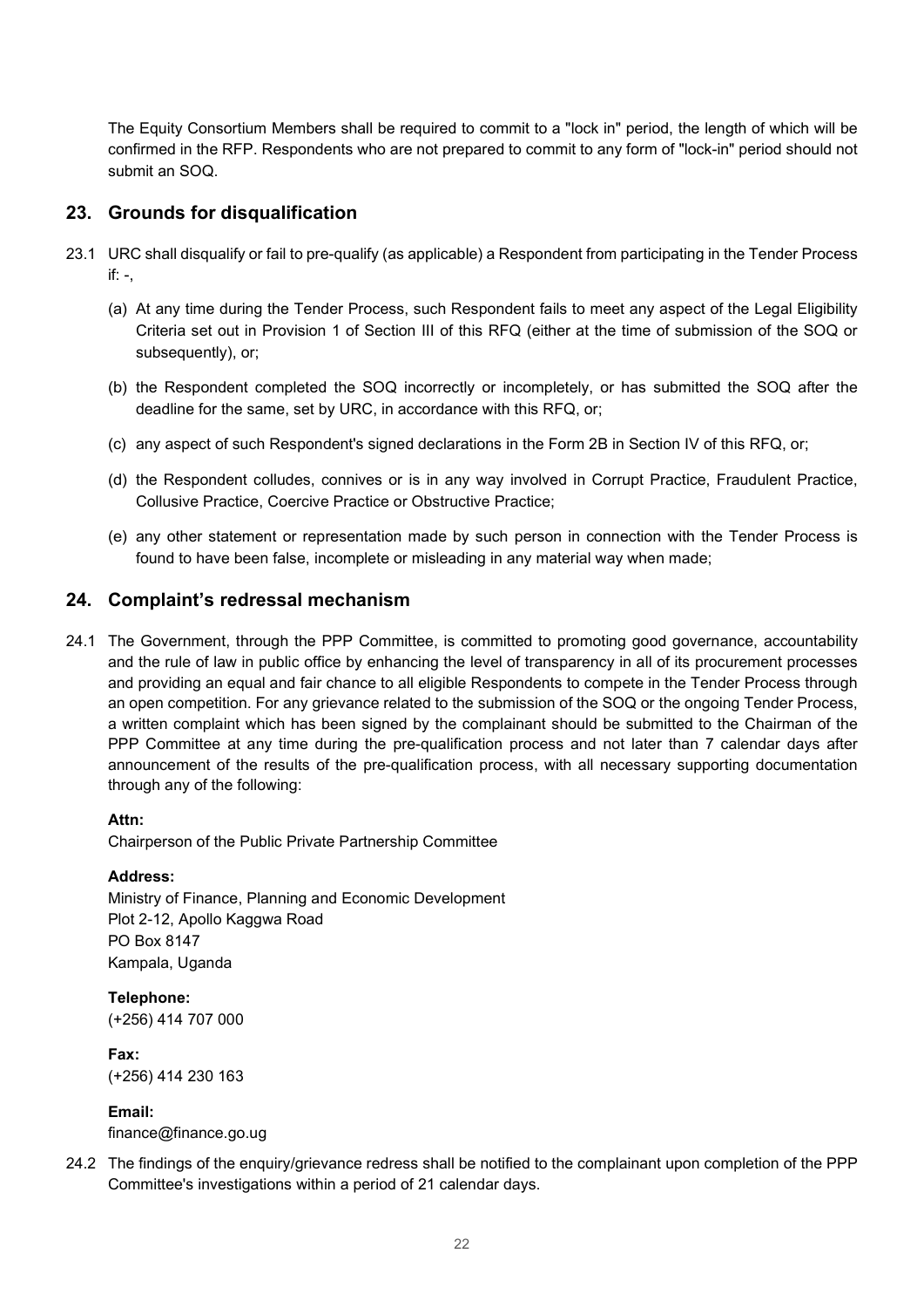The Equity Consortium Members shall be required to commit to a "lock in" period, the length of which will be confirmed in the RFP. Respondents who are not prepared to commit to any form of "lock-in" period should not submit an SOQ.

## 23. Grounds for disqualification

23.1 URC shall disqualify or fail to pre-qualify (as applicable) a Respondent from participating in the Tender Process if: -,

(a) At any time during the Tender Process, such Respondent fails to meet any aspect of the Legal Eligibility Criteria set out in Provision 1 of Section III of this RFQ (either at the time of submission of the SOQ or subsequently), or;

(b) the Respondent completed the SOQ incorrectly or incompletely, or has submitted the SOQ after the deadline for the same, set by URC, in accordance with this RFQ, or;

(c) any aspect of such Respondent's signed declarations in the Form 2B in Section IV of this RFQ, or;

(d) the Respondent colludes, connives or is in any way involved in Corrupt Practice, Fraudulent Practice, Collusive Practice, Coercive Practice or Obstructive Practice;

(e) any other statement or representation made by such person in connection with the Tender Process is found to have been false, incomplete or misleading in any material way when made;

## 24. Complaint's redressal mechanism

24.1 The Government, through the PPP Committee, is committed to promoting good governance, accountability and the rule of law in public office by enhancing the level of transparency in all of its procurement processes and providing an equal and fair chance to all eligible Respondents to compete in the Tender Process through an open competition. For any grievance related to the submission of the SOQ or the ongoing Tender Process, a written complaint which has been signed by the complainant should be submitted to the Chairman of the PPP Committee at any time during the pre-qualification process and not later than 7 calendar days after announcement of the results of the pre-qualification process, with all necessary supporting documentation through any of the following:

**Attn:**
Chairperson of the Public Private Partnership Committee

**Address:**
Ministry of Finance, Planning and Economic Development
Plot 2-12, Apollo Kaggwa Road
PO Box 8147
Kampala, Uganda

**Telephone:**
(+256) 414 707 000

**Fax:**
(+256) 414 230 163

**Email:**
finance@finance.go.ug

24.2 The findings of the enquiry/grievance redress shall be notified to the complainant upon completion of the PPP Committee's investigations within a period of 21 calendar days.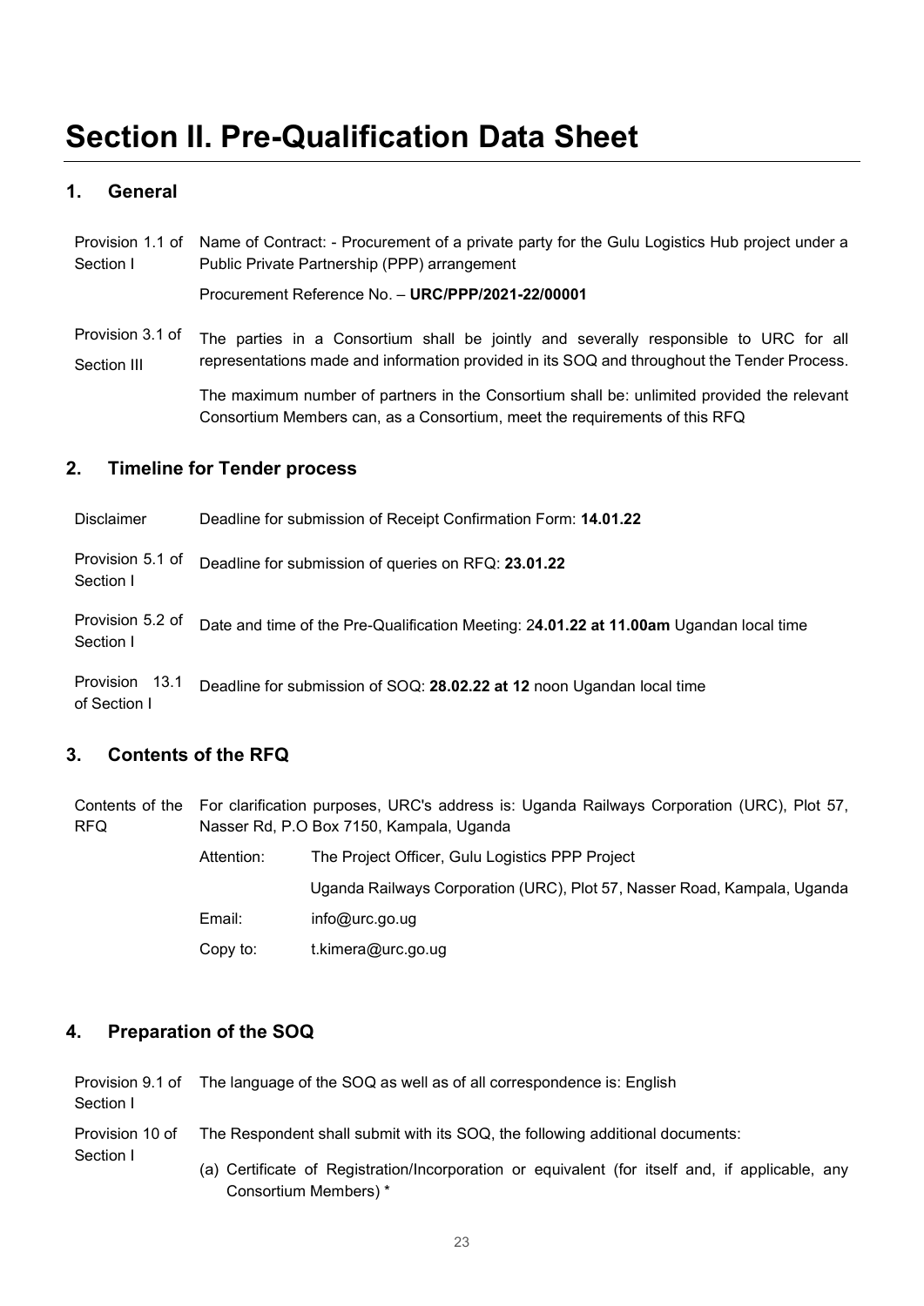# Section II. Pre-Qualification Data Sheet

## 1. General

| | |
|---|---|
| Provision 1.1 of Section I | Name of Contract: - Procurement of a private party for the Gulu Logistics Hub project under a Public Private Partnership (PPP) arrangement<br><br>Procurement Reference No. – **URC/PPP/2021-22/00001** |
| Provision 3.1 of Section III | The parties in a Consortium shall be jointly and severally responsible to URC for all representations made and information provided in its SOQ and throughout the Tender Process.<br><br>The maximum number of partners in the Consortium shall be: unlimited provided the relevant Consortium Members can, as a Consortium, meet the requirements of this RFQ |

## 2. Timeline for Tender process

| | |
|---|---|
| Disclaimer | Deadline for submission of Receipt Confirmation Form: **14.01.22** |
| Provision 5.1 of Section I | Deadline for submission of queries on RFQ: **23.01.22** |
| Provision 5.2 of Section I | Date and time of the Pre-Qualification Meeting: 2**4.01.22 at 11.00am** Ugandan local time |
| Provision 13.1 of Section I | Deadline for submission of SOQ: **28.02.22 at 12** noon Ugandan local time |

## 3. Contents of the RFQ

| | | |
|---|---|---|
| Contents of the RFQ | For clarification purposes, URC's address is: Uganda Railways Corporation (URC), Plot 57, Nasser Rd, P.O Box 7150, Kampala, Uganda | |
| | Attention: | The Project Officer, Gulu Logistics PPP Project |
| | | Uganda Railways Corporation (URC), Plot 57, Nasser Road, Kampala, Uganda |
| | Email: | info@urc.go.ug |
| | Copy to: | t.kimera@urc.go.ug |

## 4. Preparation of the SOQ

| | |
|---|---|
| Provision 9.1 of Section I | The language of the SOQ as well as of all correspondence is: English |
| Provision 10 of Section I | The Respondent shall submit with its SOQ, the following additional documents:<br><br>(a) Certificate of Registration/Incorporation or equivalent (for itself and, if applicable, any Consortium Members) * |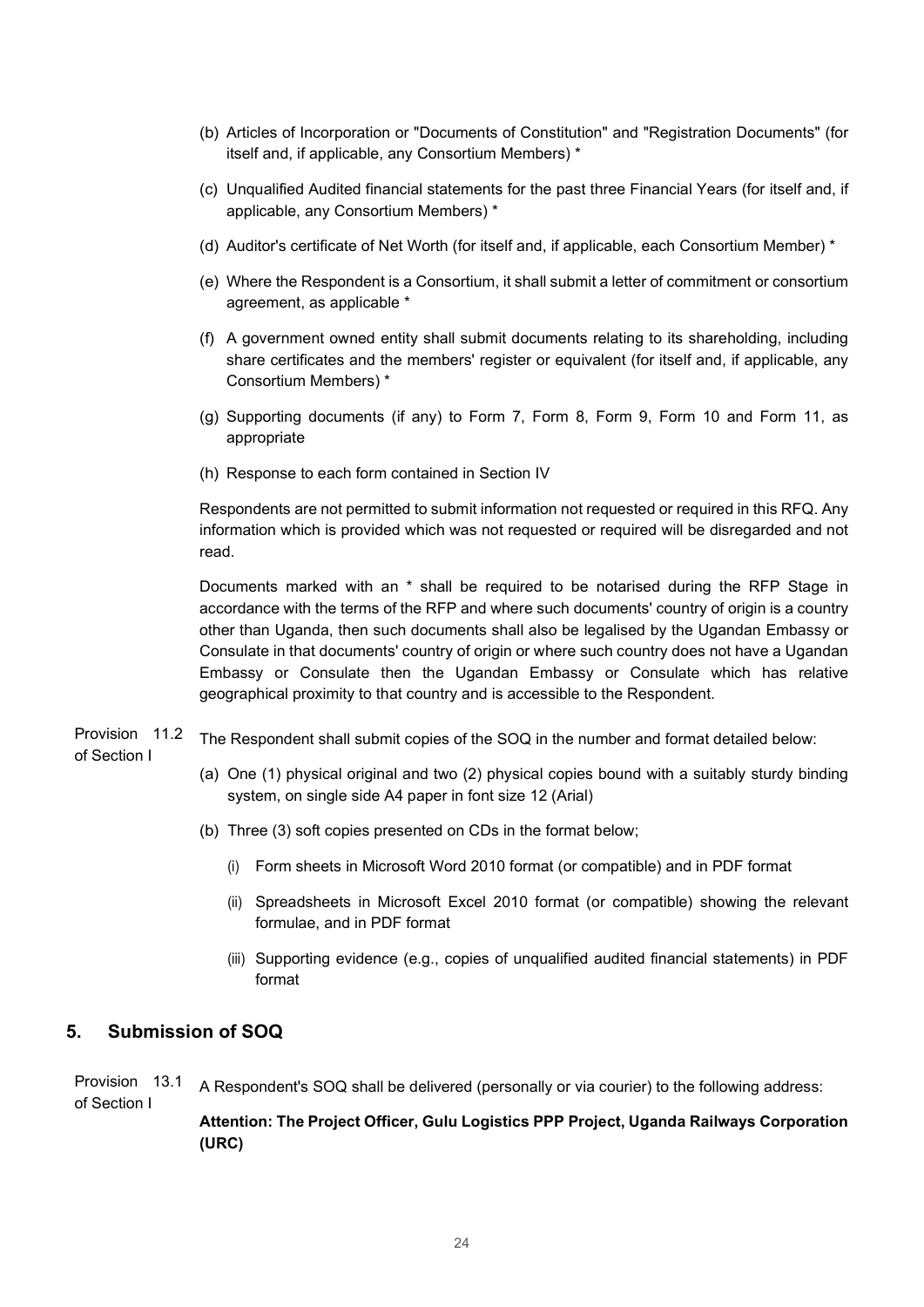(b) Articles of Incorporation or "Documents of Constitution" and "Registration Documents" (for itself and, if applicable, any Consortium Members) *

(c) Unqualified Audited financial statements for the past three Financial Years (for itself and, if applicable, any Consortium Members) *

(d) Auditor's certificate of Net Worth (for itself and, if applicable, each Consortium Member) *

(e) Where the Respondent is a Consortium, it shall submit a letter of commitment or consortium agreement, as applicable *

(f) A government owned entity shall submit documents relating to its shareholding, including share certificates and the members' register or equivalent (for itself and, if applicable, any Consortium Members) *

(g) Supporting documents (if any) to Form 7, Form 8, Form 9, Form 10 and Form 11, as appropriate

(h) Response to each form contained in Section IV

Respondents are not permitted to submit information not requested or required in this RFQ. Any information which is provided which was not requested or required will be disregarded and not read.

Documents marked with an * shall be required to be notarised during the RFP Stage in accordance with the terms of the RFP and where such documents' country of origin is a country other than Uganda, then such documents shall also be legalised by the Ugandan Embassy or Consulate in that documents' country of origin or where such country does not have a Ugandan Embassy or Consulate then the Ugandan Embassy or Consulate which has relative geographical proximity to that country and is accessible to the Respondent.

Provision 11.2 of Section I

The Respondent shall submit copies of the SOQ in the number and format detailed below:

(a) One (1) physical original and two (2) physical copies bound with a suitably sturdy binding system, on single side A4 paper in font size 12 (Arial)

(b) Three (3) soft copies presented on CDs in the format below;

(i) Form sheets in Microsoft Word 2010 format (or compatible) and in PDF format

(ii) Spreadsheets in Microsoft Excel 2010 format (or compatible) showing the relevant formulae, and in PDF format

(iii) Supporting evidence (e.g., copies of unqualified audited financial statements) in PDF format

## 5. Submission of SOQ

Provision 13.1 of Section I

A Respondent's SOQ shall be delivered (personally or via courier) to the following address:

**Attention: The Project Officer, Gulu Logistics PPP Project, Uganda Railways Corporation (URC)**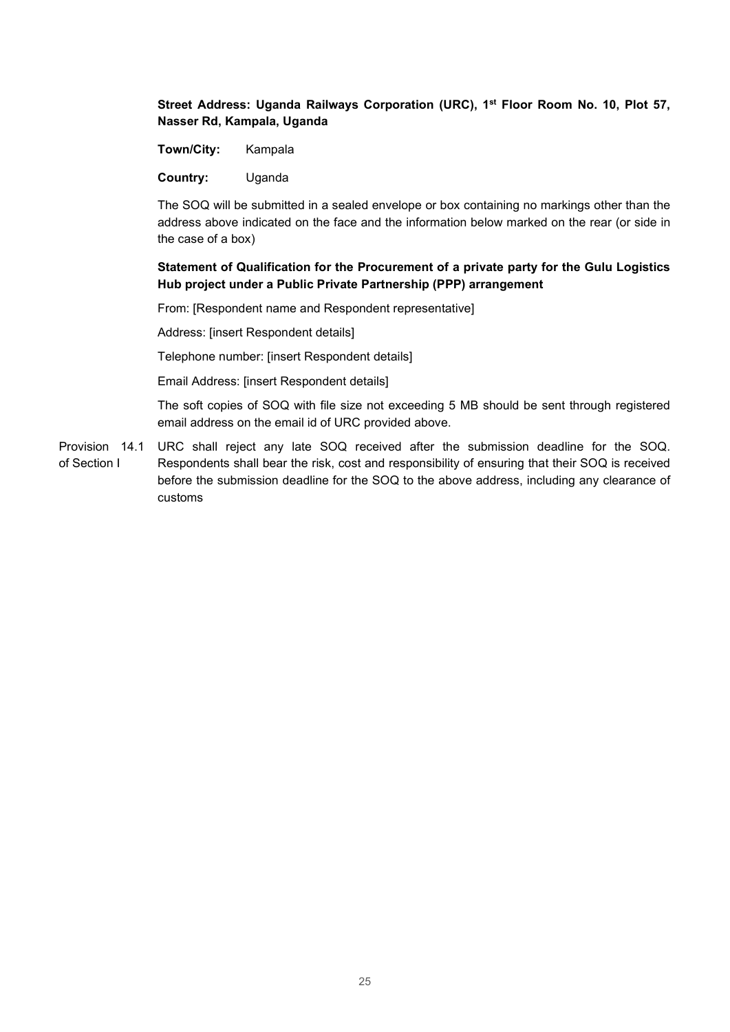**Street Address: Uganda Railways Corporation (URC), 1st Floor Room No. 10, Plot 57, Nasser Rd, Kampala, Uganda**

**Town/City:** Kampala

**Country:** Uganda

The SOQ will be submitted in a sealed envelope or box containing no markings other than the address above indicated on the face and the information below marked on the rear (or side in the case of a box)

**Statement of Qualification for the Procurement of a private party for the Gulu Logistics Hub project under a Public Private Partnership (PPP) arrangement**

From: [Respondent name and Respondent representative]

Address: [insert Respondent details]

Telephone number: [insert Respondent details]

Email Address: [insert Respondent details]

The soft copies of SOQ with file size not exceeding 5 MB should be sent through registered email address on the email id of URC provided above.

| | |
|---|---|
| Provision 14.1 of Section I | URC shall reject any late SOQ received after the submission deadline for the SOQ. Respondents shall bear the risk, cost and responsibility of ensuring that their SOQ is received before the submission deadline for the SOQ to the above address, including any clearance of customs |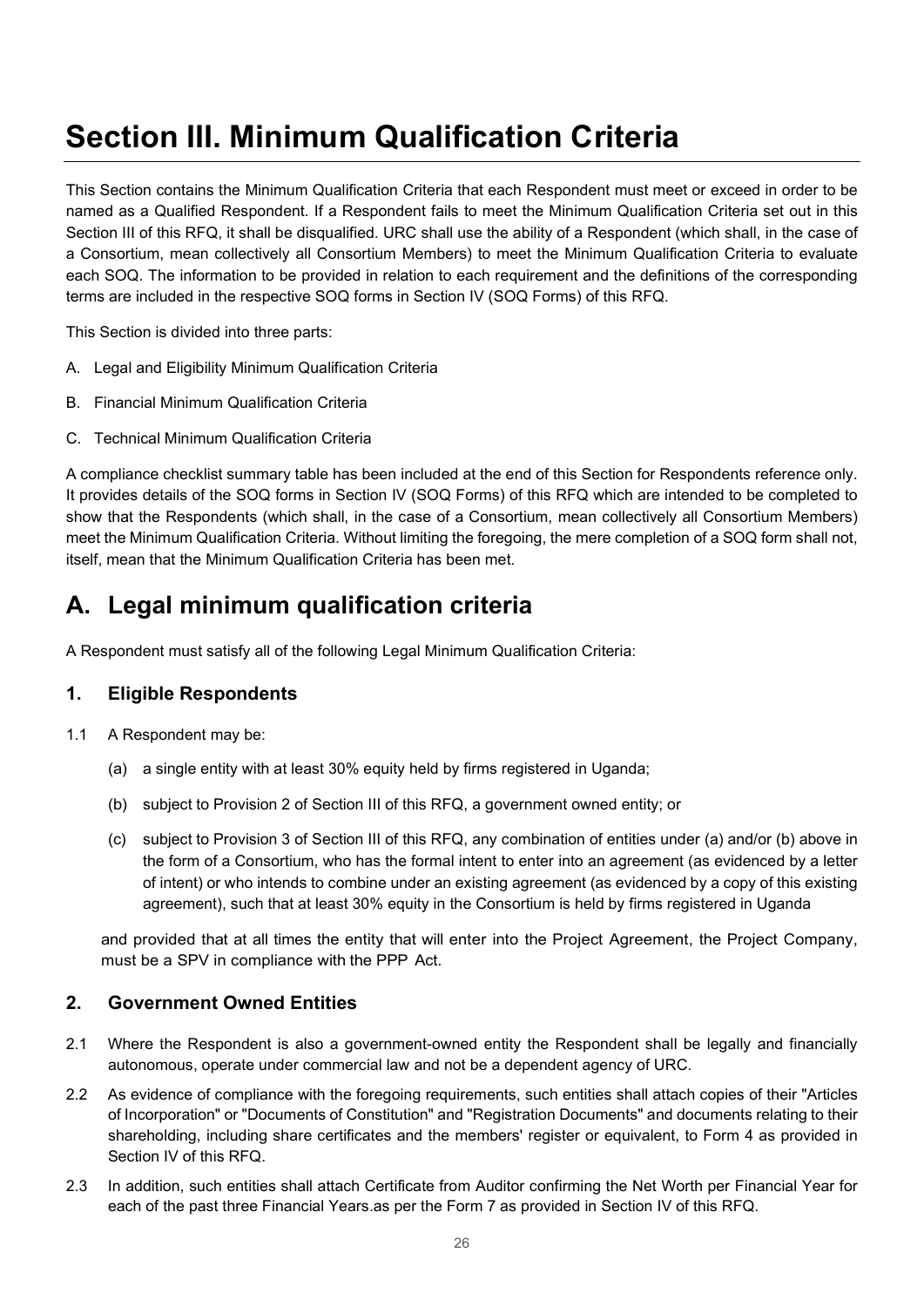# Section III. Minimum Qualification Criteria

This Section contains the Minimum Qualification Criteria that each Respondent must meet or exceed in order to be named as a Qualified Respondent. If a Respondent fails to meet the Minimum Qualification Criteria set out in this Section III of this RFQ, it shall be disqualified. URC shall use the ability of a Respondent (which shall, in the case of a Consortium, mean collectively all Consortium Members) to meet the Minimum Qualification Criteria to evaluate each SOQ. The information to be provided in relation to each requirement and the definitions of the corresponding terms are included in the respective SOQ forms in Section IV (SOQ Forms) of this RFQ.

This Section is divided into three parts:

A. Legal and Eligibility Minimum Qualification Criteria

B. Financial Minimum Qualification Criteria

C. Technical Minimum Qualification Criteria

A compliance checklist summary table has been included at the end of this Section for Respondents reference only. It provides details of the SOQ forms in Section IV (SOQ Forms) of this RFQ which are intended to be completed to show that the Respondents (which shall, in the case of a Consortium, mean collectively all Consortium Members) meet the Minimum Qualification Criteria. Without limiting the foregoing, the mere completion of a SOQ form shall not, itself, mean that the Minimum Qualification Criteria has been met.

## A. Legal minimum qualification criteria

A Respondent must satisfy all of the following Legal Minimum Qualification Criteria:

### 1. Eligible Respondents

1.1 A Respondent may be:

(a) a single entity with at least 30% equity held by firms registered in Uganda;

(b) subject to Provision 2 of Section III of this RFQ, a government owned entity; or

(c) subject to Provision 3 of Section III of this RFQ, any combination of entities under (a) and/or (b) above in the form of a Consortium, who has the formal intent to enter into an agreement (as evidenced by a letter of intent) or who intends to combine under an existing agreement (as evidenced by a copy of this existing agreement), such that at least 30% equity in the Consortium is held by firms registered in Uganda

and provided that at all times the entity that will enter into the Project Agreement, the Project Company, must be a SPV in compliance with the PPP Act.

### 2. Government Owned Entities

2.1 Where the Respondent is also a government-owned entity the Respondent shall be legally and financially autonomous, operate under commercial law and not be a dependent agency of URC.

2.2 As evidence of compliance with the foregoing requirements, such entities shall attach copies of their "Articles of Incorporation" or "Documents of Constitution" and "Registration Documents" and documents relating to their shareholding, including share certificates and the members' register or equivalent, to Form 4 as provided in Section IV of this RFQ.

2.3 In addition, such entities shall attach Certificate from Auditor confirming the Net Worth per Financial Year for each of the past three Financial Years.as per the Form 7 as provided in Section IV of this RFQ.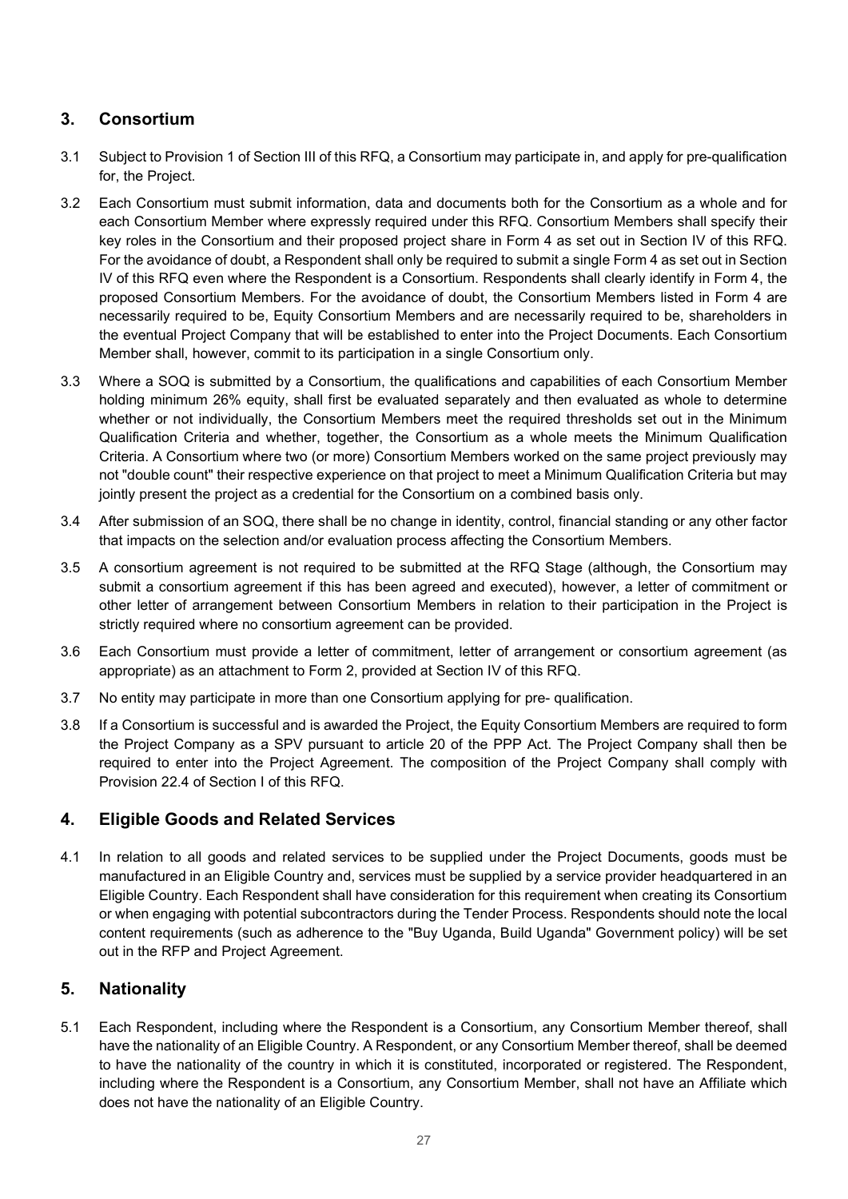## 3. Consortium

3.1 Subject to Provision 1 of Section III of this RFQ, a Consortium may participate in, and apply for pre-qualification for, the Project.

3.2 Each Consortium must submit information, data and documents both for the Consortium as a whole and for each Consortium Member where expressly required under this RFQ. Consortium Members shall specify their key roles in the Consortium and their proposed project share in Form 4 as set out in Section IV of this RFQ. For the avoidance of doubt, a Respondent shall only be required to submit a single Form 4 as set out in Section IV of this RFQ even where the Respondent is a Consortium. Respondents shall clearly identify in Form 4, the proposed Consortium Members. For the avoidance of doubt, the Consortium Members listed in Form 4 are necessarily required to be, Equity Consortium Members and are necessarily required to be, shareholders in the eventual Project Company that will be established to enter into the Project Documents. Each Consortium Member shall, however, commit to its participation in a single Consortium only.

3.3 Where a SOQ is submitted by a Consortium, the qualifications and capabilities of each Consortium Member holding minimum 26% equity, shall first be evaluated separately and then evaluated as whole to determine whether or not individually, the Consortium Members meet the required thresholds set out in the Minimum Qualification Criteria and whether, together, the Consortium as a whole meets the Minimum Qualification Criteria. A Consortium where two (or more) Consortium Members worked on the same project previously may not "double count" their respective experience on that project to meet a Minimum Qualification Criteria but may jointly present the project as a credential for the Consortium on a combined basis only.

3.4 After submission of an SOQ, there shall be no change in identity, control, financial standing or any other factor that impacts on the selection and/or evaluation process affecting the Consortium Members.

3.5 A consortium agreement is not required to be submitted at the RFQ Stage (although, the Consortium may submit a consortium agreement if this has been agreed and executed), however, a letter of commitment or other letter of arrangement between Consortium Members in relation to their participation in the Project is strictly required where no consortium agreement can be provided.

3.6 Each Consortium must provide a letter of commitment, letter of arrangement or consortium agreement (as appropriate) as an attachment to Form 2, provided at Section IV of this RFQ.

3.7 No entity may participate in more than one Consortium applying for pre- qualification.

3.8 If a Consortium is successful and is awarded the Project, the Equity Consortium Members are required to form the Project Company as a SPV pursuant to article 20 of the PPP Act. The Project Company shall then be required to enter into the Project Agreement. The composition of the Project Company shall comply with Provision 22.4 of Section I of this RFQ.

## 4. Eligible Goods and Related Services

4.1 In relation to all goods and related services to be supplied under the Project Documents, goods must be manufactured in an Eligible Country and, services must be supplied by a service provider headquartered in an Eligible Country. Each Respondent shall have consideration for this requirement when creating its Consortium or when engaging with potential subcontractors during the Tender Process. Respondents should note the local content requirements (such as adherence to the "Buy Uganda, Build Uganda" Government policy) will be set out in the RFP and Project Agreement.

## 5. Nationality

5.1 Each Respondent, including where the Respondent is a Consortium, any Consortium Member thereof, shall have the nationality of an Eligible Country. A Respondent, or any Consortium Member thereof, shall be deemed to have the nationality of the country in which it is constituted, incorporated or registered. The Respondent, including where the Respondent is a Consortium, any Consortium Member, shall not have an Affiliate which does not have the nationality of an Eligible Country.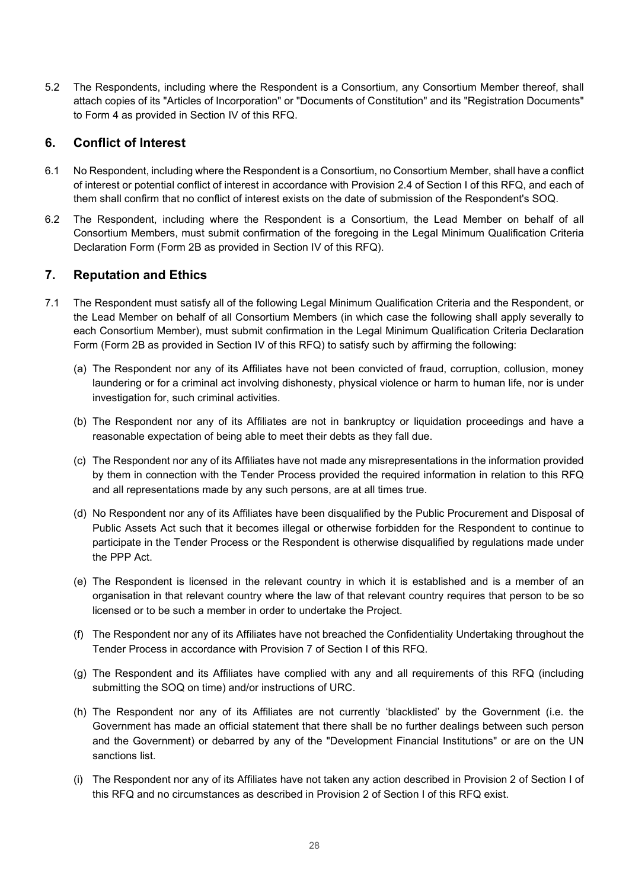5.2 The Respondents, including where the Respondent is a Consortium, any Consortium Member thereof, shall attach copies of its "Articles of Incorporation" or "Documents of Constitution" and its "Registration Documents" to Form 4 as provided in Section IV of this RFQ.

## 6. Conflict of Interest

6.1 No Respondent, including where the Respondent is a Consortium, no Consortium Member, shall have a conflict of interest or potential conflict of interest in accordance with Provision 2.4 of Section I of this RFQ, and each of them shall confirm that no conflict of interest exists on the date of submission of the Respondent's SOQ.

6.2 The Respondent, including where the Respondent is a Consortium, the Lead Member on behalf of all Consortium Members, must submit confirmation of the foregoing in the Legal Minimum Qualification Criteria Declaration Form (Form 2B as provided in Section IV of this RFQ).

## 7. Reputation and Ethics

7.1 The Respondent must satisfy all of the following Legal Minimum Qualification Criteria and the Respondent, or the Lead Member on behalf of all Consortium Members (in which case the following shall apply severally to each Consortium Member), must submit confirmation in the Legal Minimum Qualification Criteria Declaration Form (Form 2B as provided in Section IV of this RFQ) to satisfy such by affirming the following:

(a) The Respondent nor any of its Affiliates have not been convicted of fraud, corruption, collusion, money laundering or for a criminal act involving dishonesty, physical violence or harm to human life, nor is under investigation for, such criminal activities.

(b) The Respondent nor any of its Affiliates are not in bankruptcy or liquidation proceedings and have a reasonable expectation of being able to meet their debts as they fall due.

(c) The Respondent nor any of its Affiliates have not made any misrepresentations in the information provided by them in connection with the Tender Process provided the required information in relation to this RFQ and all representations made by any such persons, are at all times true.

(d) No Respondent nor any of its Affiliates have been disqualified by the Public Procurement and Disposal of Public Assets Act such that it becomes illegal or otherwise forbidden for the Respondent to continue to participate in the Tender Process or the Respondent is otherwise disqualified by regulations made under the PPP Act.

(e) The Respondent is licensed in the relevant country in which it is established and is a member of an organisation in that relevant country where the law of that relevant country requires that person to be so licensed or to be such a member in order to undertake the Project.

(f) The Respondent nor any of its Affiliates have not breached the Confidentiality Undertaking throughout the Tender Process in accordance with Provision 7 of Section I of this RFQ.

(g) The Respondent and its Affiliates have complied with any and all requirements of this RFQ (including submitting the SOQ on time) and/or instructions of URC.

(h) The Respondent nor any of its Affiliates are not currently 'blacklisted' by the Government (i.e. the Government has made an official statement that there shall be no further dealings between such person and the Government) or debarred by any of the "Development Financial Institutions" or are on the UN sanctions list.

(i) The Respondent nor any of its Affiliates have not taken any action described in Provision 2 of Section I of this RFQ and no circumstances as described in Provision 2 of Section I of this RFQ exist.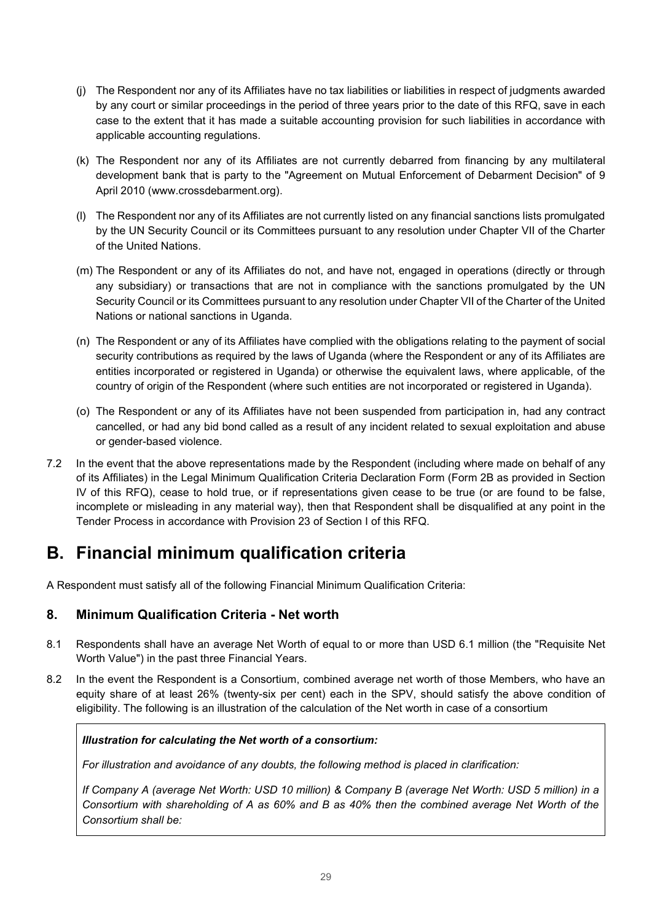(j) The Respondent nor any of its Affiliates have no tax liabilities or liabilities in respect of judgments awarded by any court or similar proceedings in the period of three years prior to the date of this RFQ, save in each case to the extent that it has made a suitable accounting provision for such liabilities in accordance with applicable accounting regulations.

(k) The Respondent nor any of its Affiliates are not currently debarred from financing by any multilateral development bank that is party to the "Agreement on Mutual Enforcement of Debarment Decision" of 9 April 2010 (www.crossdebarment.org).

(l) The Respondent nor any of its Affiliates are not currently listed on any financial sanctions lists promulgated by the UN Security Council or its Committees pursuant to any resolution under Chapter VII of the Charter of the United Nations.

(m) The Respondent or any of its Affiliates do not, and have not, engaged in operations (directly or through any subsidiary) or transactions that are not in compliance with the sanctions promulgated by the UN Security Council or its Committees pursuant to any resolution under Chapter VII of the Charter of the United Nations or national sanctions in Uganda.

(n) The Respondent or any of its Affiliates have complied with the obligations relating to the payment of social security contributions as required by the laws of Uganda (where the Respondent or any of its Affiliates are entities incorporated or registered in Uganda) or otherwise the equivalent laws, where applicable, of the country of origin of the Respondent (where such entities are not incorporated or registered in Uganda).

(o) The Respondent or any of its Affiliates have not been suspended from participation in, had any contract cancelled, or had any bid bond called as a result of any incident related to sexual exploitation and abuse or gender-based violence.

7.2 In the event that the above representations made by the Respondent (including where made on behalf of any of its Affiliates) in the Legal Minimum Qualification Criteria Declaration Form (Form 2B as provided in Section IV of this RFQ), cease to hold true, or if representations given cease to be true (or are found to be false, incomplete or misleading in any material way), then that Respondent shall be disqualified at any point in the Tender Process in accordance with Provision 23 of Section I of this RFQ.

# B. Financial minimum qualification criteria

A Respondent must satisfy all of the following Financial Minimum Qualification Criteria:

## 8. Minimum Qualification Criteria - Net worth

8.1 Respondents shall have an average Net Worth of equal to or more than USD 6.1 million (the "Requisite Net Worth Value") in the past three Financial Years.

8.2 In the event the Respondent is a Consortium, combined average net worth of those Members, who have an equity share of at least 26% (twenty-six per cent) each in the SPV, should satisfy the above condition of eligibility. The following is an illustration of the calculation of the Net worth in case of a consortium

***Illustration for calculating the Net worth of a consortium:***

*For illustration and avoidance of any doubts, the following method is placed in clarification:*

*If Company A (average Net Worth: USD 10 million) & Company B (average Net Worth: USD 5 million) in a Consortium with shareholding of A as 60% and B as 40% then the combined average Net Worth of the Consortium shall be:*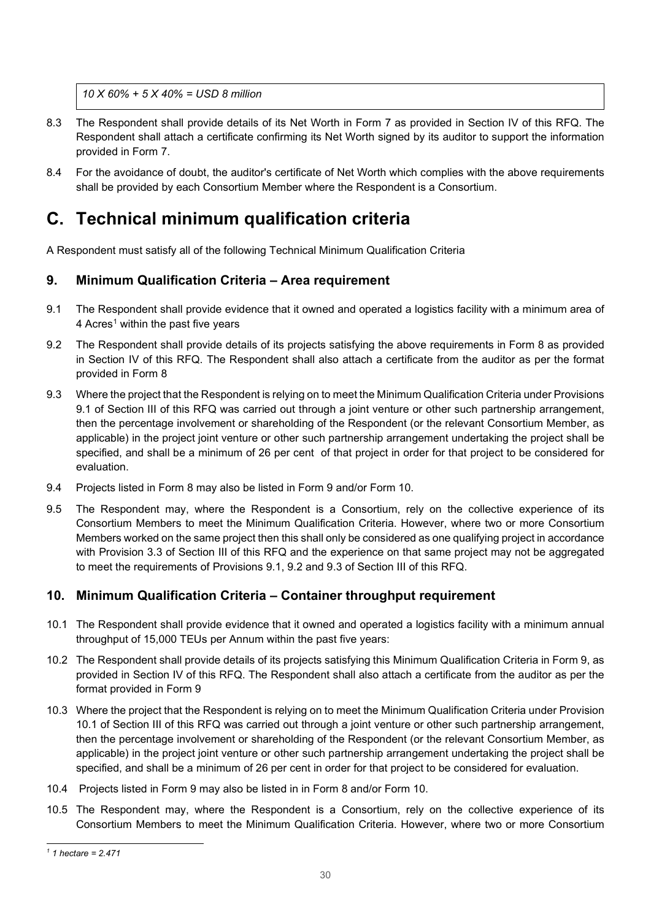*10 X 60% + 5 X 40% = USD 8 million*

8.3 The Respondent shall provide details of its Net Worth in Form 7 as provided in Section IV of this RFQ. The Respondent shall attach a certificate confirming its Net Worth signed by its auditor to support the information provided in Form 7.

8.4 For the avoidance of doubt, the auditor's certificate of Net Worth which complies with the above requirements shall be provided by each Consortium Member where the Respondent is a Consortium.

# C. Technical minimum qualification criteria

A Respondent must satisfy all of the following Technical Minimum Qualification Criteria

## 9. Minimum Qualification Criteria – Area requirement

9.1 The Respondent shall provide evidence that it owned and operated a logistics facility with a minimum area of 4 Acres[1] within the past five years

9.2 The Respondent shall provide details of its projects satisfying the above requirements in Form 8 as provided in Section IV of this RFQ. The Respondent shall also attach a certificate from the auditor as per the format provided in Form 8

9.3 Where the project that the Respondent is relying on to meet the Minimum Qualification Criteria under Provisions 9.1 of Section III of this RFQ was carried out through a joint venture or other such partnership arrangement, then the percentage involvement or shareholding of the Respondent (or the relevant Consortium Member, as applicable) in the project joint venture or other such partnership arrangement undertaking the project shall be specified, and shall be a minimum of 26 per cent of that project in order for that project to be considered for evaluation.

9.4 Projects listed in Form 8 may also be listed in Form 9 and/or Form 10.

9.5 The Respondent may, where the Respondent is a Consortium, rely on the collective experience of its Consortium Members to meet the Minimum Qualification Criteria. However, where two or more Consortium Members worked on the same project then this shall only be considered as one qualifying project in accordance with Provision 3.3 of Section III of this RFQ and the experience on that same project may not be aggregated to meet the requirements of Provisions 9.1, 9.2 and 9.3 of Section III of this RFQ.

## 10. Minimum Qualification Criteria – Container throughput requirement

10.1 The Respondent shall provide evidence that it owned and operated a logistics facility with a minimum annual throughput of 15,000 TEUs per Annum within the past five years:

10.2 The Respondent shall provide details of its projects satisfying this Minimum Qualification Criteria in Form 9, as provided in Section IV of this RFQ. The Respondent shall also attach a certificate from the auditor as per the format provided in Form 9

10.3 Where the project that the Respondent is relying on to meet the Minimum Qualification Criteria under Provision 10.1 of Section III of this RFQ was carried out through a joint venture or other such partnership arrangement, then the percentage involvement or shareholding of the Respondent (or the relevant Consortium Member, as applicable) in the project joint venture or other such partnership arrangement undertaking the project shall be specified, and shall be a minimum of 26 per cent in order for that project to be considered for evaluation.

10.4 Projects listed in Form 9 may also be listed in in Form 8 and/or Form 10.

10.5 The Respondent may, where the Respondent is a Consortium, rely on the collective experience of its Consortium Members to meet the Minimum Qualification Criteria. However, where two or more Consortium

[1] *1 hectare = 2.471*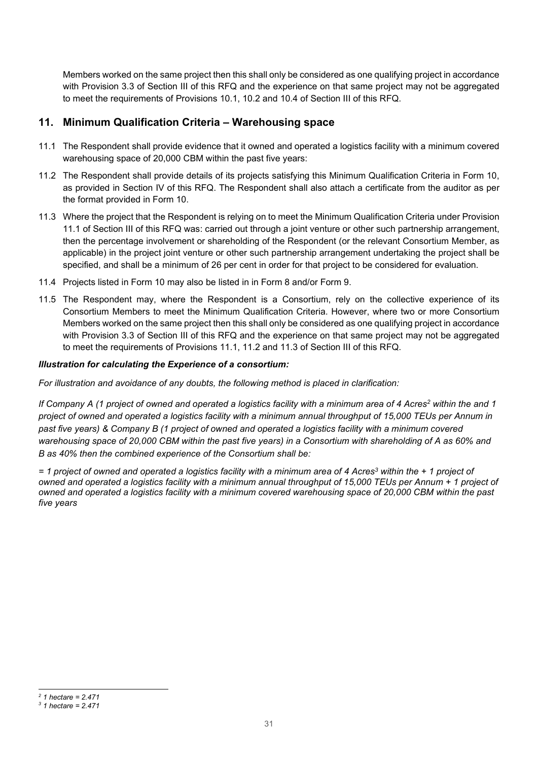Members worked on the same project then this shall only be considered as one qualifying project in accordance with Provision 3.3 of Section III of this RFQ and the experience on that same project may not be aggregated to meet the requirements of Provisions 10.1, 10.2 and 10.4 of Section III of this RFQ.

## 11. Minimum Qualification Criteria – Warehousing space

11.1 The Respondent shall provide evidence that it owned and operated a logistics facility with a minimum covered warehousing space of 20,000 CBM within the past five years:

11.2 The Respondent shall provide details of its projects satisfying this Minimum Qualification Criteria in Form 10, as provided in Section IV of this RFQ. The Respondent shall also attach a certificate from the auditor as per the format provided in Form 10.

11.3 Where the project that the Respondent is relying on to meet the Minimum Qualification Criteria under Provision 11.1 of Section III of this RFQ was: carried out through a joint venture or other such partnership arrangement, then the percentage involvement or shareholding of the Respondent (or the relevant Consortium Member, as applicable) in the project joint venture or other such partnership arrangement undertaking the project shall be specified, and shall be a minimum of 26 per cent in order for that project to be considered for evaluation.

11.4 Projects listed in Form 10 may also be listed in in Form 8 and/or Form 9.

11.5 The Respondent may, where the Respondent is a Consortium, rely on the collective experience of its Consortium Members to meet the Minimum Qualification Criteria. However, where two or more Consortium Members worked on the same project then this shall only be considered as one qualifying project in accordance with Provision 3.3 of Section III of this RFQ and the experience on that same project may not be aggregated to meet the requirements of Provisions 11.1, 11.2 and 11.3 of Section III of this RFQ.

***Illustration for calculating the Experience of a consortium:***

*For illustration and avoidance of any doubts, the following method is placed in clarification:*

*If Company A (1 project of owned and operated a logistics facility with a minimum area of 4 Acres[2] within the and 1 project of owned and operated a logistics facility with a minimum annual throughput of 15,000 TEUs per Annum in past five years) & Company B (1 project of owned and operated a logistics facility with a minimum covered warehousing space of 20,000 CBM within the past five years) in a Consortium with shareholding of A as 60% and B as 40% then the combined experience of the Consortium shall be:*

*= 1 project of owned and operated a logistics facility with a minimum area of 4 Acres[3] within the + 1 project of owned and operated a logistics facility with a minimum annual throughput of 15,000 TEUs per Annum + 1 project of owned and operated a logistics facility with a minimum covered warehousing space of 20,000 CBM within the past five years*

---

*[2] 1 hectare = 2.471*

*[3] 1 hectare = 2.471*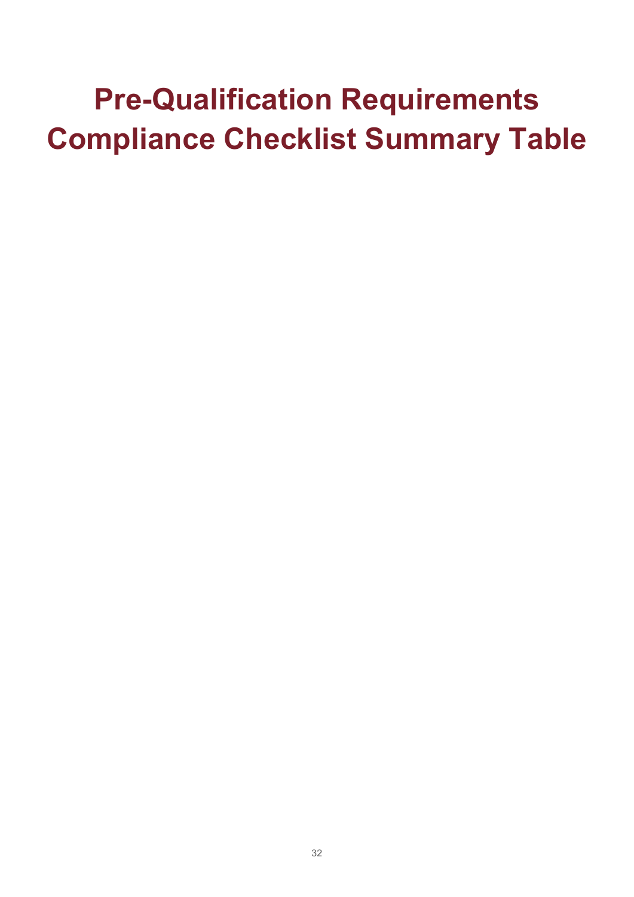# Pre-Qualification Requirements Compliance Checklist Summary Table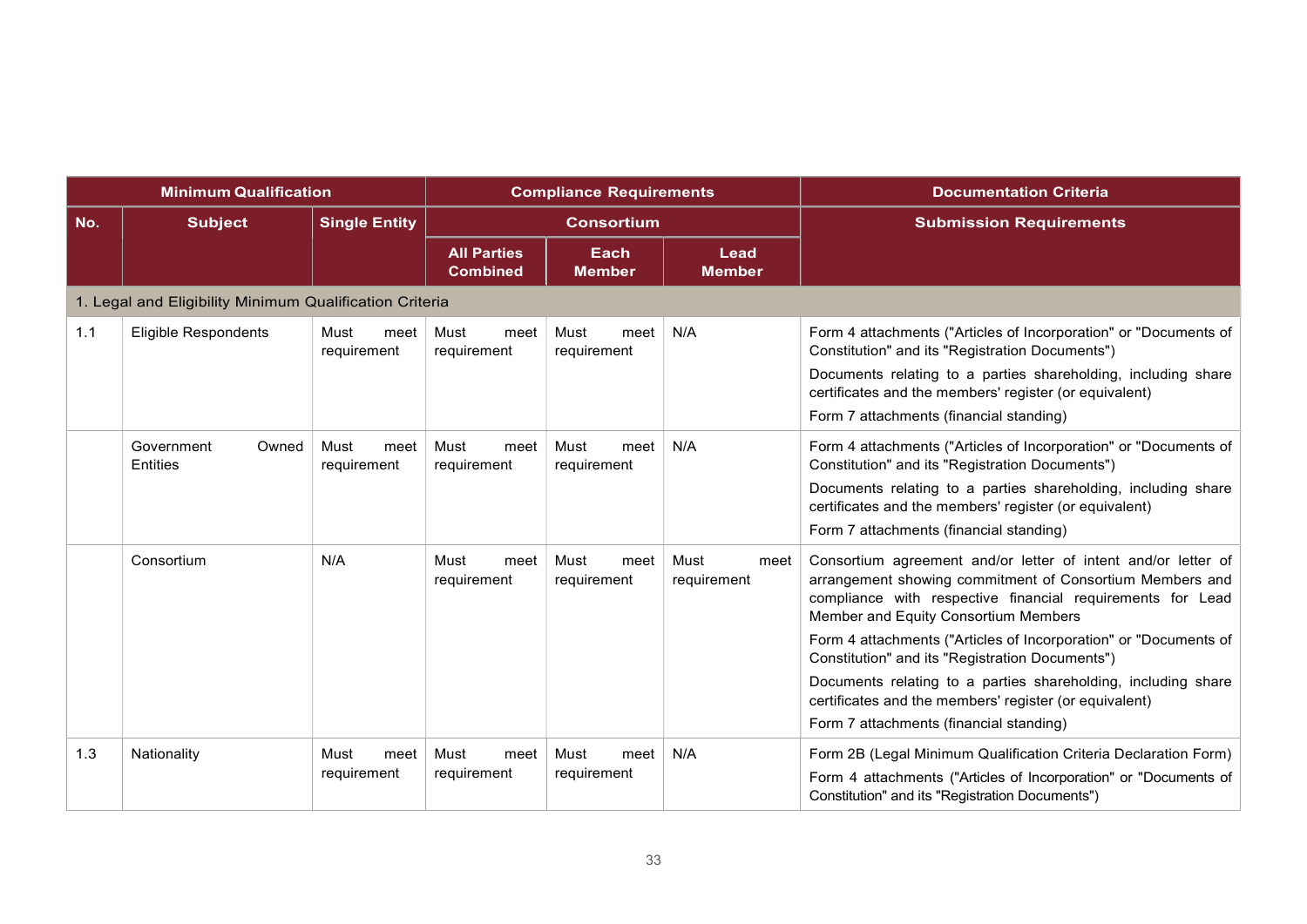| Minimum Qualification | | | Compliance Requirements | | | Documentation Criteria |
|---|---|---|---|---|---|---|
| **No.** | **Subject** | **Single Entity** | **Consortium** | | | **Submission Requirements** |
| | | | **All Parties Combined** | **Each Member** | **Lead Member** | |
| 1. Legal and Eligibility Minimum Qualification Criteria | | | | | | |
| 1.1 | Eligible Respondents | Must meet requirement | Must meet requirement | Must meet requirement | N/A | Form 4 attachments ("Articles of Incorporation" or "Documents of Constitution" and its "Registration Documents")<br>Documents relating to a parties shareholding, including share certificates and the members' register (or equivalent)<br>Form 7 attachments (financial standing) |
| | Government Owned Entities | Must meet requirement | Must meet requirement | Must meet requirement | N/A | Form 4 attachments ("Articles of Incorporation" or "Documents of Constitution" and its "Registration Documents")<br>Documents relating to a parties shareholding, including share certificates and the members' register (or equivalent)<br>Form 7 attachments (financial standing) |
| | Consortium | N/A | Must meet requirement | Must meet requirement | Must meet requirement | Consortium agreement and/or letter of intent and/or letter of arrangement showing commitment of Consortium Members and compliance with respective financial requirements for Lead Member and Equity Consortium Members<br>Form 4 attachments ("Articles of Incorporation" or "Documents of Constitution" and its "Registration Documents")<br>Documents relating to a parties shareholding, including share certificates and the members' register (or equivalent)<br>Form 7 attachments (financial standing) |
| 1.3 | Nationality | Must meet requirement | Must meet requirement | Must meet requirement | N/A | Form 2B (Legal Minimum Qualification Criteria Declaration Form)<br>Form 4 attachments ("Articles of Incorporation" or "Documents of Constitution" and its "Registration Documents") |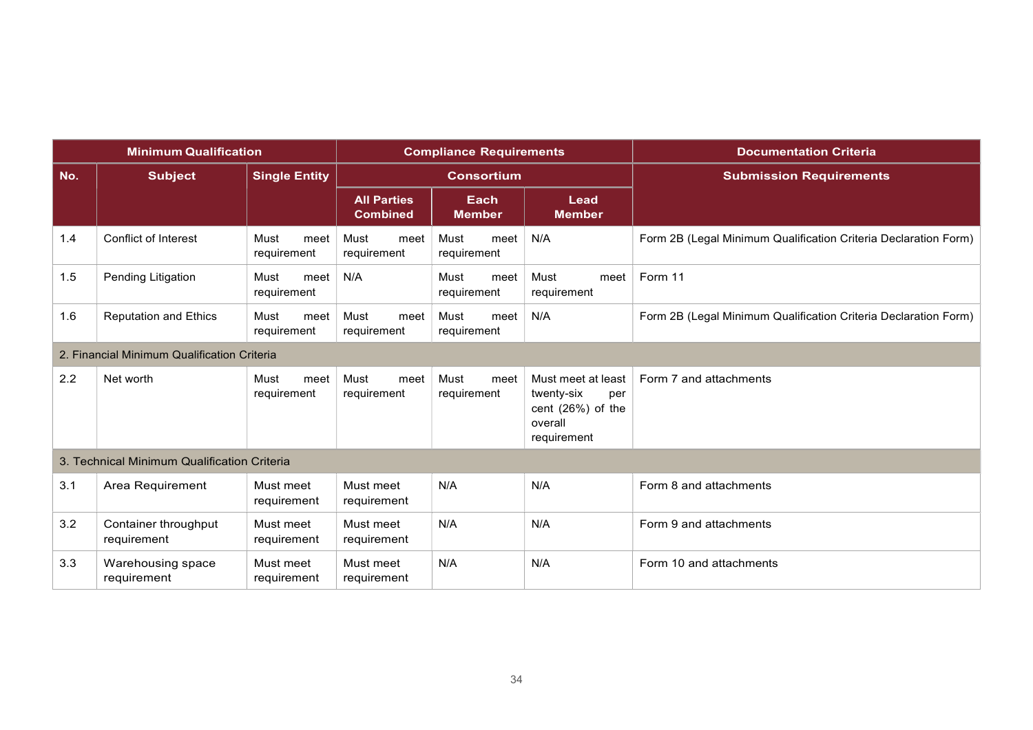| Minimum Qualification | | | Compliance Requirements | | | Documentation Criteria |
|---|---|---|---|---|---|---|
| No. | Subject | Single Entity | Consortium | | | Submission Requirements |
| | | | All Parties Combined | Each Member | Lead Member | |
| 1.4 | Conflict of Interest | Must meet requirement | Must meet requirement | Must meet requirement | N/A | Form 2B (Legal Minimum Qualification Criteria Declaration Form) |
| 1.5 | Pending Litigation | Must meet requirement | N/A | Must meet requirement | Must meet requirement | Form 11 |
| 1.6 | Reputation and Ethics | Must meet requirement | Must meet requirement | Must meet requirement | N/A | Form 2B (Legal Minimum Qualification Criteria Declaration Form) |
| 2. Financial Minimum Qualification Criteria | | | | | | |
| 2.2 | Net worth | Must meet requirement | Must meet requirement | Must meet requirement | Must meet at least twenty-six per cent (26%) of the overall requirement | Form 7 and attachments |
| 3. Technical Minimum Qualification Criteria | | | | | | |
| 3.1 | Area Requirement | Must meet requirement | Must meet requirement | N/A | N/A | Form 8 and attachments |
| 3.2 | Container throughput requirement | Must meet requirement | Must meet requirement | N/A | N/A | Form 9 and attachments |
| 3.3 | Warehousing space requirement | Must meet requirement | Must meet requirement | N/A | N/A | Form 10 and attachments |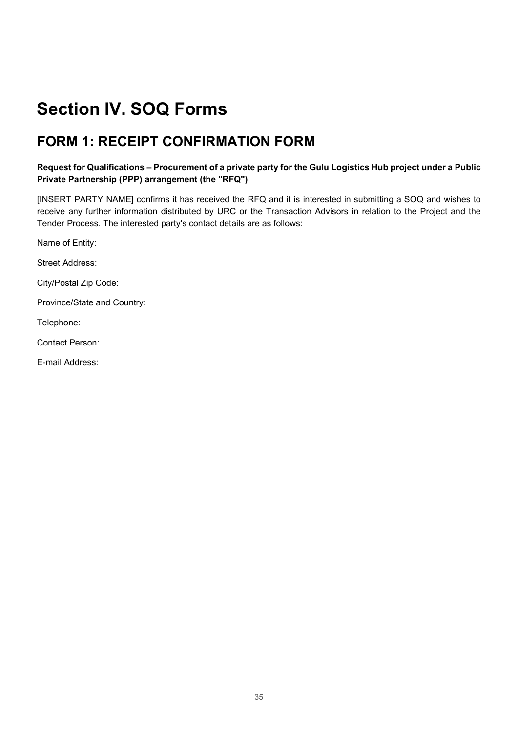# Section IV. SOQ Forms

## FORM 1: RECEIPT CONFIRMATION FORM

**Request for Qualifications – Procurement of a private party for the Gulu Logistics Hub project under a Public Private Partnership (PPP) arrangement (the "RFQ")**

[INSERT PARTY NAME] confirms it has received the RFQ and it is interested in submitting a SOQ and wishes to receive any further information distributed by URC or the Transaction Advisors in relation to the Project and the Tender Process. The interested party's contact details are as follows:

Name of Entity:

Street Address:

City/Postal Zip Code:

Province/State and Country:

Telephone:

Contact Person:

E-mail Address: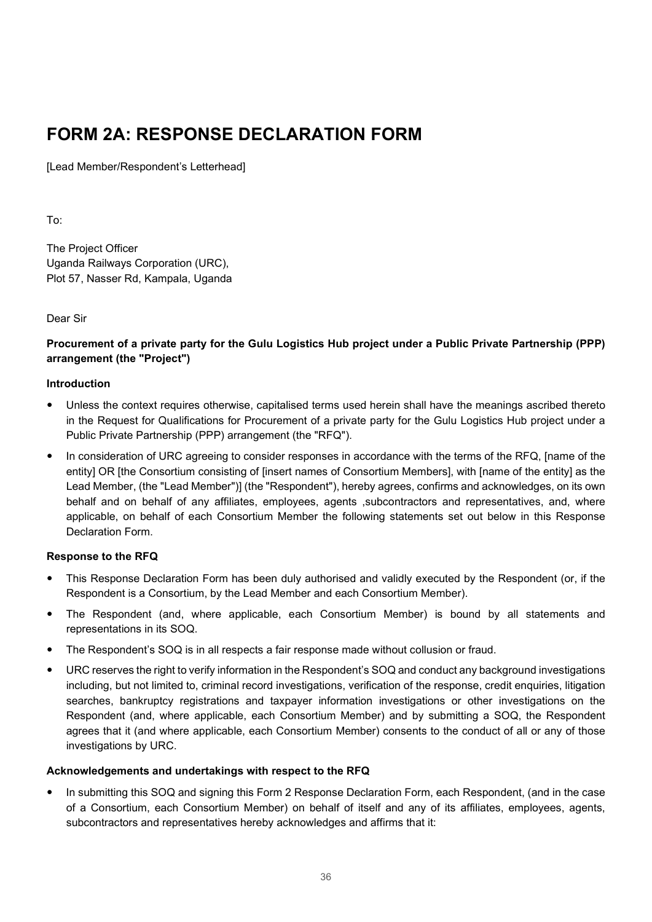# FORM 2A: RESPONSE DECLARATION FORM

[Lead Member/Respondent's Letterhead]

To:

The Project Officer
Uganda Railways Corporation (URC),
Plot 57, Nasser Rd, Kampala, Uganda

Dear Sir

**Procurement of a private party for the Gulu Logistics Hub project under a Public Private Partnership (PPP) arrangement (the "Project")**

**Introduction**

- Unless the context requires otherwise, capitalised terms used herein shall have the meanings ascribed thereto in the Request for Qualifications for Procurement of a private party for the Gulu Logistics Hub project under a Public Private Partnership (PPP) arrangement (the "RFQ").
- In consideration of URC agreeing to consider responses in accordance with the terms of the RFQ, [name of the entity] OR [the Consortium consisting of [insert names of Consortium Members], with [name of the entity] as the Lead Member, (the "Lead Member")] (the "Respondent"), hereby agrees, confirms and acknowledges, on its own behalf and on behalf of any affiliates, employees, agents ,subcontractors and representatives, and, where applicable, on behalf of each Consortium Member the following statements set out below in this Response Declaration Form.

**Response to the RFQ**

- This Response Declaration Form has been duly authorised and validly executed by the Respondent (or, if the Respondent is a Consortium, by the Lead Member and each Consortium Member).
- The Respondent (and, where applicable, each Consortium Member) is bound by all statements and representations in its SOQ.
- The Respondent's SOQ is in all respects a fair response made without collusion or fraud.
- URC reserves the right to verify information in the Respondent's SOQ and conduct any background investigations including, but not limited to, criminal record investigations, verification of the response, credit enquiries, litigation searches, bankruptcy registrations and taxpayer information investigations or other investigations on the Respondent (and, where applicable, each Consortium Member) and by submitting a SOQ, the Respondent agrees that it (and where applicable, each Consortium Member) consents to the conduct of all or any of those investigations by URC.

**Acknowledgements and undertakings with respect to the RFQ**

- In submitting this SOQ and signing this Form 2 Response Declaration Form, each Respondent, (and in the case of a Consortium, each Consortium Member) on behalf of itself and any of its affiliates, employees, agents, subcontractors and representatives hereby acknowledges and affirms that it: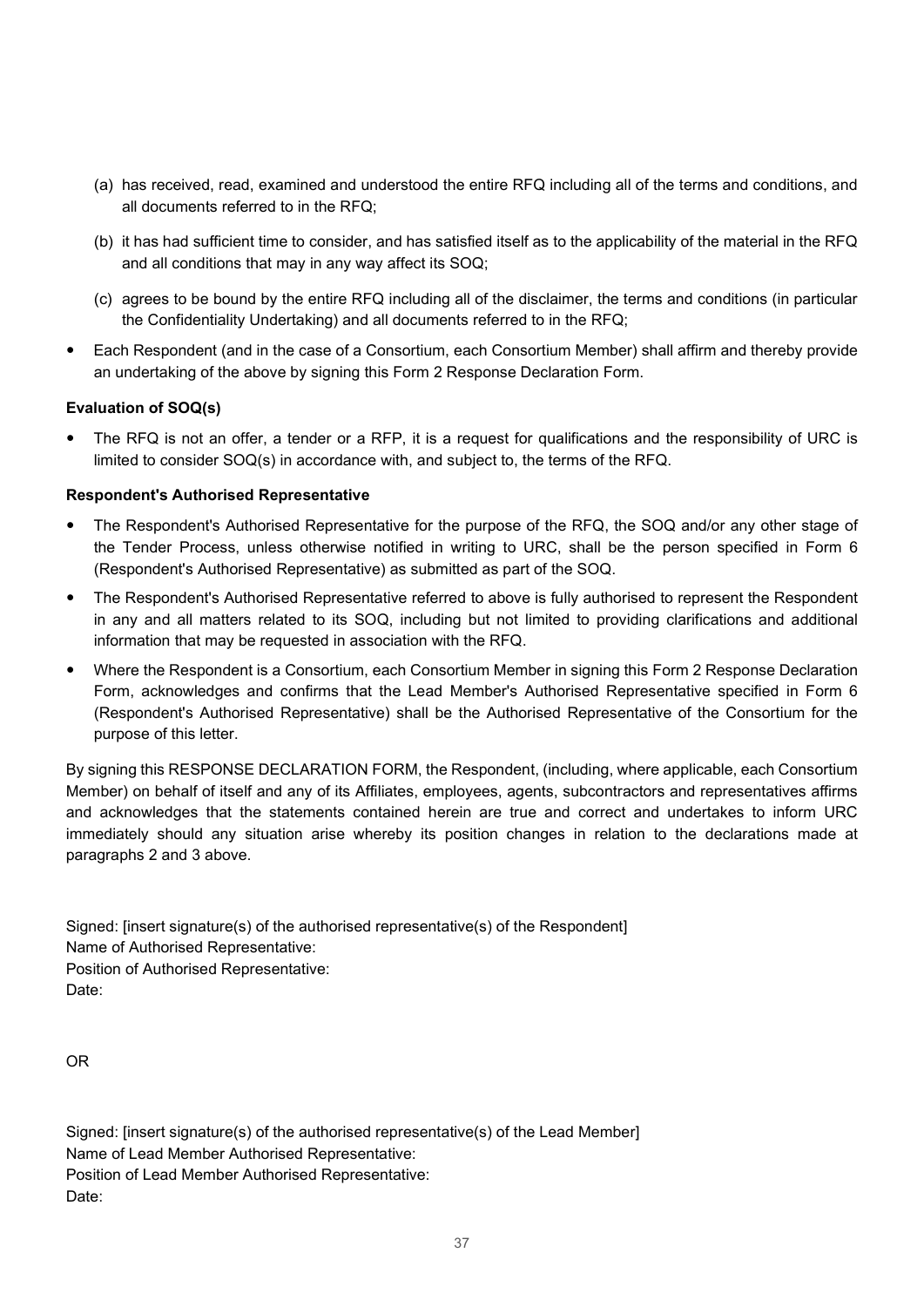(a) has received, read, examined and understood the entire RFQ including all of the terms and conditions, and all documents referred to in the RFQ;

(b) it has had sufficient time to consider, and has satisfied itself as to the applicability of the material in the RFQ and all conditions that may in any way affect its SOQ;

(c) agrees to be bound by the entire RFQ including all of the disclaimer, the terms and conditions (in particular the Confidentiality Undertaking) and all documents referred to in the RFQ;

- Each Respondent (and in the case of a Consortium, each Consortium Member) shall affirm and thereby provide an undertaking of the above by signing this Form 2 Response Declaration Form.

**Evaluation of SOQ(s)**

- The RFQ is not an offer, a tender or a RFP, it is a request for qualifications and the responsibility of URC is limited to consider SOQ(s) in accordance with, and subject to, the terms of the RFQ.

**Respondent's Authorised Representative**

- The Respondent's Authorised Representative for the purpose of the RFQ, the SOQ and/or any other stage of the Tender Process, unless otherwise notified in writing to URC, shall be the person specified in Form 6 (Respondent's Authorised Representative) as submitted as part of the SOQ.
- The Respondent's Authorised Representative referred to above is fully authorised to represent the Respondent in any and all matters related to its SOQ, including but not limited to providing clarifications and additional information that may be requested in association with the RFQ.
- Where the Respondent is a Consortium, each Consortium Member in signing this Form 2 Response Declaration Form, acknowledges and confirms that the Lead Member's Authorised Representative specified in Form 6 (Respondent's Authorised Representative) shall be the Authorised Representative of the Consortium for the purpose of this letter.

By signing this RESPONSE DECLARATION FORM, the Respondent, (including, where applicable, each Consortium Member) on behalf of itself and any of its Affiliates, employees, agents, subcontractors and representatives affirms and acknowledges that the statements contained herein are true and correct and undertakes to inform URC immediately should any situation arise whereby its position changes in relation to the declarations made at paragraphs 2 and 3 above.

Signed: [insert signature(s) of the authorised representative(s) of the Respondent]
Name of Authorised Representative:
Position of Authorised Representative:
Date:

OR

Signed: [insert signature(s) of the authorised representative(s) of the Lead Member]
Name of Lead Member Authorised Representative:
Position of Lead Member Authorised Representative:
Date: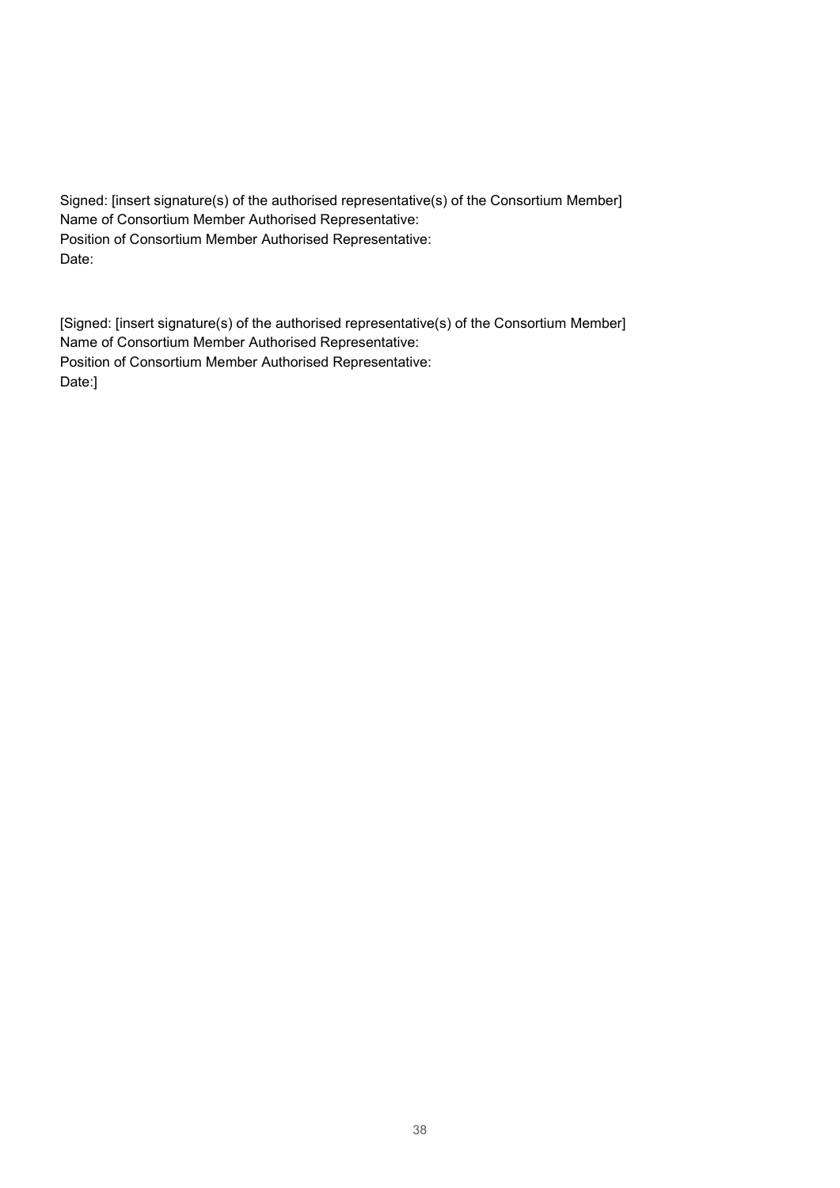Signed: [insert signature(s) of the authorised representative(s) of the Consortium Member]
Name of Consortium Member Authorised Representative:
Position of Consortium Member Authorised Representative:
Date:

[Signed: [insert signature(s) of the authorised representative(s) of the Consortium Member]
Name of Consortium Member Authorised Representative:
Position of Consortium Member Authorised Representative:
Date:]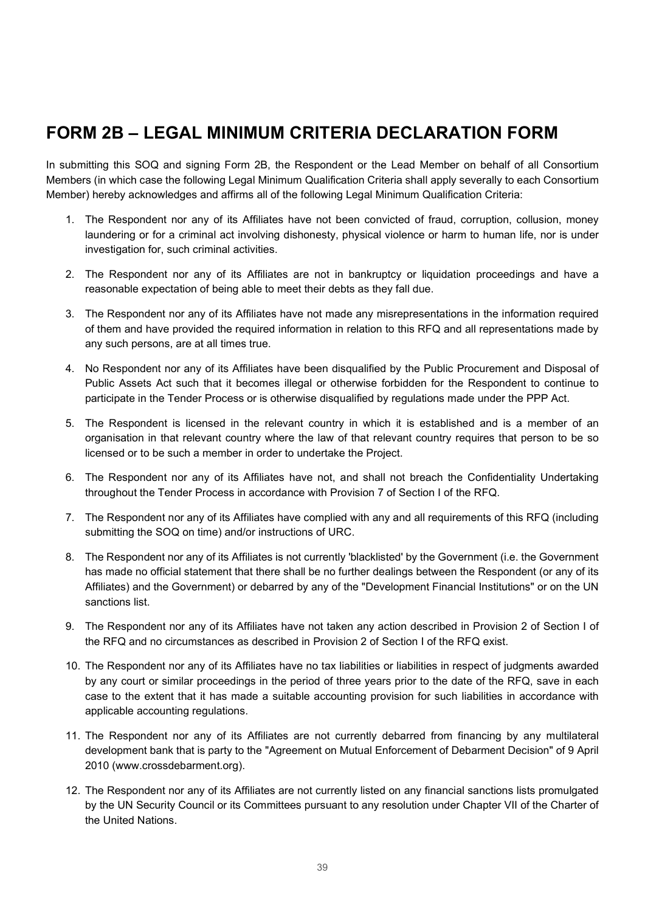# FORM 2B – LEGAL MINIMUM CRITERIA DECLARATION FORM

In submitting this SOQ and signing Form 2B, the Respondent or the Lead Member on behalf of all Consortium Members (in which case the following Legal Minimum Qualification Criteria shall apply severally to each Consortium Member) hereby acknowledges and affirms all of the following Legal Minimum Qualification Criteria:

1. The Respondent nor any of its Affiliates have not been convicted of fraud, corruption, collusion, money laundering or for a criminal act involving dishonesty, physical violence or harm to human life, nor is under investigation for, such criminal activities.

2. The Respondent nor any of its Affiliates are not in bankruptcy or liquidation proceedings and have a reasonable expectation of being able to meet their debts as they fall due.

3. The Respondent nor any of its Affiliates have not made any misrepresentations in the information required of them and have provided the required information in relation to this RFQ and all representations made by any such persons, are at all times true.

4. No Respondent nor any of its Affiliates have been disqualified by the Public Procurement and Disposal of Public Assets Act such that it becomes illegal or otherwise forbidden for the Respondent to continue to participate in the Tender Process or is otherwise disqualified by regulations made under the PPP Act.

5. The Respondent is licensed in the relevant country in which it is established and is a member of an organisation in that relevant country where the law of that relevant country requires that person to be so licensed or to be such a member in order to undertake the Project.

6. The Respondent nor any of its Affiliates have not, and shall not breach the Confidentiality Undertaking throughout the Tender Process in accordance with Provision 7 of Section I of the RFQ.

7. The Respondent nor any of its Affiliates have complied with any and all requirements of this RFQ (including submitting the SOQ on time) and/or instructions of URC.

8. The Respondent nor any of its Affiliates is not currently 'blacklisted' by the Government (i.e. the Government has made no official statement that there shall be no further dealings between the Respondent (or any of its Affiliates) and the Government) or debarred by any of the "Development Financial Institutions" or on the UN sanctions list.

9. The Respondent nor any of its Affiliates have not taken any action described in Provision 2 of Section I of the RFQ and no circumstances as described in Provision 2 of Section I of the RFQ exist.

10. The Respondent nor any of its Affiliates have no tax liabilities or liabilities in respect of judgments awarded by any court or similar proceedings in the period of three years prior to the date of the RFQ, save in each case to the extent that it has made a suitable accounting provision for such liabilities in accordance with applicable accounting regulations.

11. The Respondent nor any of its Affiliates are not currently debarred from financing by any multilateral development bank that is party to the "Agreement on Mutual Enforcement of Debarment Decision" of 9 April 2010 (www.crossdebarment.org).

12. The Respondent nor any of its Affiliates are not currently listed on any financial sanctions lists promulgated by the UN Security Council or its Committees pursuant to any resolution under Chapter VII of the Charter of the United Nations.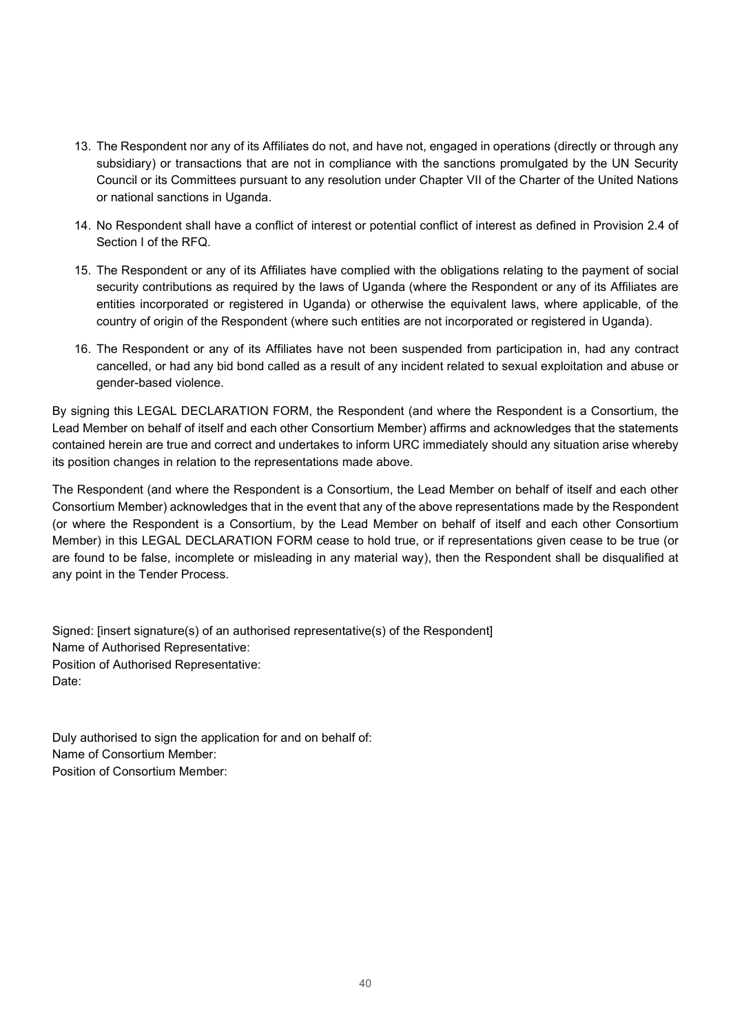13. The Respondent nor any of its Affiliates do not, and have not, engaged in operations (directly or through any subsidiary) or transactions that are not in compliance with the sanctions promulgated by the UN Security Council or its Committees pursuant to any resolution under Chapter VII of the Charter of the United Nations or national sanctions in Uganda.
14. No Respondent shall have a conflict of interest or potential conflict of interest as defined in Provision 2.4 of Section I of the RFQ.
15. The Respondent or any of its Affiliates have complied with the obligations relating to the payment of social security contributions as required by the laws of Uganda (where the Respondent or any of its Affiliates are entities incorporated or registered in Uganda) or otherwise the equivalent laws, where applicable, of the country of origin of the Respondent (where such entities are not incorporated or registered in Uganda).
16. The Respondent or any of its Affiliates have not been suspended from participation in, had any contract cancelled, or had any bid bond called as a result of any incident related to sexual exploitation and abuse or gender-based violence.

By signing this LEGAL DECLARATION FORM, the Respondent (and where the Respondent is a Consortium, the Lead Member on behalf of itself and each other Consortium Member) affirms and acknowledges that the statements contained herein are true and correct and undertakes to inform URC immediately should any situation arise whereby its position changes in relation to the representations made above.

The Respondent (and where the Respondent is a Consortium, the Lead Member on behalf of itself and each other Consortium Member) acknowledges that in the event that any of the above representations made by the Respondent (or where the Respondent is a Consortium, by the Lead Member on behalf of itself and each other Consortium Member) in this LEGAL DECLARATION FORM cease to hold true, or if representations given cease to be true (or are found to be false, incomplete or misleading in any material way), then the Respondent shall be disqualified at any point in the Tender Process.

Signed: [insert signature(s) of an authorised representative(s) of the Respondent]
Name of Authorised Representative:
Position of Authorised Representative:
Date:

Duly authorised to sign the application for and on behalf of:
Name of Consortium Member:
Position of Consortium Member: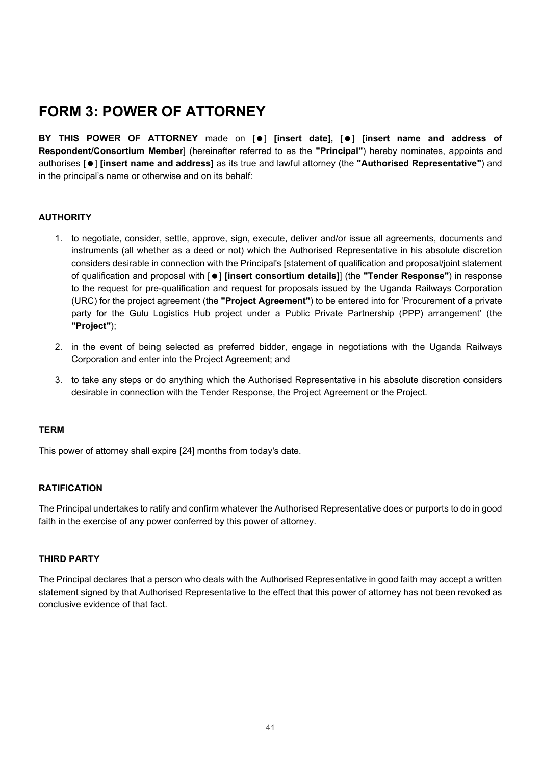# FORM 3: POWER OF ATTORNEY

**BY THIS POWER OF ATTORNEY** made on [●] **[insert date],** [●] **[insert name and address of Respondent/Consortium Member**] (hereinafter referred to as the **"Principal"**) hereby nominates, appoints and authorises [●] **[insert name and address]** as its true and lawful attorney (the **"Authorised Representative"**) and in the principal's name or otherwise and on its behalf:

**AUTHORITY**

1. to negotiate, consider, settle, approve, sign, execute, deliver and/or issue all agreements, documents and instruments (all whether as a deed or not) which the Authorised Representative in his absolute discretion considers desirable in connection with the Principal's [statement of qualification and proposal/joint statement of qualification and proposal with [●] **[insert consortium details]**] (the **"Tender Response"**) in response to the request for pre-qualification and request for proposals issued by the Uganda Railways Corporation (URC) for the project agreement (the **"Project Agreement"**) to be entered into for 'Procurement of a private party for the Gulu Logistics Hub project under a Public Private Partnership (PPP) arrangement' (the **"Project"**);
2. in the event of being selected as preferred bidder, engage in negotiations with the Uganda Railways Corporation and enter into the Project Agreement; and
3. to take any steps or do anything which the Authorised Representative in his absolute discretion considers desirable in connection with the Tender Response, the Project Agreement or the Project.

**TERM**

This power of attorney shall expire [24] months from today's date.

**RATIFICATION**

The Principal undertakes to ratify and confirm whatever the Authorised Representative does or purports to do in good faith in the exercise of any power conferred by this power of attorney.

**THIRD PARTY**

The Principal declares that a person who deals with the Authorised Representative in good faith may accept a written statement signed by that Authorised Representative to the effect that this power of attorney has not been revoked as conclusive evidence of that fact.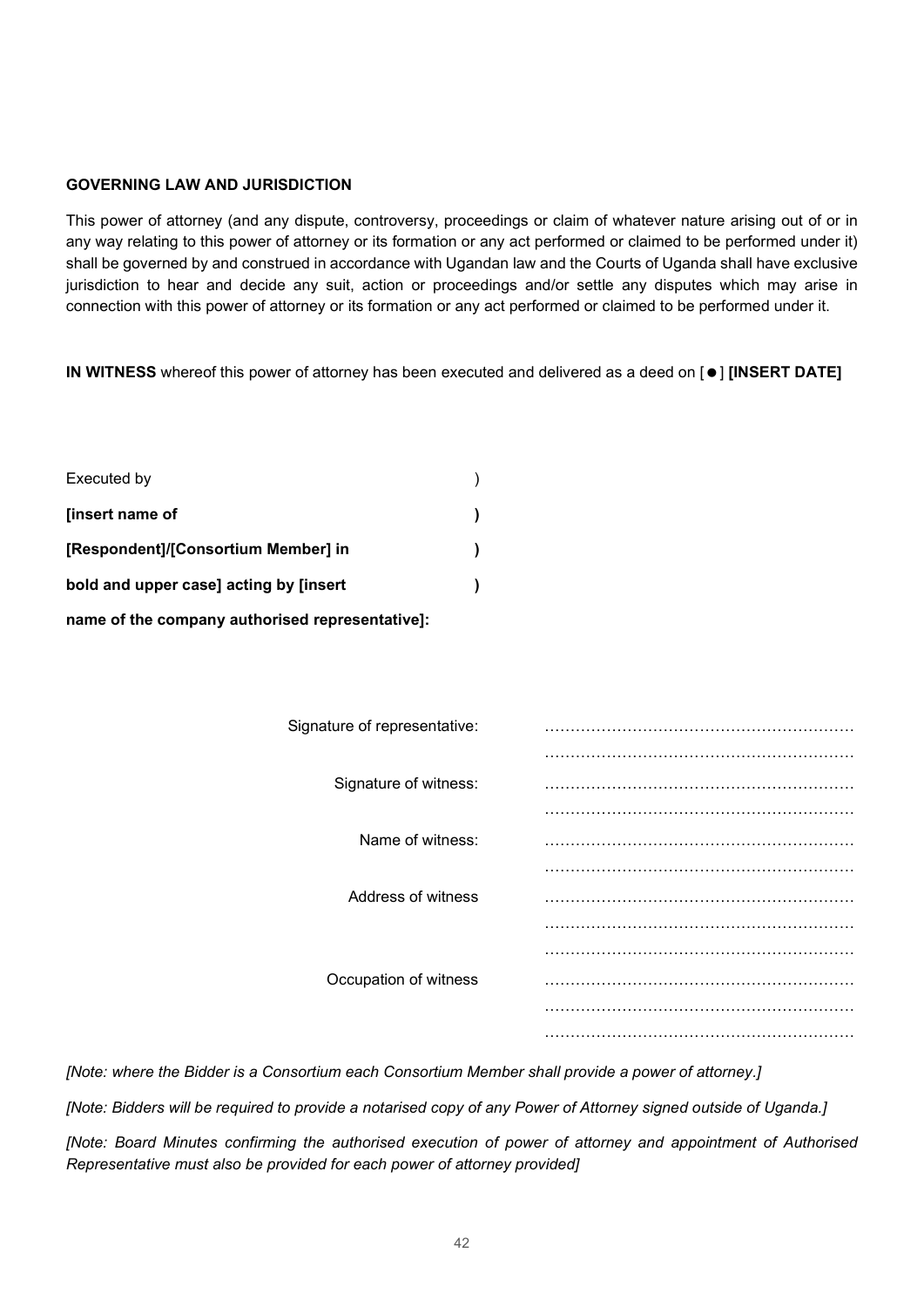**GOVERNING LAW AND JURISDICTION**

This power of attorney (and any dispute, controversy, proceedings or claim of whatever nature arising out of or in any way relating to this power of attorney or its formation or any act performed or claimed to be performed under it) shall be governed by and construed in accordance with Ugandan law and the Courts of Uganda shall have exclusive jurisdiction to hear and decide any suit, action or proceedings and/or settle any disputes which may arise in connection with this power of attorney or its formation or any act performed or claimed to be performed under it.

**IN WITNESS** whereof this power of attorney has been executed and delivered as a deed on [ ● ] **[INSERT DATE]**

Executed by )
**[insert name of )**
**[Respondent]/[Consortium Member] in )**
**bold and upper case] acting by [insert )**
**name of the company authorised representative]:**

| | |
|---|---|
| Signature of representative: | ………………………………………………… |
| | ………………………………………………… |
| Signature of witness: | ………………………………………………… |
| | ………………………………………………… |
| Name of witness: | ………………………………………………… |
| | ………………………………………………… |
| Address of witness | ………………………………………………… |
| | ………………………………………………… |
| | ………………………………………………… |
| Occupation of witness | ………………………………………………… |
| | ………………………………………………… |
| | ………………………………………………… |

*[Note: where the Bidder is a Consortium each Consortium Member shall provide a power of attorney.]*

*[Note: Bidders will be required to provide a notarised copy of any Power of Attorney signed outside of Uganda.]*

*[Note: Board Minutes confirming the authorised execution of power of attorney and appointment of Authorised Representative must also be provided for each power of attorney provided]*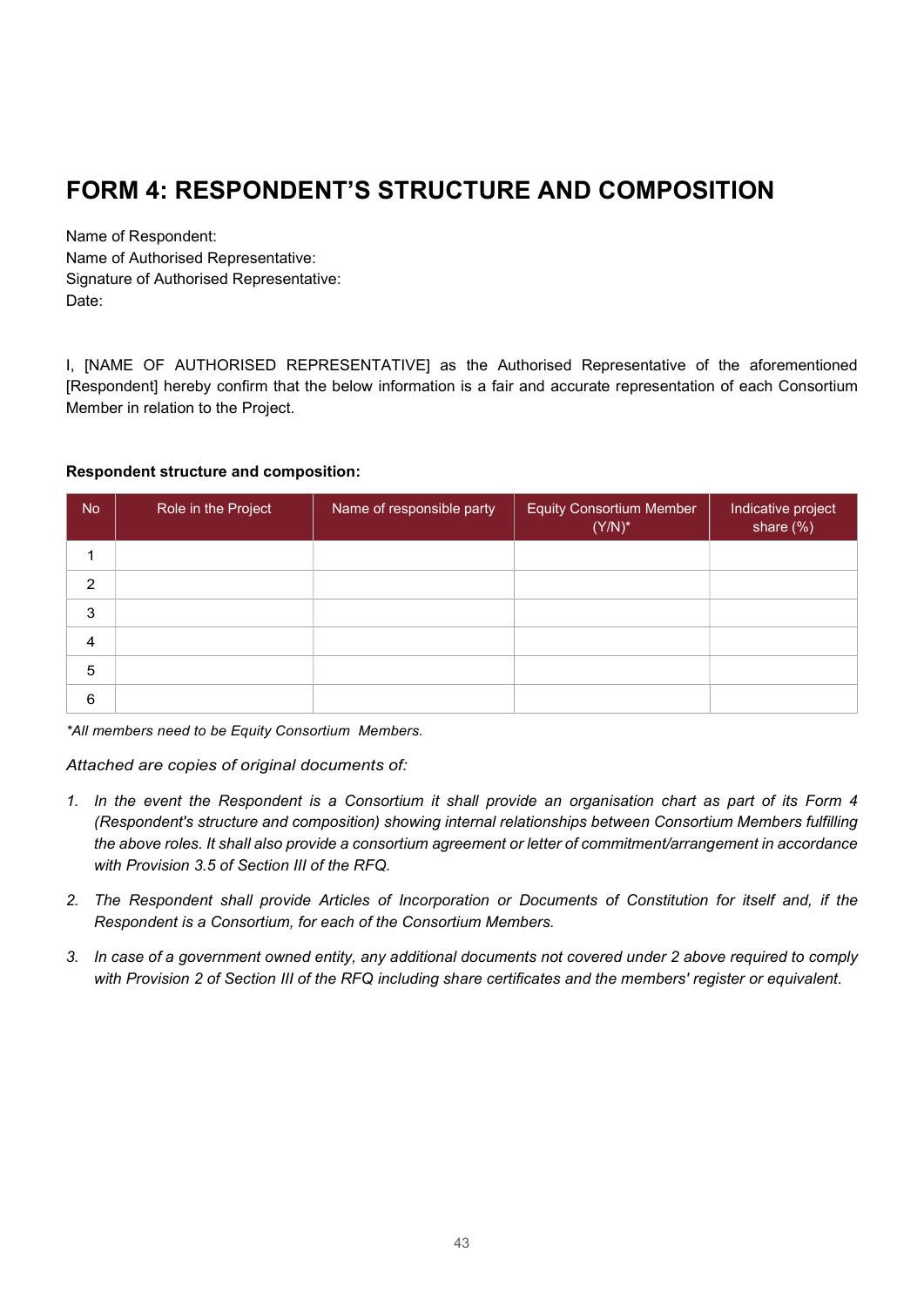# FORM 4: RESPONDENT'S STRUCTURE AND COMPOSITION

Name of Respondent:
Name of Authorised Representative:
Signature of Authorised Representative:
Date:

I, [NAME OF AUTHORISED REPRESENTATIVE] as the Authorised Representative of the aforementioned [Respondent] hereby confirm that the below information is a fair and accurate representation of each Consortium Member in relation to the Project.

**Respondent structure and composition:**

| No | Role in the Project | Name of responsible party | Equity Consortium Member (Y/N)* | Indicative project share (%) |
|---|---|---|---|---|
| 1 | | | | |
| 2 | | | | |
| 3 | | | | |
| 4 | | | | |
| 5 | | | | |
| 6 | | | | |

*\*All members need to be Equity Consortium Members.*

*Attached are copies of original documents of:*

1. *In the event the Respondent is a Consortium it shall provide an organisation chart as part of its Form 4 (Respondent's structure and composition) showing internal relationships between Consortium Members fulfilling the above roles. It shall also provide a consortium agreement or letter of commitment/arrangement in accordance with Provision 3.5 of Section III of the RFQ.*
2. *The Respondent shall provide Articles of Incorporation or Documents of Constitution for itself and, if the Respondent is a Consortium, for each of the Consortium Members.*
3. *In case of a government owned entity, any additional documents not covered under 2 above required to comply with Provision 2 of Section III of the RFQ including share certificates and the members' register or equivalent.*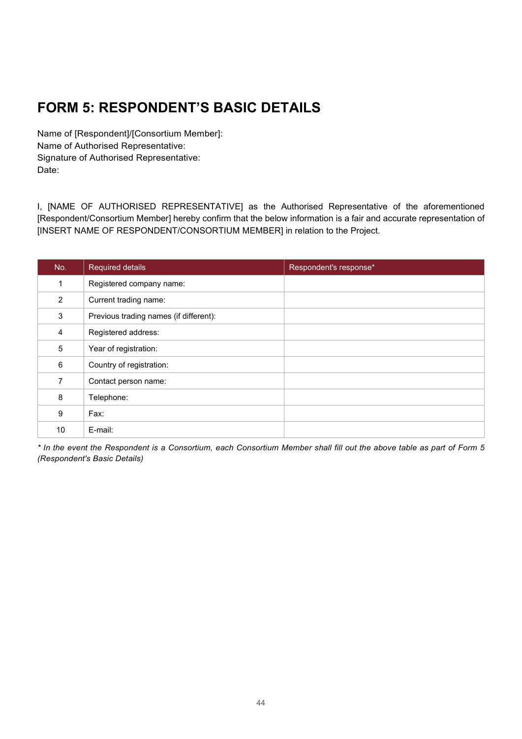# FORM 5: RESPONDENT'S BASIC DETAILS

Name of [Respondent]/[Consortium Member]:
Name of Authorised Representative:
Signature of Authorised Representative:
Date:

I, [NAME OF AUTHORISED REPRESENTATIVE] as the Authorised Representative of the aforementioned [Respondent/Consortium Member] hereby confirm that the below information is a fair and accurate representation of [INSERT NAME OF RESPONDENT/CONSORTIUM MEMBER] in relation to the Project.

| No. | Required details | Respondent's response* |
|---|---|---|
| 1 | Registered company name: | |
| 2 | Current trading name: | |
| 3 | Previous trading names (if different): | |
| 4 | Registered address: | |
| 5 | Year of registration: | |
| 6 | Country of registration: | |
| 7 | Contact person name: | |
| 8 | Telephone: | |
| 9 | Fax: | |
| 10 | E-mail: | |

*\* In the event the Respondent is a Consortium, each Consortium Member shall fill out the above table as part of Form 5 (Respondent's Basic Details)*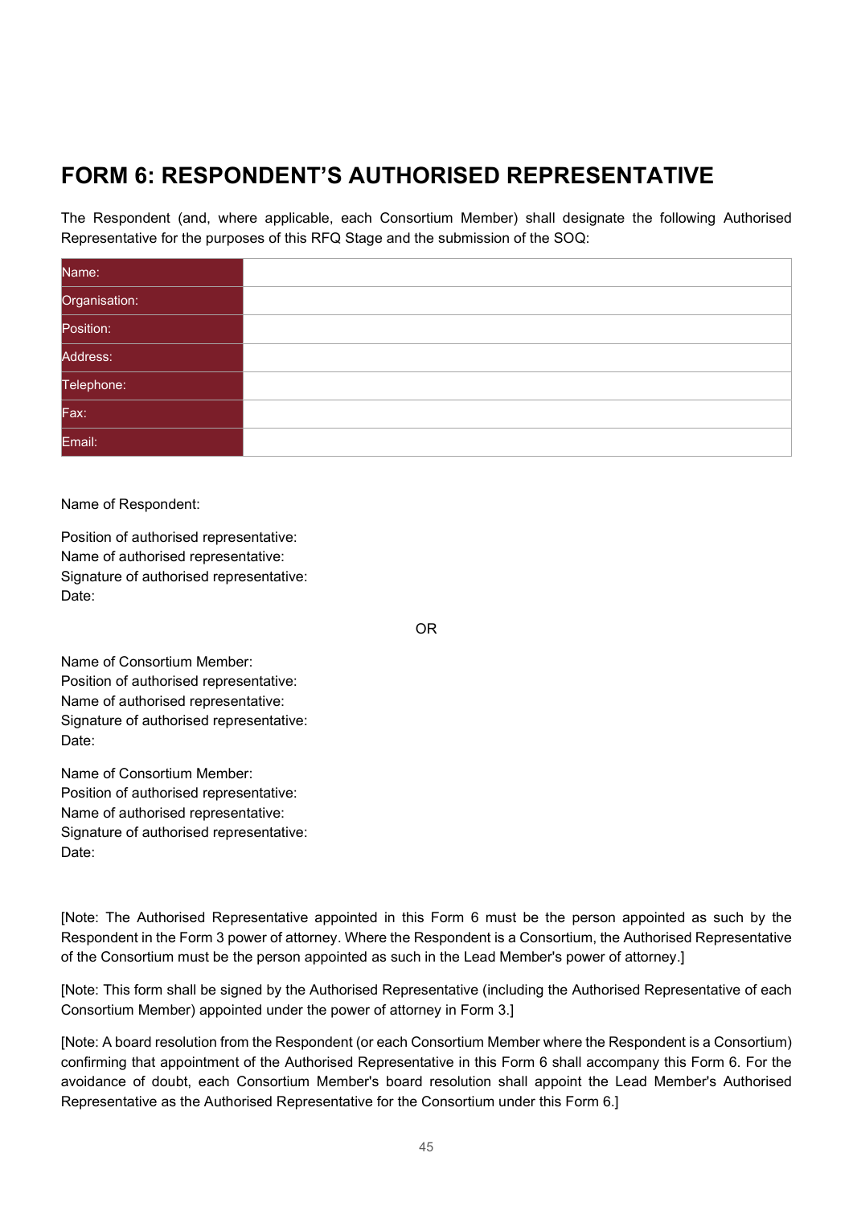# FORM 6: RESPONDENT'S AUTHORISED REPRESENTATIVE

The Respondent (and, where applicable, each Consortium Member) shall designate the following Authorised Representative for the purposes of this RFQ Stage and the submission of the SOQ:

| | |
|---|---|
| Name: | |
| Organisation: | |
| Position: | |
| Address: | |
| Telephone: | |
| Fax: | |
| Email: | |

Name of Respondent:

Position of authorised representative:
Name of authorised representative:
Signature of authorised representative:
Date:

OR

Name of Consortium Member:
Position of authorised representative:
Name of authorised representative:
Signature of authorised representative:
Date:

Name of Consortium Member:
Position of authorised representative:
Name of authorised representative:
Signature of authorised representative:
Date:

[Note: The Authorised Representative appointed in this Form 6 must be the person appointed as such by the Respondent in the Form 3 power of attorney. Where the Respondent is a Consortium, the Authorised Representative of the Consortium must be the person appointed as such in the Lead Member's power of attorney.]

[Note: This form shall be signed by the Authorised Representative (including the Authorised Representative of each Consortium Member) appointed under the power of attorney in Form 3.]

[Note: A board resolution from the Respondent (or each Consortium Member where the Respondent is a Consortium) confirming that appointment of the Authorised Representative in this Form 6 shall accompany this Form 6. For the avoidance of doubt, each Consortium Member's board resolution shall appoint the Lead Member's Authorised Representative as the Authorised Representative for the Consortium under this Form 6.]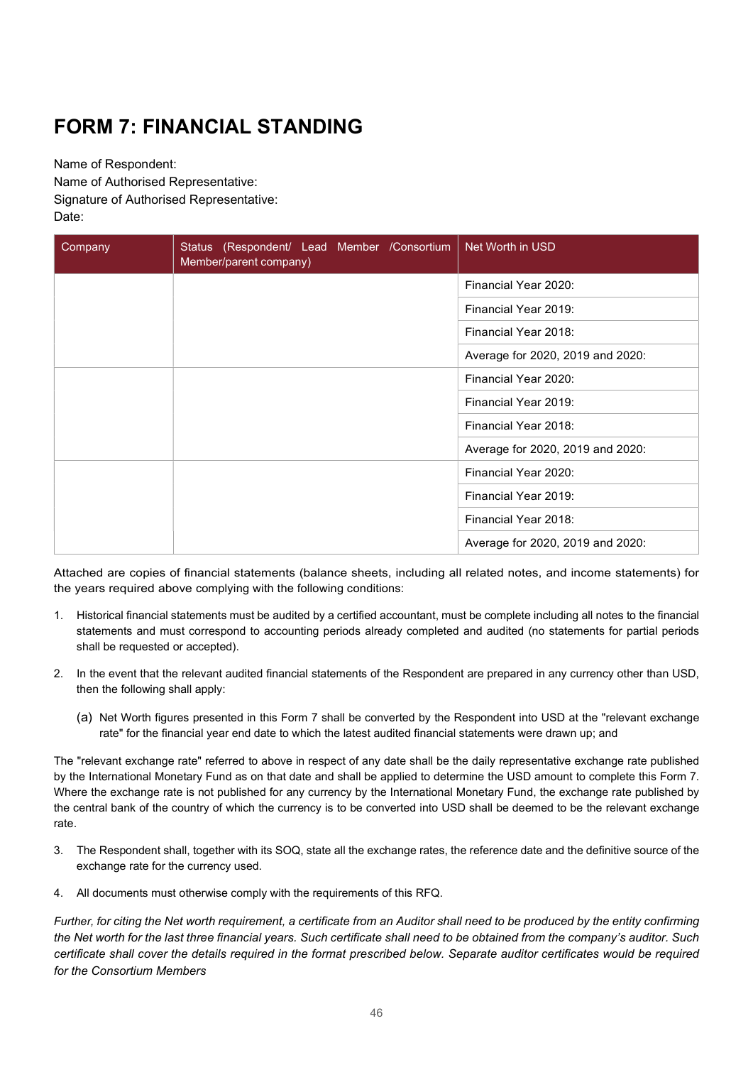# FORM 7: FINANCIAL STANDING

Name of Respondent:
Name of Authorised Representative:
Signature of Authorised Representative:
Date:

| Company | Status (Respondent/ Lead Member /Consortium Member/parent company) | Net Worth in USD |
|---|---|---|
| | | Financial Year 2020: |
| | | Financial Year 2019: |
| | | Financial Year 2018: |
| | | Average for 2020, 2019 and 2020: |
| | | Financial Year 2020: |
| | | Financial Year 2019: |
| | | Financial Year 2018: |
| | | Average for 2020, 2019 and 2020: |
| | | Financial Year 2020: |
| | | Financial Year 2019: |
| | | Financial Year 2018: |
| | | Average for 2020, 2019 and 2020: |

Attached are copies of financial statements (balance sheets, including all related notes, and income statements) for the years required above complying with the following conditions:

1. Historical financial statements must be audited by a certified accountant, must be complete including all notes to the financial statements and must correspond to accounting periods already completed and audited (no statements for partial periods shall be requested or accepted).

2. In the event that the relevant audited financial statements of the Respondent are prepared in any currency other than USD, then the following shall apply:

   (a) Net Worth figures presented in this Form 7 shall be converted by the Respondent into USD at the "relevant exchange rate" for the financial year end date to which the latest audited financial statements were drawn up; and

The "relevant exchange rate" referred to above in respect of any date shall be the daily representative exchange rate published by the International Monetary Fund as on that date and shall be applied to determine the USD amount to complete this Form 7. Where the exchange rate is not published for any currency by the International Monetary Fund, the exchange rate published by the central bank of the country of which the currency is to be converted into USD shall be deemed to be the relevant exchange rate.

3. The Respondent shall, together with its SOQ, state all the exchange rates, the reference date and the definitive source of the exchange rate for the currency used.

4. All documents must otherwise comply with the requirements of this RFQ.

*Further, for citing the Net worth requirement, a certificate from an Auditor shall need to be produced by the entity confirming the Net worth for the last three financial years. Such certificate shall need to be obtained from the company's auditor. Such certificate shall cover the details required in the format prescribed below. Separate auditor certificates would be required for the Consortium Members*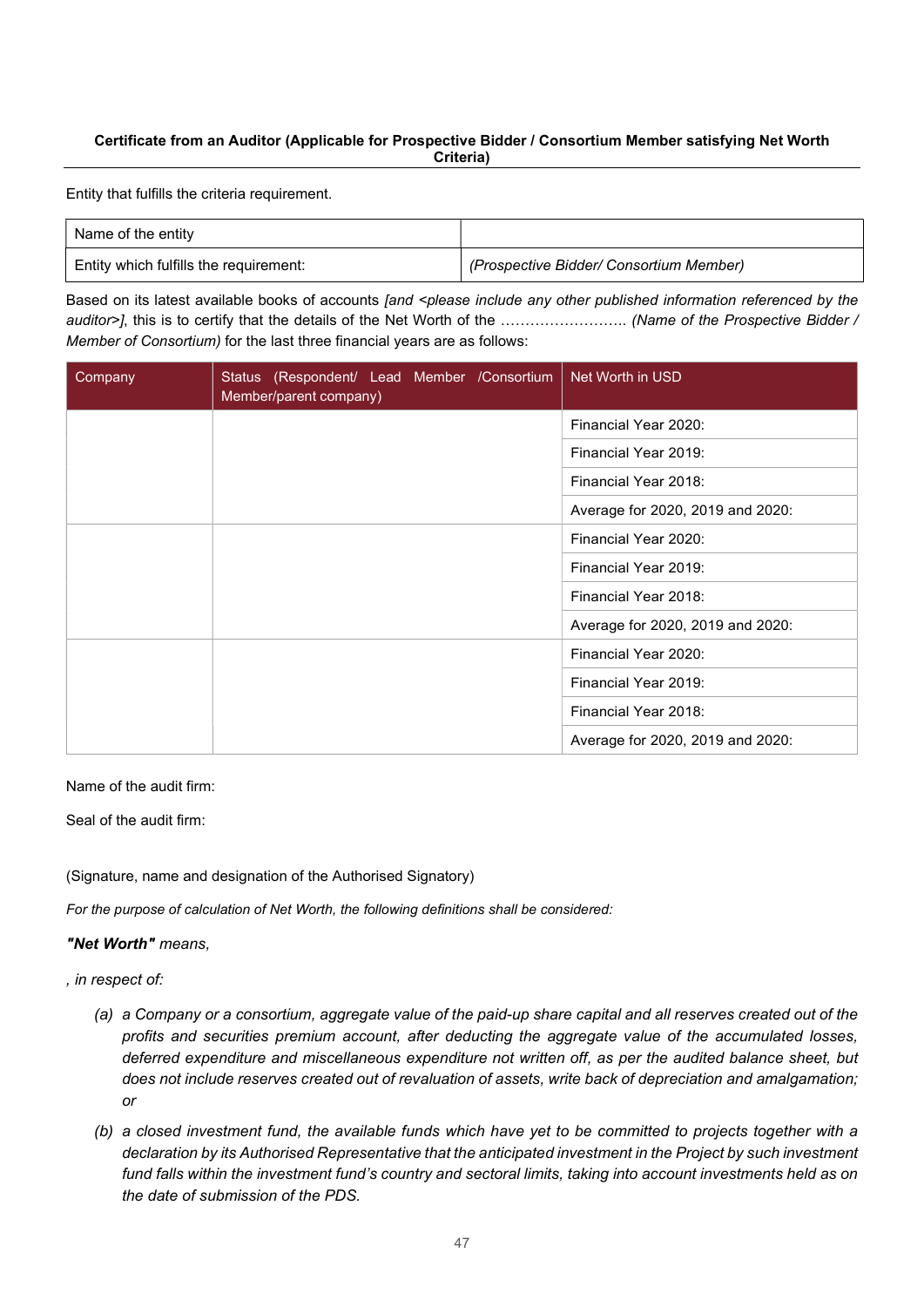**Certificate from an Auditor (Applicable for Prospective Bidder / Consortium Member satisfying Net Worth Criteria)**

Entity that fulfills the criteria requirement.

| | |
|---|---|
| Name of the entity | |
| Entity which fulfills the requirement: | *(Prospective Bidder/ Consortium Member)* |

Based on its latest available books of accounts *[and <please include any other published information referenced by the auditor>]*, this is to certify that the details of the Net Worth of the …………………….. *(Name of the Prospective Bidder / Member of Consortium)* for the last three financial years are as follows:

| Company | Status (Respondent/ Lead Member /Consortium Member/parent company) | Net Worth in USD |
|---|---|---|
| | | Financial Year 2020: |
| | | Financial Year 2019: |
| | | Financial Year 2018: |
| | | Average for 2020, 2019 and 2020: |
| | | Financial Year 2020: |
| | | Financial Year 2019: |
| | | Financial Year 2018: |
| | | Average for 2020, 2019 and 2020: |
| | | Financial Year 2020: |
| | | Financial Year 2019: |
| | | Financial Year 2018: |
| | | Average for 2020, 2019 and 2020: |

Name of the audit firm:

Seal of the audit firm:

(Signature, name and designation of the Authorised Signatory)

*For the purpose of calculation of Net Worth, the following definitions shall be considered:*

***"Net Worth"** means,*

*, in respect of:*

*(a) a Company or a consortium, aggregate value of the paid-up share capital and all reserves created out of the profits and securities premium account, after deducting the aggregate value of the accumulated losses, deferred expenditure and miscellaneous expenditure not written off, as per the audited balance sheet, but does not include reserves created out of revaluation of assets, write back of depreciation and amalgamation; or*

*(b) a closed investment fund, the available funds which have yet to be committed to projects together with a declaration by its Authorised Representative that the anticipated investment in the Project by such investment fund falls within the investment fund's country and sectoral limits, taking into account investments held as on the date of submission of the PDS.*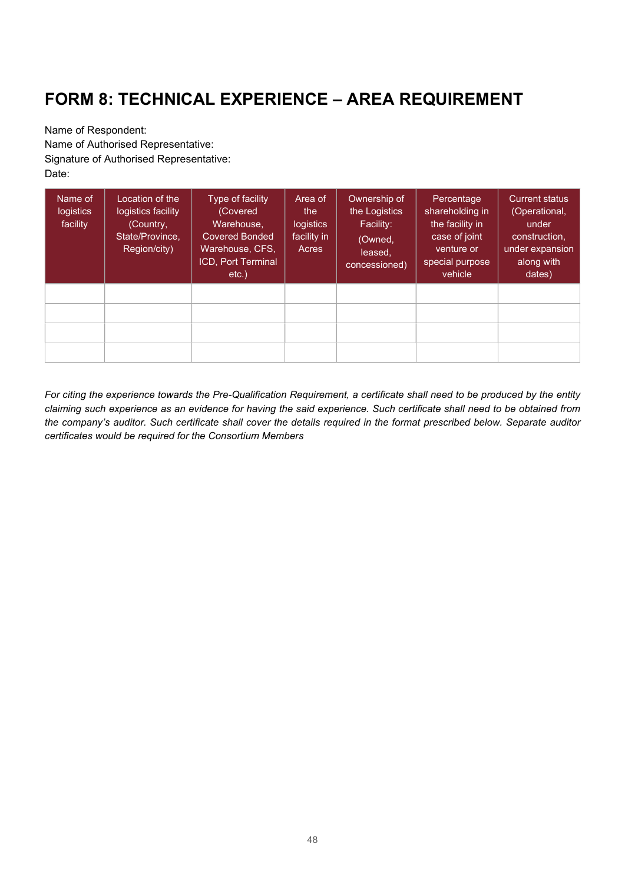# FORM 8: TECHNICAL EXPERIENCE – AREA REQUIREMENT

Name of Respondent:
Name of Authorised Representative:
Signature of Authorised Representative:
Date:

| Name of logistics facility | Location of the logistics facility (Country, State/Province, Region/city) | Type of facility (Covered Warehouse, Covered Bonded Warehouse, CFS, ICD, Port Terminal etc.) | Area of the logistics facility in Acres | Ownership of the Logistics Facility: (Owned, leased, concessioned) | Percentage shareholding in the facility in case of joint venture or special purpose vehicle | Current status (Operational, under construction, under expansion along with dates) |
|---|---|---|---|---|---|---|
| | | | | | | |
| | | | | | | |
| | | | | | | |
| | | | | | | |

*For citing the experience towards the Pre-Qualification Requirement, a certificate shall need to be produced by the entity claiming such experience as an evidence for having the said experience. Such certificate shall need to be obtained from the company's auditor. Such certificate shall cover the details required in the format prescribed below. Separate auditor certificates would be required for the Consortium Members*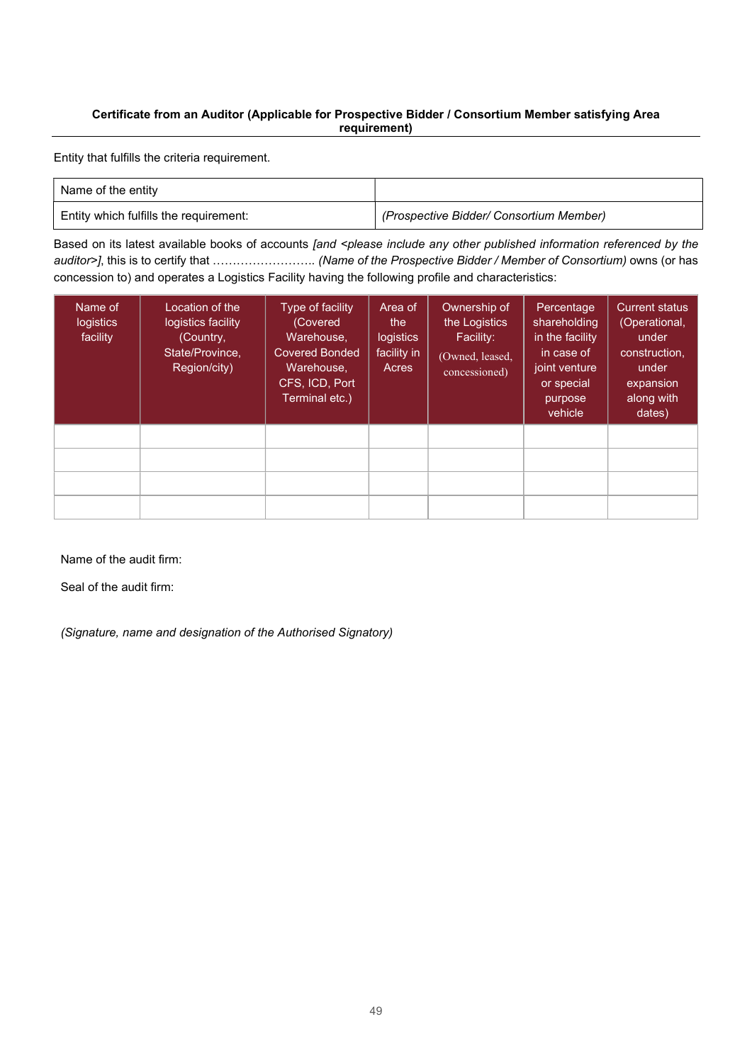**Certificate from an Auditor (Applicable for Prospective Bidder / Consortium Member satisfying Area requirement)**

Entity that fulfills the criteria requirement.

| | |
|---|---|
| Name of the entity | |
| Entity which fulfills the requirement: | *(Prospective Bidder/ Consortium Member)* |

Based on its latest available books of accounts *[and <please include any other published information referenced by the auditor>]*, this is to certify that …………………….. *(Name of the Prospective Bidder / Member of Consortium)* owns (or has concession to) and operates a Logistics Facility having the following profile and characteristics:

| Name of logistics facility | Location of the logistics facility (Country, State/Province, Region/city) | Type of facility (Covered Warehouse, Covered Bonded Warehouse, CFS, ICD, Port Terminal etc.) | Area of the logistics facility in Acres | Ownership of the Logistics Facility: (Owned, leased, concessioned) | Percentage shareholding in the facility in case of joint venture or special purpose vehicle | Current status (Operational, under construction, under expansion along with dates) |
|---|---|---|---|---|---|---|
| | | | | | | |
| | | | | | | |
| | | | | | | |
| | | | | | | |

Name of the audit firm:

Seal of the audit firm:

*(Signature, name and designation of the Authorised Signatory)*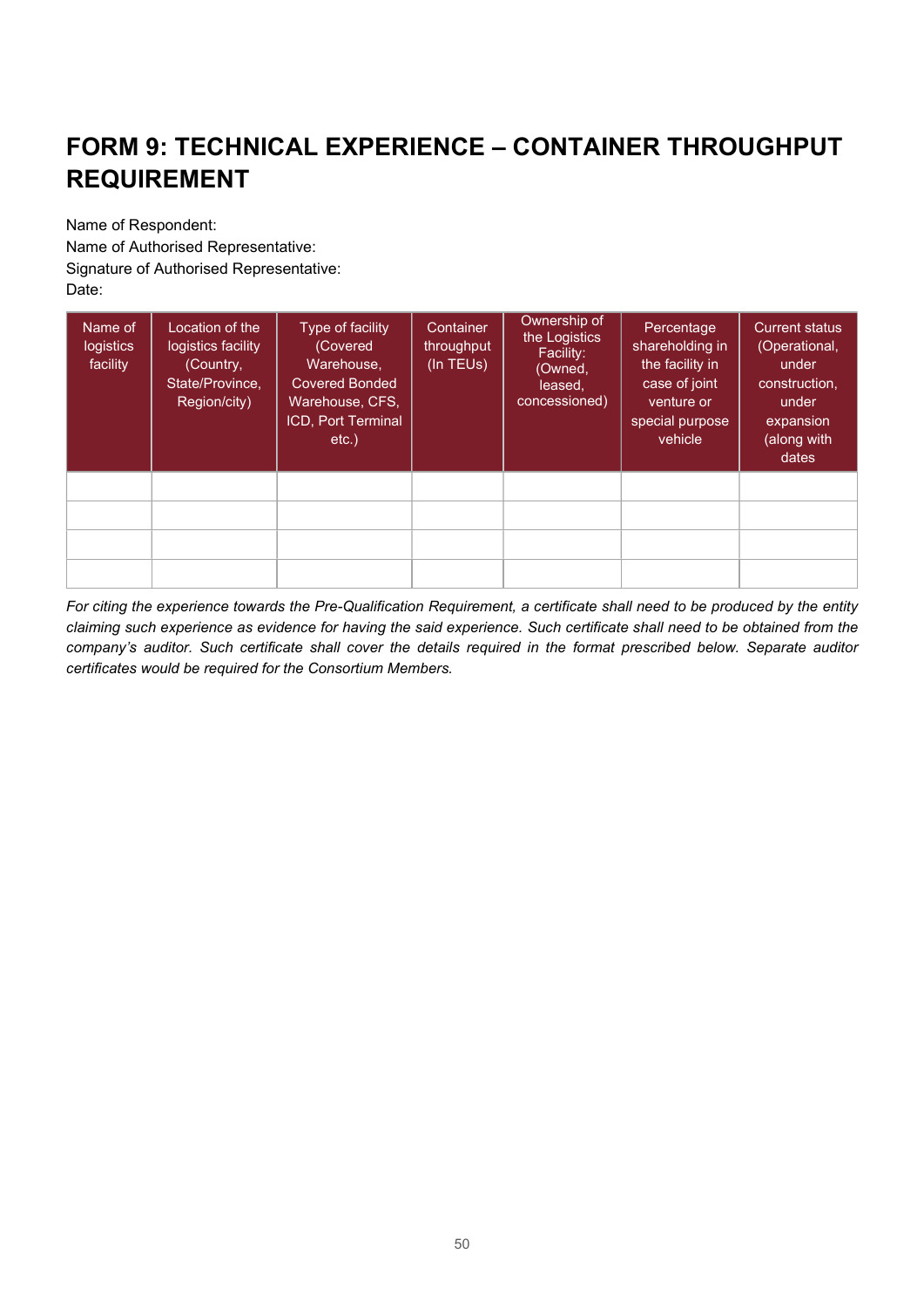# FORM 9: TECHNICAL EXPERIENCE – CONTAINER THROUGHPUT REQUIREMENT

Name of Respondent:

Name of Authorised Representative:

Signature of Authorised Representative:

Date:

| Name of logistics facility | Location of the logistics facility (Country, State/Province, Region/city) | Type of facility (Covered Warehouse, Covered Bonded Warehouse, CFS, ICD, Port Terminal etc.) | Container throughput (In TEUs) | Ownership of the Logistics Facility: (Owned, leased, concessioned) | Percentage shareholding in the facility in case of joint venture or special purpose vehicle | Current status (Operational, under construction, under expansion (along with dates |
|---|---|---|---|---|---|---|
| | | | | | | |
| | | | | | | |
| | | | | | | |
| | | | | | | |

*For citing the experience towards the Pre-Qualification Requirement, a certificate shall need to be produced by the entity claiming such experience as evidence for having the said experience. Such certificate shall need to be obtained from the company's auditor. Such certificate shall cover the details required in the format prescribed below. Separate auditor certificates would be required for the Consortium Members.*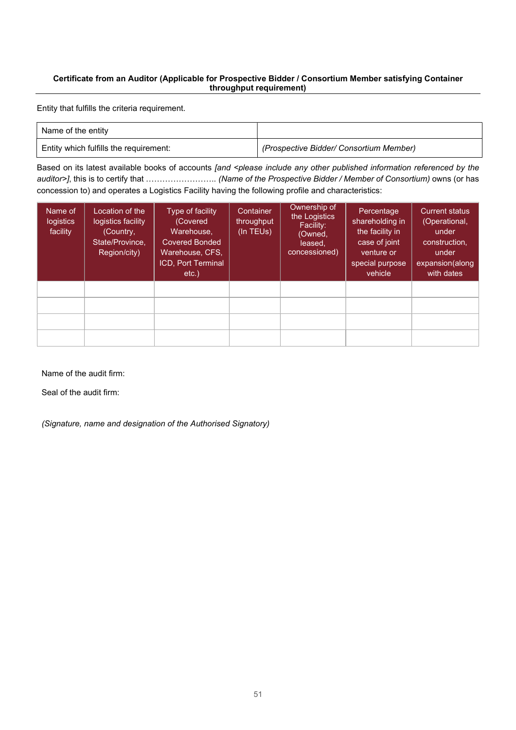**Certificate from an Auditor (Applicable for Prospective Bidder / Consortium Member satisfying Container throughput requirement)**

Entity that fulfills the criteria requirement.

| | |
|---|---|
| Name of the entity | |
| Entity which fulfills the requirement: | *(Prospective Bidder/ Consortium Member)* |

Based on its latest available books of accounts *[and <please include any other published information referenced by the auditor>]*, this is to certify that …………………….. *(Name of the Prospective Bidder / Member of Consortium)* owns (or has concession to) and operates a Logistics Facility having the following profile and characteristics:

| Name of logistics facility | Location of the logistics facility (Country, State/Province, Region/city) | Type of facility (Covered Warehouse, Covered Bonded Warehouse, CFS, ICD, Port Terminal etc.) | Container throughput (In TEUs) | Ownership of the Logistics Facility: (Owned, leased, concessioned) | Percentage shareholding in the facility in case of joint venture or special purpose vehicle | Current status (Operational, under construction, under expansion(along with dates |
|---|---|---|---|---|---|---|
| | | | | | | |
| | | | | | | |
| | | | | | | |
| | | | | | | |

Name of the audit firm:

Seal of the audit firm:

*(Signature, name and designation of the Authorised Signatory)*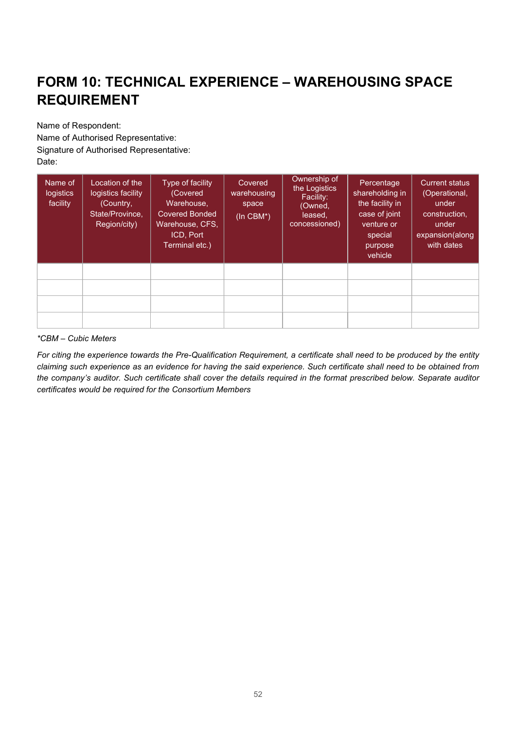# FORM 10: TECHNICAL EXPERIENCE – WAREHOUSING SPACE REQUIREMENT

Name of Respondent:
Name of Authorised Representative:
Signature of Authorised Representative:
Date:

| Name of logistics facility | Location of the logistics facility (Country, State/Province, Region/city) | Type of facility (Covered Warehouse, Covered Bonded Warehouse, CFS, ICD, Port Terminal etc.) | Covered warehousing space (In CBM*) | Ownership of the Logistics Facility: (Owned, leased, concessioned) | Percentage shareholding in the facility in case of joint venture or special purpose vehicle | Current status (Operational, under construction, under expansion(along with dates |
|---|---|---|---|---|---|---|
| | | | | | | |
| | | | | | | |
| | | | | | | |
| | | | | | | |

*\*CBM – Cubic Meters*

*For citing the experience towards the Pre-Qualification Requirement, a certificate shall need to be produced by the entity claiming such experience as an evidence for having the said experience. Such certificate shall need to be obtained from the company's auditor. Such certificate shall cover the details required in the format prescribed below. Separate auditor certificates would be required for the Consortium Members*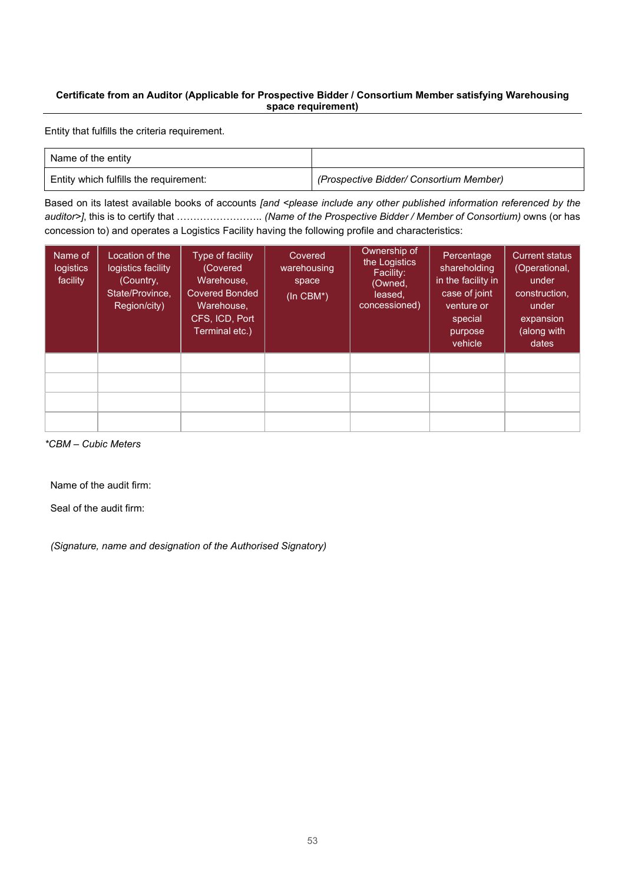**Certificate from an Auditor (Applicable for Prospective Bidder / Consortium Member satisfying Warehousing space requirement)**

Entity that fulfills the criteria requirement.

| | |
|---|---|
| Name of the entity | |
| Entity which fulfills the requirement: | *(Prospective Bidder/ Consortium Member)* |

Based on its latest available books of accounts *[and <please include any other published information referenced by the auditor>]*, this is to certify that …………………….. *(Name of the Prospective Bidder / Member of Consortium)* owns (or has concession to) and operates a Logistics Facility having the following profile and characteristics:

| Name of logistics facility | Location of the logistics facility (Country, State/Province, Region/city) | Type of facility (Covered Warehouse, Covered Bonded Warehouse, CFS, ICD, Port Terminal etc.) | Covered warehousing space (In CBM*) | Ownership of the Logistics Facility: (Owned, leased, concessioned) | Percentage shareholding in the facility in case of joint venture or special purpose vehicle | Current status (Operational, under construction, under expansion (along with dates |
|---|---|---|---|---|---|---|
| | | | | | | |
| | | | | | | |
| | | | | | | |
| | | | | | | |

*\*CBM – Cubic Meters*

Name of the audit firm:

Seal of the audit firm:

*(Signature, name and designation of the Authorised Signatory)*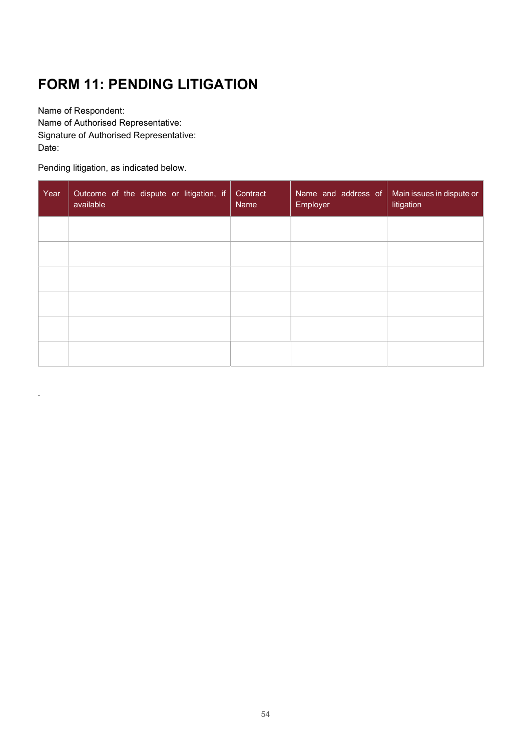# FORM 11: PENDING LITIGATION

Name of Respondent:
Name of Authorised Representative:
Signature of Authorised Representative:
Date:

Pending litigation, as indicated below.

| Year | Outcome of the dispute or litigation, if available | Contract Name | Name and address of Employer | Main issues in dispute or litigation |
|---|---|---|---|---|
| | | | | |
| | | | | |
| | | | | |
| | | | | |
| | | | | |
| | | | | |

.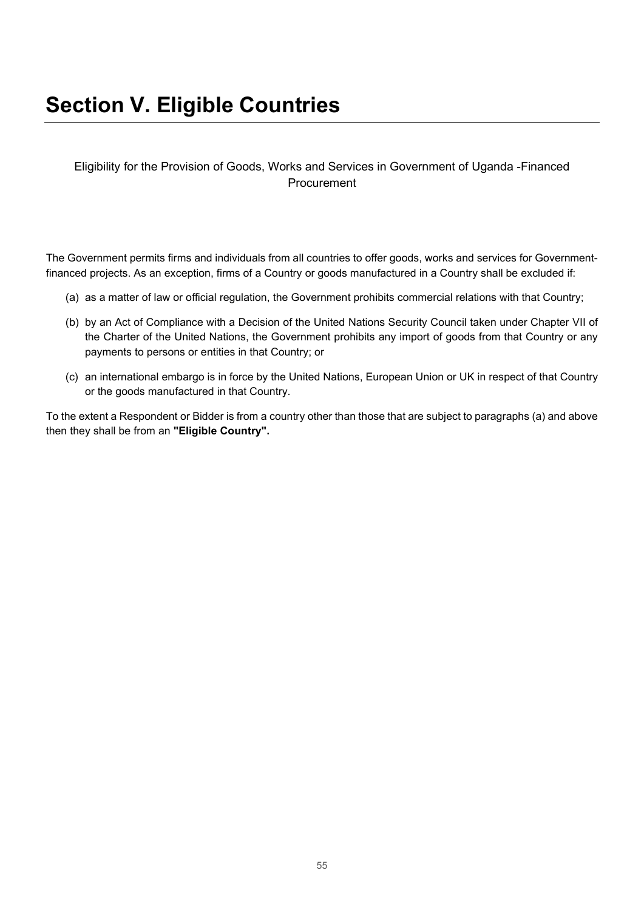# Section V. Eligible Countries

Eligibility for the Provision of Goods, Works and Services in Government of Uganda -Financed Procurement

The Government permits firms and individuals from all countries to offer goods, works and services for Government-financed projects. As an exception, firms of a Country or goods manufactured in a Country shall be excluded if:

(a) as a matter of law or official regulation, the Government prohibits commercial relations with that Country;

(b) by an Act of Compliance with a Decision of the United Nations Security Council taken under Chapter VII of the Charter of the United Nations, the Government prohibits any import of goods from that Country or any payments to persons or entities in that Country; or

(c) an international embargo is in force by the United Nations, European Union or UK in respect of that Country or the goods manufactured in that Country.

To the extent a Respondent or Bidder is from a country other than those that are subject to paragraphs (a) and above then they shall be from an **"Eligible Country".**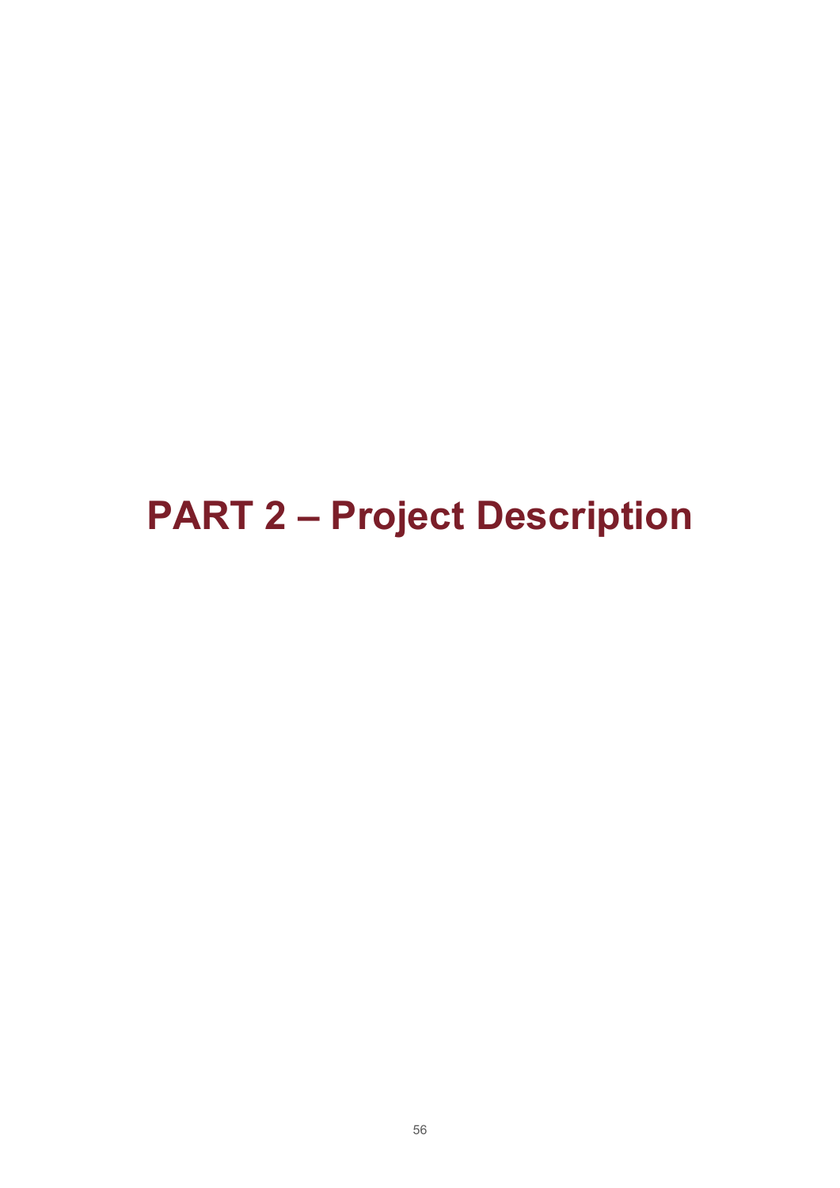# PART 2 – Project Description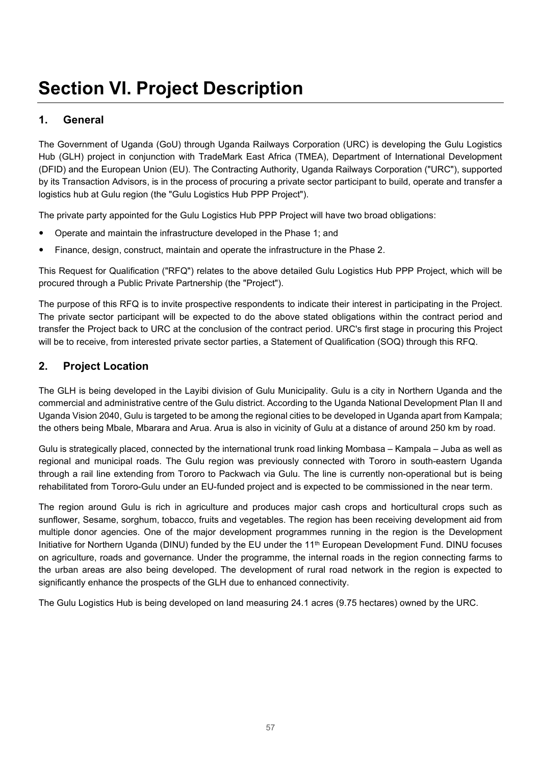# Section VI. Project Description

## 1. General

The Government of Uganda (GoU) through Uganda Railways Corporation (URC) is developing the Gulu Logistics Hub (GLH) project in conjunction with TradeMark East Africa (TMEA), Department of International Development (DFID) and the European Union (EU). The Contracting Authority, Uganda Railways Corporation ("URC"), supported by its Transaction Advisors, is in the process of procuring a private sector participant to build, operate and transfer a logistics hub at Gulu region (the "Gulu Logistics Hub PPP Project").

The private party appointed for the Gulu Logistics Hub PPP Project will have two broad obligations:

- Operate and maintain the infrastructure developed in the Phase 1; and
- Finance, design, construct, maintain and operate the infrastructure in the Phase 2.

This Request for Qualification ("RFQ") relates to the above detailed Gulu Logistics Hub PPP Project, which will be procured through a Public Private Partnership (the "Project").

The purpose of this RFQ is to invite prospective respondents to indicate their interest in participating in the Project. The private sector participant will be expected to do the above stated obligations within the contract period and transfer the Project back to URC at the conclusion of the contract period. URC's first stage in procuring this Project will be to receive, from interested private sector parties, a Statement of Qualification (SOQ) through this RFQ.

## 2. Project Location

The GLH is being developed in the Layibi division of Gulu Municipality. Gulu is a city in Northern Uganda and the commercial and administrative centre of the Gulu district. According to the Uganda National Development Plan II and Uganda Vision 2040, Gulu is targeted to be among the regional cities to be developed in Uganda apart from Kampala; the others being Mbale, Mbarara and Arua. Arua is also in vicinity of Gulu at a distance of around 250 km by road.

Gulu is strategically placed, connected by the international trunk road linking Mombasa – Kampala – Juba as well as regional and municipal roads. The Gulu region was previously connected with Tororo in south-eastern Uganda through a rail line extending from Tororo to Packwach via Gulu. The line is currently non-operational but is being rehabilitated from Tororo-Gulu under an EU-funded project and is expected to be commissioned in the near term.

The region around Gulu is rich in agriculture and produces major cash crops and horticultural crops such as sunflower, Sesame, sorghum, tobacco, fruits and vegetables. The region has been receiving development aid from multiple donor agencies. One of the major development programmes running in the region is the Development Initiative for Northern Uganda (DINU) funded by the EU under the 11th European Development Fund. DINU focuses on agriculture, roads and governance. Under the programme, the internal roads in the region connecting farms to the urban areas are also being developed. The development of rural road network in the region is expected to significantly enhance the prospects of the GLH due to enhanced connectivity.

The Gulu Logistics Hub is being developed on land measuring 24.1 acres (9.75 hectares) owned by the URC.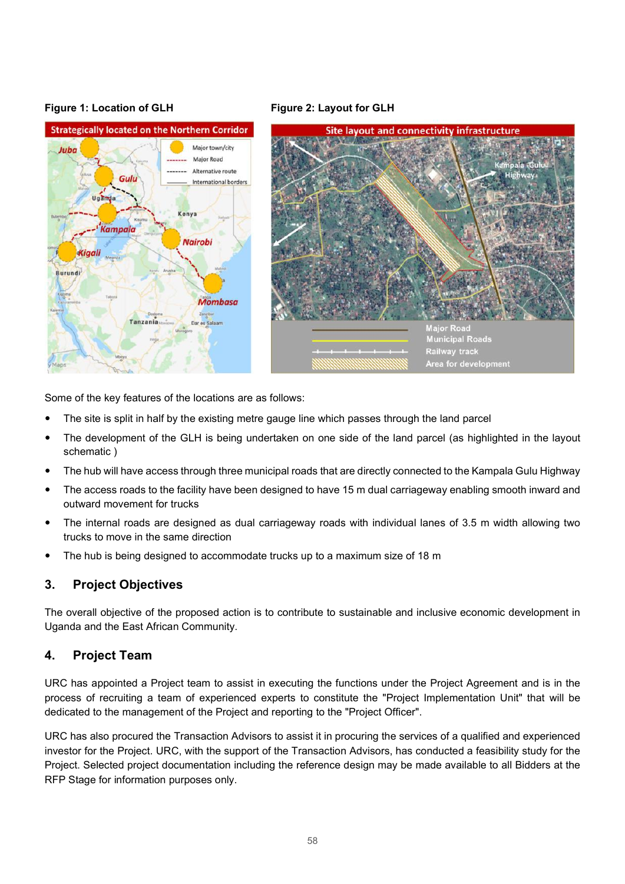**Figure 1: Location of GLH**

Strategically located on the Northern Corridor

Juba
Gulu
Uganda
Kampala
Kigali
Burundi
Kenya
Nairobi
Mombasa
Tanzania

Major town/city
Major Road
Alternative route
International borders

**Figure 2: Layout for GLH**

Site layout and connectivity infrastructure

Kampala -Gulu Highway

Major Road
Municipal Roads
Railway track
Area for development

Some of the key features of the locations are as follows:

- The site is split in half by the existing metre gauge line which passes through the land parcel
- The development of the GLH is being undertaken on one side of the land parcel (as highlighted in the layout schematic )
- The hub will have access through three municipal roads that are directly connected to the Kampala Gulu Highway
- The access roads to the facility have been designed to have 15 m dual carriageway enabling smooth inward and outward movement for trucks
- The internal roads are designed as dual carriageway roads with individual lanes of 3.5 m width allowing two trucks to move in the same direction
- The hub is being designed to accommodate trucks up to a maximum size of 18 m

## 3. Project Objectives

The overall objective of the proposed action is to contribute to sustainable and inclusive economic development in Uganda and the East African Community.

## 4. Project Team

URC has appointed a Project team to assist in executing the functions under the Project Agreement and is in the process of recruiting a team of experienced experts to constitute the "Project Implementation Unit" that will be dedicated to the management of the Project and reporting to the "Project Officer".

URC has also procured the Transaction Advisors to assist it in procuring the services of a qualified and experienced investor for the Project. URC, with the support of the Transaction Advisors, has conducted a feasibility study for the Project. Selected project documentation including the reference design may be made available to all Bidders at the RFP Stage for information purposes only.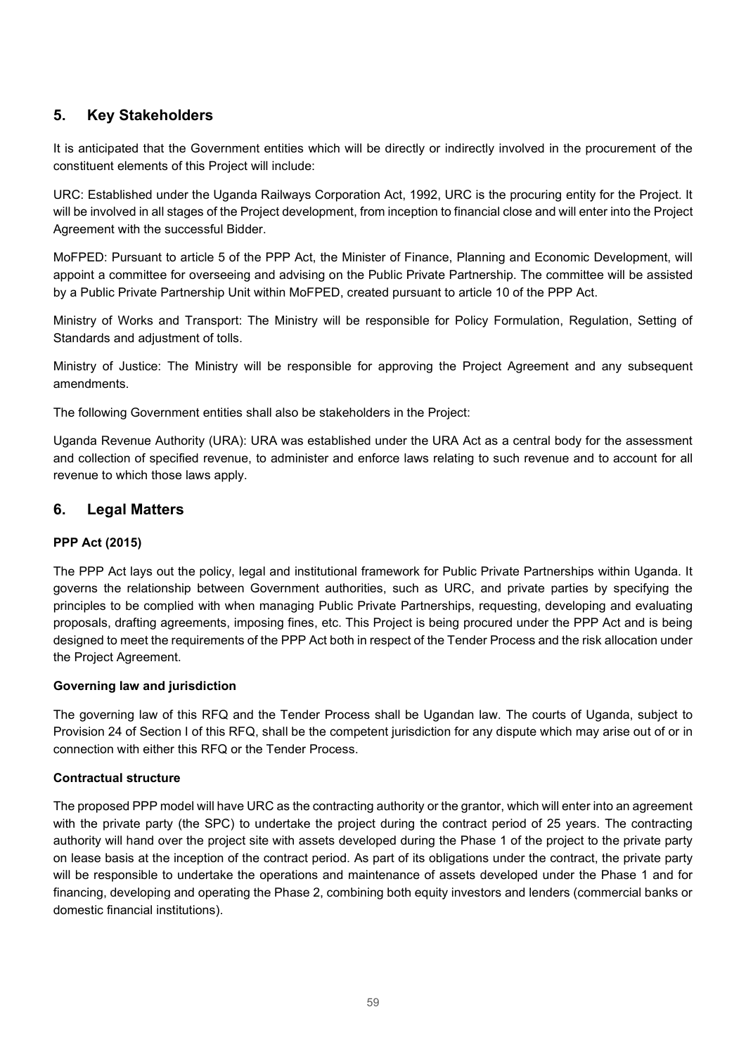## 5. Key Stakeholders

It is anticipated that the Government entities which will be directly or indirectly involved in the procurement of the constituent elements of this Project will include:

URC: Established under the Uganda Railways Corporation Act, 1992, URC is the procuring entity for the Project. It will be involved in all stages of the Project development, from inception to financial close and will enter into the Project Agreement with the successful Bidder.

MoFPED: Pursuant to article 5 of the PPP Act, the Minister of Finance, Planning and Economic Development, will appoint a committee for overseeing and advising on the Public Private Partnership. The committee will be assisted by a Public Private Partnership Unit within MoFPED, created pursuant to article 10 of the PPP Act.

Ministry of Works and Transport: The Ministry will be responsible for Policy Formulation, Regulation, Setting of Standards and adjustment of tolls.

Ministry of Justice: The Ministry will be responsible for approving the Project Agreement and any subsequent amendments.

The following Government entities shall also be stakeholders in the Project:

Uganda Revenue Authority (URA): URA was established under the URA Act as a central body for the assessment and collection of specified revenue, to administer and enforce laws relating to such revenue and to account for all revenue to which those laws apply.

## 6. Legal Matters

**PPP Act (2015)**

The PPP Act lays out the policy, legal and institutional framework for Public Private Partnerships within Uganda. It governs the relationship between Government authorities, such as URC, and private parties by specifying the principles to be complied with when managing Public Private Partnerships, requesting, developing and evaluating proposals, drafting agreements, imposing fines, etc. This Project is being procured under the PPP Act and is being designed to meet the requirements of the PPP Act both in respect of the Tender Process and the risk allocation under the Project Agreement.

**Governing law and jurisdiction**

The governing law of this RFQ and the Tender Process shall be Ugandan law. The courts of Uganda, subject to Provision 24 of Section I of this RFQ, shall be the competent jurisdiction for any dispute which may arise out of or in connection with either this RFQ or the Tender Process.

**Contractual structure**

The proposed PPP model will have URC as the contracting authority or the grantor, which will enter into an agreement with the private party (the SPC) to undertake the project during the contract period of 25 years. The contracting authority will hand over the project site with assets developed during the Phase 1 of the project to the private party on lease basis at the inception of the contract period. As part of its obligations under the contract, the private party will be responsible to undertake the operations and maintenance of assets developed under the Phase 1 and for financing, developing and operating the Phase 2, combining both equity investors and lenders (commercial banks or domestic financial institutions).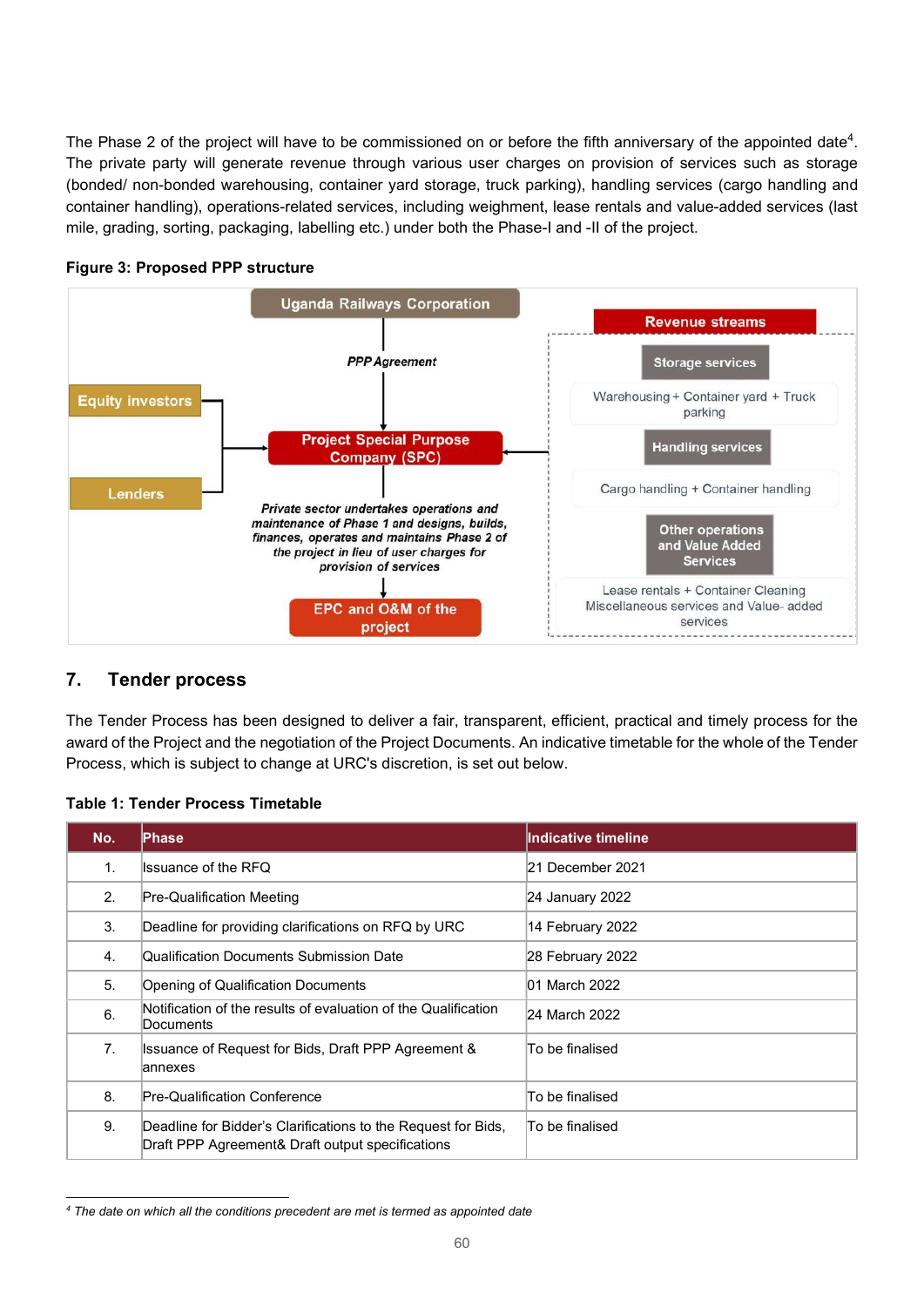The Phase 2 of the project will have to be commissioned on or before the fifth anniversary of the appointed date[4]. The private party will generate revenue through various user charges on provision of services such as storage (bonded/ non-bonded warehousing, container yard storage, truck parking), handling services (cargo handling and container handling), operations-related services, including weighment, lease rentals and value-added services (last mile, grading, sorting, packaging, labelling etc.) under both the Phase-I and -II of the project.

**Figure 3: Proposed PPP structure**

Uganda Railways Corporation

*PPP Agreement*

Equity investors

Lenders

Project Special Purpose Company (SPC)

*Private sector undertakes operations and maintenance of Phase 1 and designs, builds, finances, operates and maintains Phase 2 of the project in lieu of user charges for provision of services*

EPC and O&M of the project

Revenue streams

Storage services

Warehousing + Container yard + Truck parking

Handling services

Cargo handling + Container handling

Other operations and Value Added Services

Lease rentals + Container Cleaning Miscellaneous services and Value- added services

## 7. Tender process

The Tender Process has been designed to deliver a fair, transparent, efficient, practical and timely process for the award of the Project and the negotiation of the Project Documents. An indicative timetable for the whole of the Tender Process, which is subject to change at URC's discretion, is set out below.

**Table 1: Tender Process Timetable**

| No. | Phase | Indicative timeline |
|---|---|---|
| 1. | Issuance of the RFQ | 21 December 2021 |
| 2. | Pre-Qualification Meeting | 24 January 2022 |
| 3. | Deadline for providing clarifications on RFQ by URC | 14 February 2022 |
| 4. | Qualification Documents Submission Date | 28 February 2022 |
| 5. | Opening of Qualification Documents | 01 March 2022 |
| 6. | Notification of the results of evaluation of the Qualification Documents | 24 March 2022 |
| 7. | Issuance of Request for Bids, Draft PPP Agreement & annexes | To be finalised |
| 8. | Pre-Qualification Conference | To be finalised |
| 9. | Deadline for Bidder's Clarifications to the Request for Bids, Draft PPP Agreement& Draft output specifications | To be finalised |

[4] *The date on which all the conditions precedent are met is termed as appointed date*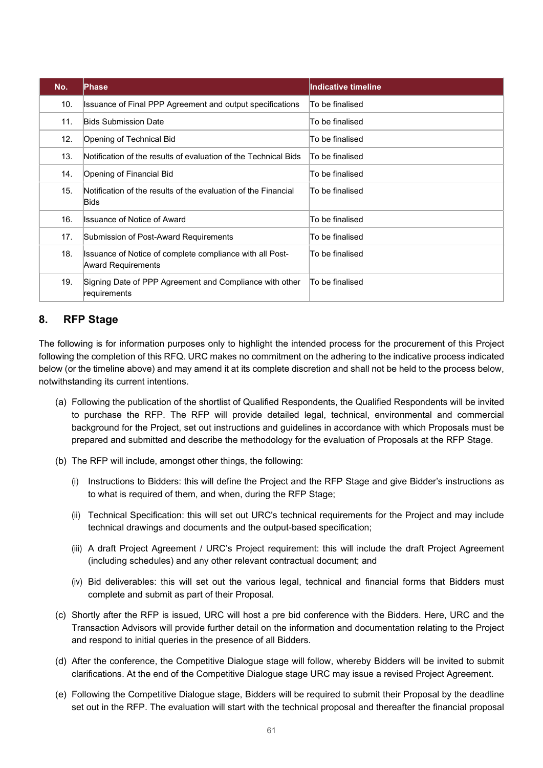| No. | Phase | Indicative timeline |
| --- | --- | --- |
| 10. | Issuance of Final PPP Agreement and output specifications | To be finalised |
| 11. | Bids Submission Date | To be finalised |
| 12. | Opening of Technical Bid | To be finalised |
| 13. | Notification of the results of evaluation of the Technical Bids | To be finalised |
| 14. | Opening of Financial Bid | To be finalised |
| 15. | Notification of the results of the evaluation of the Financial Bids | To be finalised |
| 16. | Issuance of Notice of Award | To be finalised |
| 17. | Submission of Post-Award Requirements | To be finalised |
| 18. | Issuance of Notice of complete compliance with all Post-Award Requirements | To be finalised |
| 19. | Signing Date of PPP Agreement and Compliance with other requirements | To be finalised |

## 8. RFP Stage

The following is for information purposes only to highlight the intended process for the procurement of this Project following the completion of this RFQ. URC makes no commitment on the adhering to the indicative process indicated below (or the timeline above) and may amend it at its complete discretion and shall not be held to the process below, notwithstanding its current intentions.

(a) Following the publication of the shortlist of Qualified Respondents, the Qualified Respondents will be invited to purchase the RFP. The RFP will provide detailed legal, technical, environmental and commercial background for the Project, set out instructions and guidelines in accordance with which Proposals must be prepared and submitted and describe the methodology for the evaluation of Proposals at the RFP Stage.

(b) The RFP will include, amongst other things, the following:

(i) Instructions to Bidders: this will define the Project and the RFP Stage and give Bidder's instructions as to what is required of them, and when, during the RFP Stage;

(ii) Technical Specification: this will set out URC's technical requirements for the Project and may include technical drawings and documents and the output-based specification;

(iii) A draft Project Agreement / URC's Project requirement: this will include the draft Project Agreement (including schedules) and any other relevant contractual document; and

(iv) Bid deliverables: this will set out the various legal, technical and financial forms that Bidders must complete and submit as part of their Proposal.

(c) Shortly after the RFP is issued, URC will host a pre bid conference with the Bidders. Here, URC and the Transaction Advisors will provide further detail on the information and documentation relating to the Project and respond to initial queries in the presence of all Bidders.

(d) After the conference, the Competitive Dialogue stage will follow, whereby Bidders will be invited to submit clarifications. At the end of the Competitive Dialogue stage URC may issue a revised Project Agreement.

(e) Following the Competitive Dialogue stage, Bidders will be required to submit their Proposal by the deadline set out in the RFP. The evaluation will start with the technical proposal and thereafter the financial proposal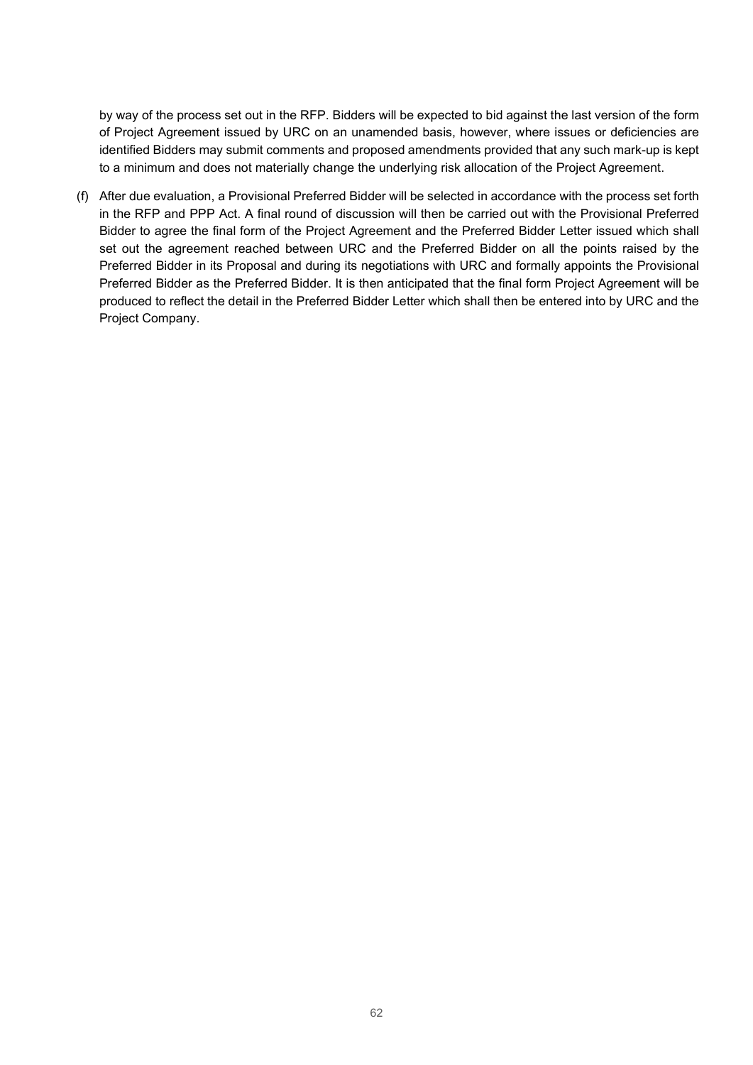by way of the process set out in the RFP. Bidders will be expected to bid against the last version of the form of Project Agreement issued by URC on an unamended basis, however, where issues or deficiencies are identified Bidders may submit comments and proposed amendments provided that any such mark-up is kept to a minimum and does not materially change the underlying risk allocation of the Project Agreement.

(f) After due evaluation, a Provisional Preferred Bidder will be selected in accordance with the process set forth in the RFP and PPP Act. A final round of discussion will then be carried out with the Provisional Preferred Bidder to agree the final form of the Project Agreement and the Preferred Bidder Letter issued which shall set out the agreement reached between URC and the Preferred Bidder on all the points raised by the Preferred Bidder in its Proposal and during its negotiations with URC and formally appoints the Provisional Preferred Bidder as the Preferred Bidder. It is then anticipated that the final form Project Agreement will be produced to reflect the detail in the Preferred Bidder Letter which shall then be entered into by URC and the Project Company.